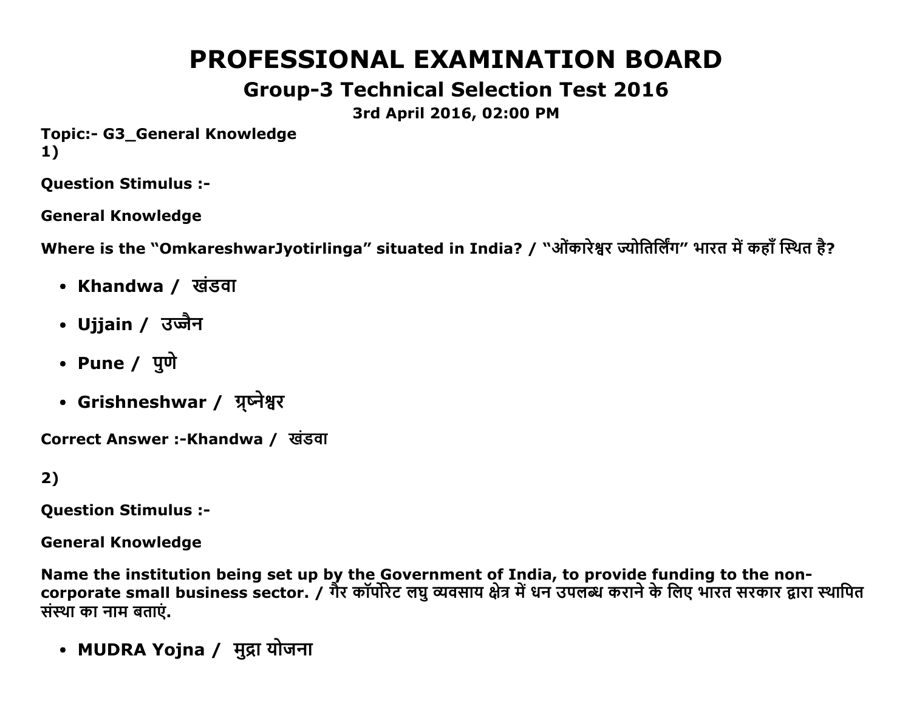# PROFESSIONAL EXAMINATION BOARD

## Group-3 Technical Selection Test 2016

**3rd April 2016, 02:00 PM**

**Topic:- G3_General Knowledge**

**1)**

**Question Stimulus :-**

**General Knowledge**

**Where is the "OmkareshwarJyotirlinga" situated in India? / "ओंकारेश्वर ज्योतिर्लिंग" भारत में कहाँ स्थित है?**

- **Khandwa / खंडवा**
- **Ujjain / उज्जैन**
- **Pune / पुणे**
- **Grishneshwar / ग्रष्नेश्वर**

**Correct Answer :-Khandwa / खंडवा**

**2)**

**Question Stimulus :-**

**General Knowledge**

**Name the institution being set up by the Government of India, to provide funding to the non-corporate small business sector. / गैर कॉर्पोरेट लघु व्यवसाय क्षेत्र में धन उपलब्ध कराने के लिए भारत सरकार द्वारा स्थापित संस्था का नाम बताएं.**

- **MUDRA Yojna / मुद्रा योजना**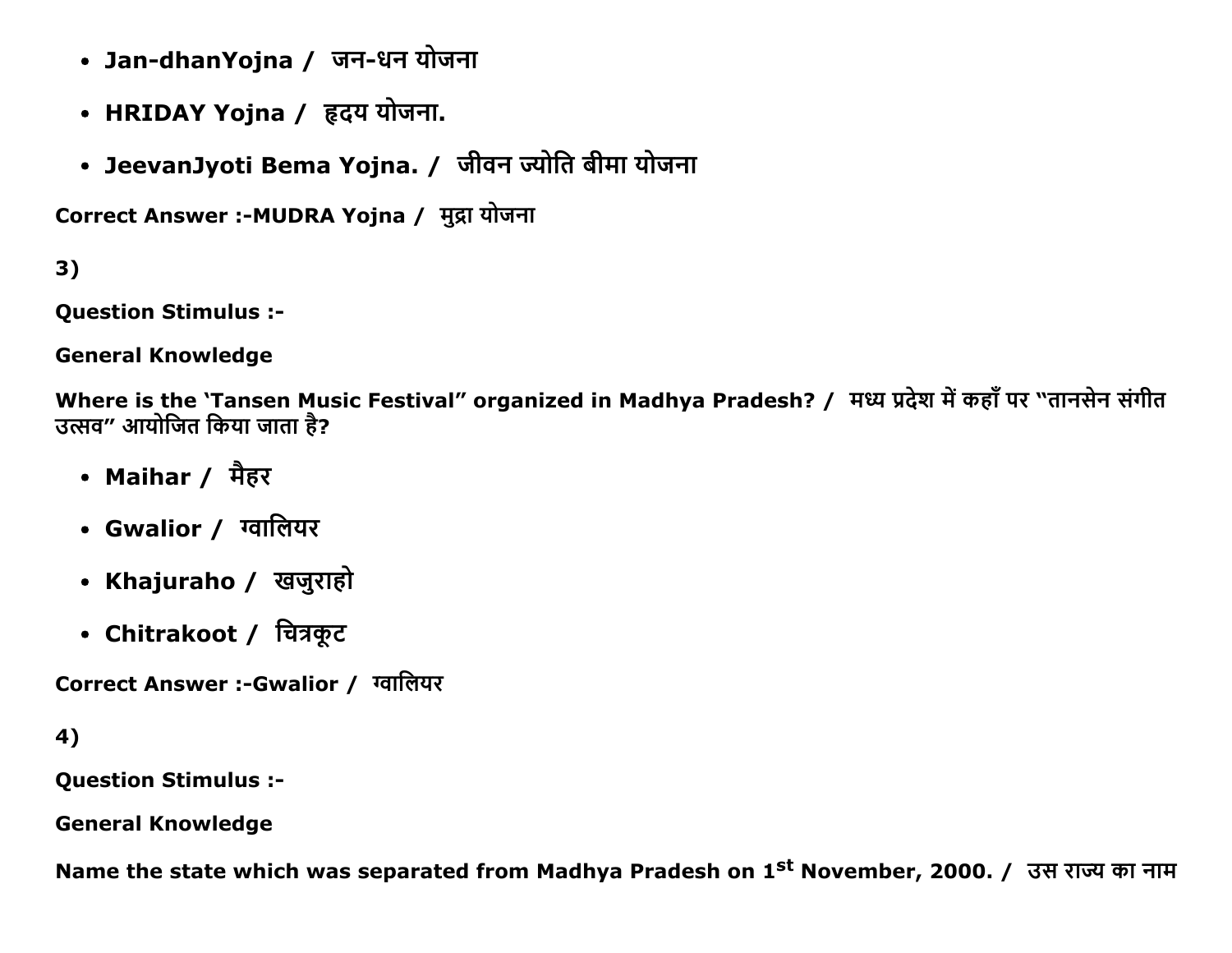- **Jan-dhanYojna / जन-धन योजना**
- **HRIDAY Yojna / हृदय योजना.**
- **JeevanJyoti Bema Yojna. / जीवन ज्योति बीमा योजना**

**Correct Answer :-MUDRA Yojna / मुद्रा योजना**

**3)**

**Question Stimulus :-**

**General Knowledge**

**Where is the 'Tansen Music Festival" organized in Madhya Pradesh? / मध्य प्रदेश में कहाँ पर "तानसेन संगीत उत्सव" आयोजित किया जाता है?**

- **Maihar / मैहर**
- **Gwalior / ग्वालियर**
- **Khajuraho / खजुराहो**
- **Chitrakoot / चित्रकूट**

**Correct Answer :-Gwalior / ग्वालियर**

**4)**

**Question Stimulus :-**

**General Knowledge**

**Name the state which was separated from Madhya Pradesh on 1st November, 2000. / उस राज्य का नाम**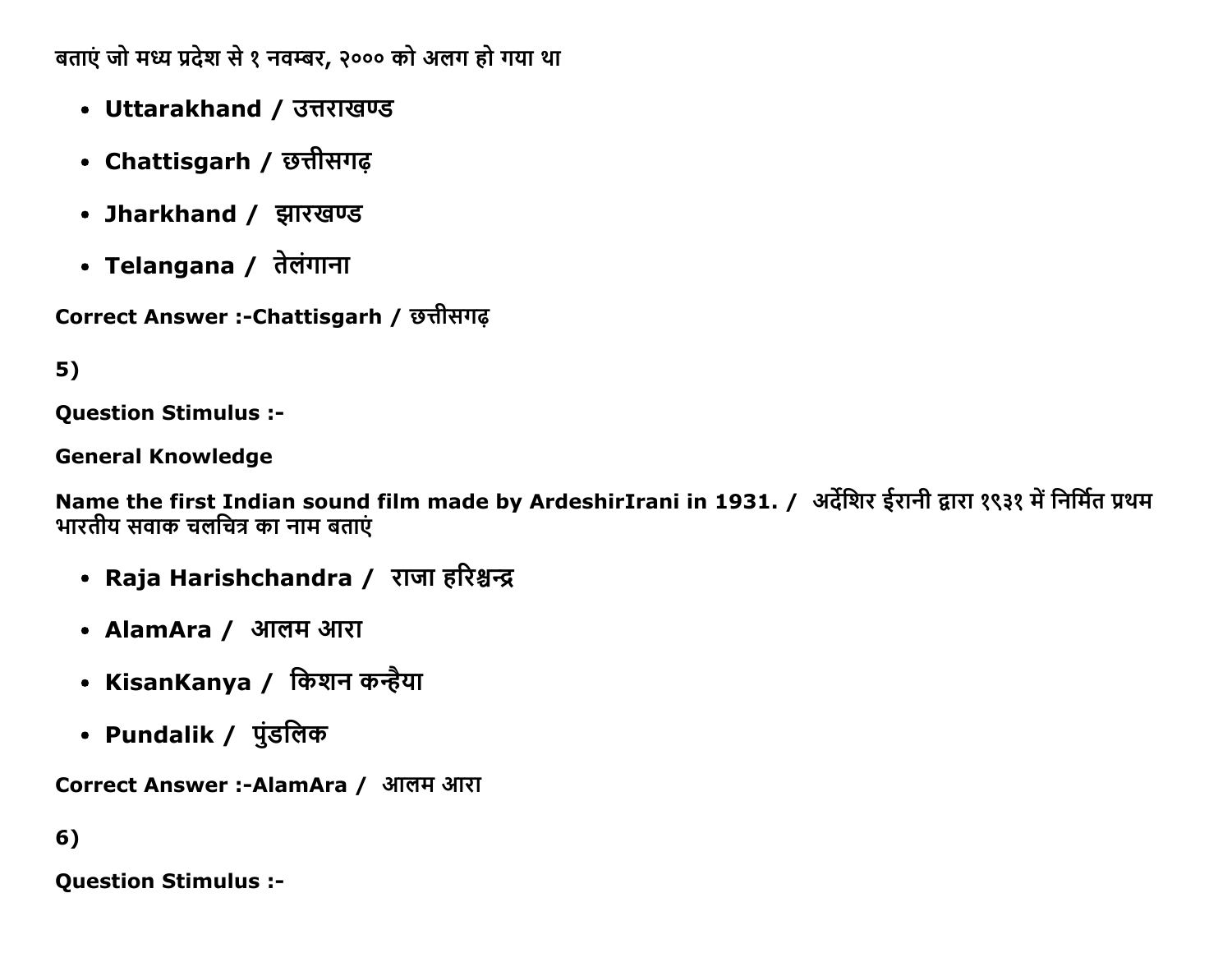बताएं जो मध्य प्रदेश से १ नवम्बर, २००० को अलग हो गया था

- **Uttarakhand / उत्तराखण्ड**
- **Chattisgarh / छत्तीसगढ़**
- **Jharkhand /  झारखण्ड**
- **Telangana /  तेलंगाना**

**Correct Answer :-Chattisgarh / छत्तीसगढ़**

**5)**

**Question Stimulus :-**

**General Knowledge**

**Name the first Indian sound film made by ArdeshirIrani in 1931. /  अर्देशिर ईरानी द्वारा १९३१ में निर्मित प्रथम भारतीय सवाक चलचित्र का नाम बताएं**

- **Raja Harishchandra /  राजा हरिश्चन्द्र**
- **AlamAra /  आलम आरा**
- **KisanKanya /  किशन कन्हैया**
- **Pundalik /  पुंडलिक**

**Correct Answer :-AlamAra /  आलम आरा**

**6)**

**Question Stimulus :-**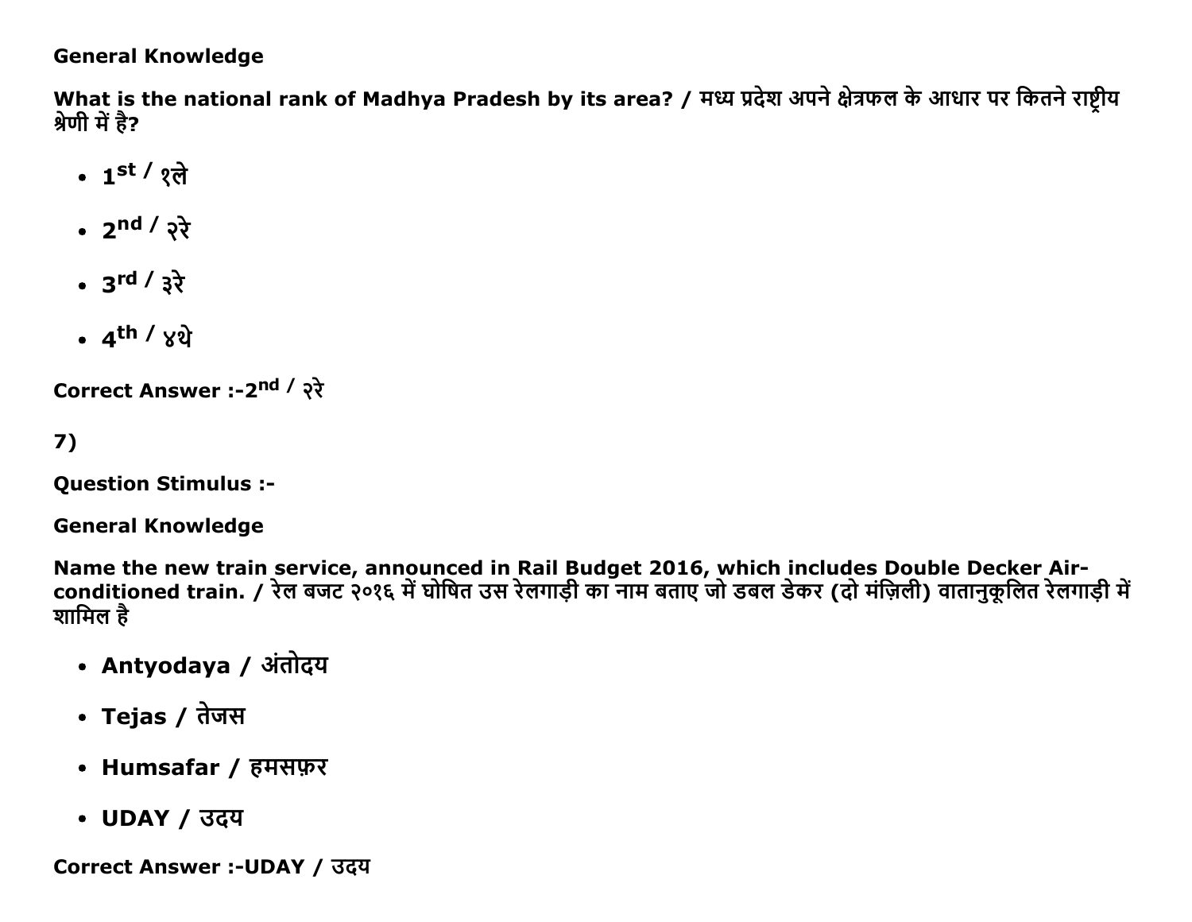**General Knowledge**

**What is the national rank of Madhya Pradesh by its area? / मध्य प्रदेश अपने क्षेत्रफल के आधार पर कितने राष्ट्रीय श्रेणी में है?**

- **1st / १ले**
- **2nd / २रे**
- **3rd / ३रे**
- **4th / ४थे**

**Correct Answer :-2nd / २रे**

**7)**

**Question Stimulus :-**

**General Knowledge**

**Name the new train service, announced in Rail Budget 2016, which includes Double Decker Air-conditioned train. / रेल बजट २०१६ में घोषित उस रेलगाड़ी का नाम बताए जो डबल डेकर (दो मंज़िली) वातानुकूलित रेलगाड़ी में शामिल है**

- **Antyodaya / अंतोदय**
- **Tejas / तेजस**
- **Humsafar / हमसफ़र**
- **UDAY / उदय**

**Correct Answer :-UDAY / उदय**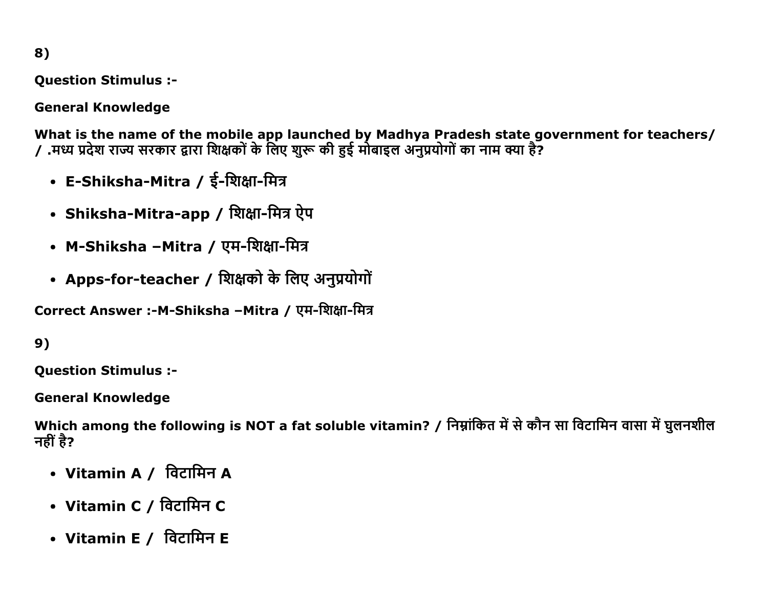8)

**Question Stimulus :-**

**General Knowledge**

**What is the name of the mobile app launched by Madhya Pradesh state government for teachers/ / .मध्य प्रदेश राज्य सरकार द्वारा शिक्षकों के लिए शुरू की हुई मोबाइल अनुप्रयोगों का नाम क्या है?**

- **E-Shiksha-Mitra / ई-शिक्षा-मित्र**
- **Shiksha-Mitra-app / शिक्षा-मित्र ऐप**
- **M-Shiksha –Mitra / एम-शिक्षा-मित्र**
- **Apps-for-teacher / शिक्षको के लिए अनुप्रयोगों**

**Correct Answer :-M-Shiksha –Mitra / एम-शिक्षा-मित्र**

9)

**Question Stimulus :-**

**General Knowledge**

**Which among the following is NOT a fat soluble vitamin? / निम्नांकित में से कौन सा विटामिन वासा में घुलनशील नहीं है?**

- **Vitamin A / विटामिन A**
- **Vitamin C / विटामिन C**
- **Vitamin E / विटामिन E**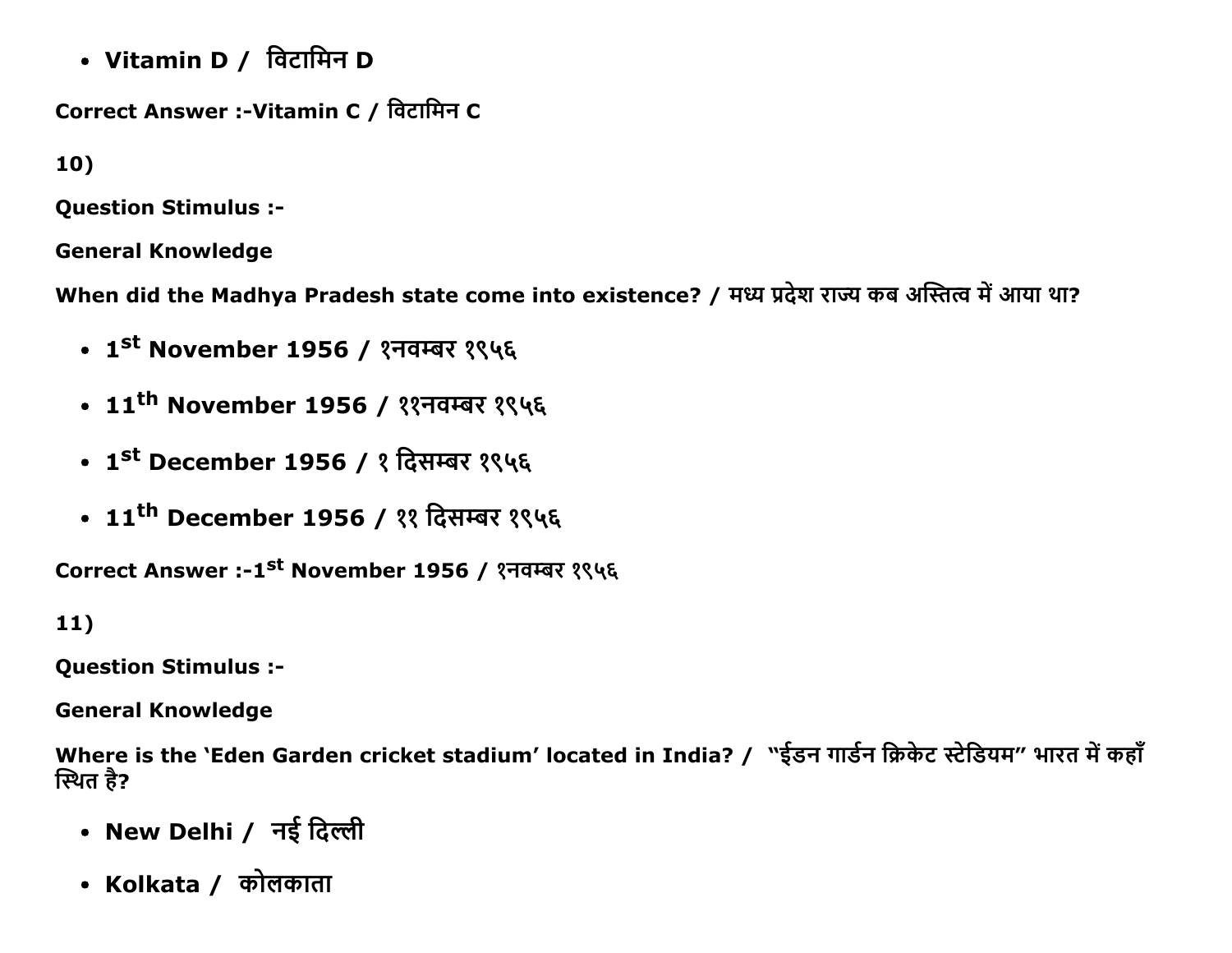- **Vitamin D / विटामिन D**

**Correct Answer :-Vitamin C / विटामिन C**

**10)**

**Question Stimulus :-**

**General Knowledge**

**When did the Madhya Pradesh state come into existence? / मध्य प्रदेश राज्य कब अस्तित्व में आया था?**

- **1$^{st}$ November 1956 / १नवम्बर १९५६**
- **11$^{th}$ November 1956 / ११नवम्बर १९५६**
- **1$^{st}$ December 1956 / १ दिसम्बर १९५६**
- **11$^{th}$ December 1956 / ११ दिसम्बर १९५६**

**Correct Answer :-1$^{st}$ November 1956 / १नवम्बर १९५६**

**11)**

**Question Stimulus :-**

**General Knowledge**

**Where is the 'Eden Garden cricket stadium' located in India? / "ईडन गार्डन क्रिकेट स्टेडियम" भारत में कहाँ स्थित है?**

- **New Delhi / नई दिल्ली**
- **Kolkata / कोलकाता**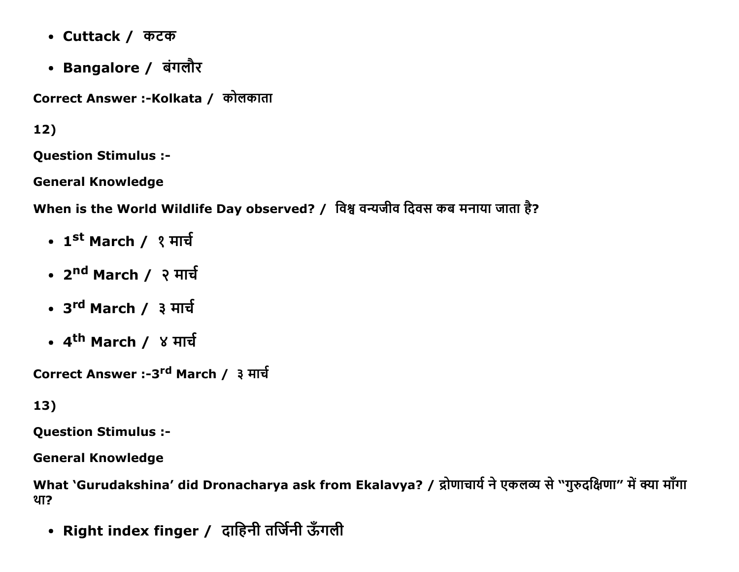- **Cuttack /  कटक**
- **Bangalore /  बंगलौर**

**Correct Answer :-Kolkata /  कोलकाता**

**12)**

**Question Stimulus :-**

**General Knowledge**

**When is the World Wildlife Day observed? /  विश्व वन्यजीव दिवस कब मनाया जाता है?**

- **1st March /  १ मार्च**
- **2nd March /  २ मार्च**
- **3rd March /  ३ मार्च**
- **4th March /  ४ मार्च**

**Correct Answer :-3rd March /  ३ मार्च**

**13)**

**Question Stimulus :-**

**General Knowledge**

**What 'Gurudakshina' did Dronacharya ask from Ekalavya? / द्रोणाचार्य ने एकलव्य से "गुरुदक्षिणा" में क्या माँगा था?**

- **Right index finger /  दाहिनी तर्जिनी ऊँगली**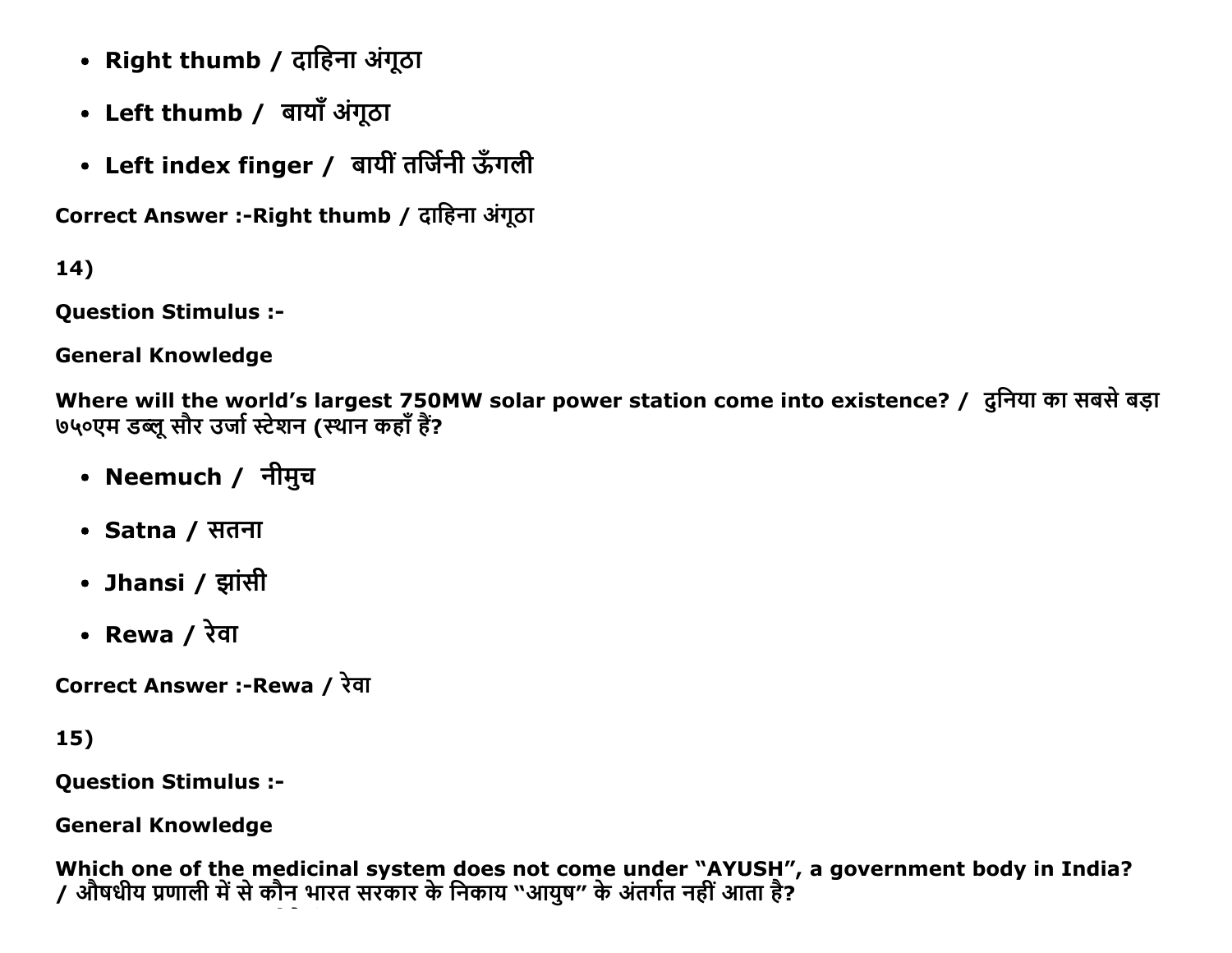- **Right thumb / दाहिना अंगूठा**
- **Left thumb /  बायाँ अंगूठा**
- **Left index finger /  बायीं तर्जिनी ऊँगली**

**Correct Answer :-Right thumb / दाहिना अंगूठा**

**14)**

**Question Stimulus :-**

**General Knowledge**

**Where will the world's largest 750MW solar power station come into existence? /  दुनिया का सबसे बड़ा ७५०एम डब्लू सौर उर्जा स्टेशन (स्थान कहाँ हैं?**

- **Neemuch /  नीमुच**
- **Satna / सतना**
- **Jhansi / झांसी**
- **Rewa / रेवा**

**Correct Answer :-Rewa / रेवा**

**15)**

**Question Stimulus :-**

**General Knowledge**

**Which one of the medicinal system does not come under "AYUSH", a government body in India? / औषधीय प्रणाली में से कौन भारत सरकार के निकाय "आयुष" के अंतर्गत नहीं आता है?**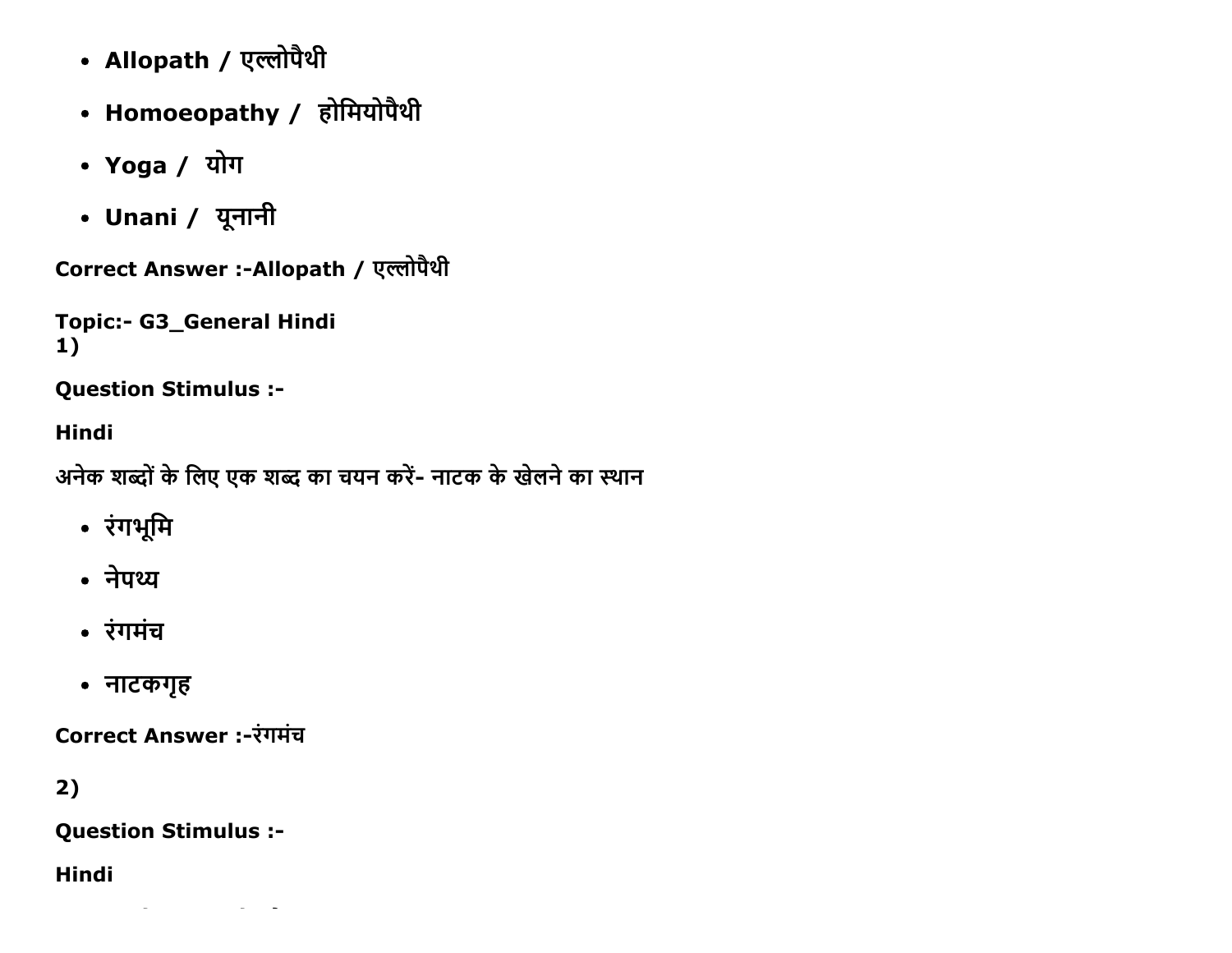- **Allopath / एल्लोपैथी**
- **Homoeopathy / होमियोपैथी**
- **Yoga / योग**
- **Unani / यूनानी**

**Correct Answer :-Allopath / एल्लोपैथी**

**Topic:- G3_General Hindi**
**1)**

**Question Stimulus :-**

**Hindi**

**अनेक शब्दों के लिए एक शब्द का चयन करें- नाटक के खेलने का स्थान**

- **रंगभूमि**
- **नेपथ्य**
- **रंगमंच**
- **नाटकगृह**

**Correct Answer :-रंगमंच**

**2)**

**Question Stimulus :-**

**Hindi**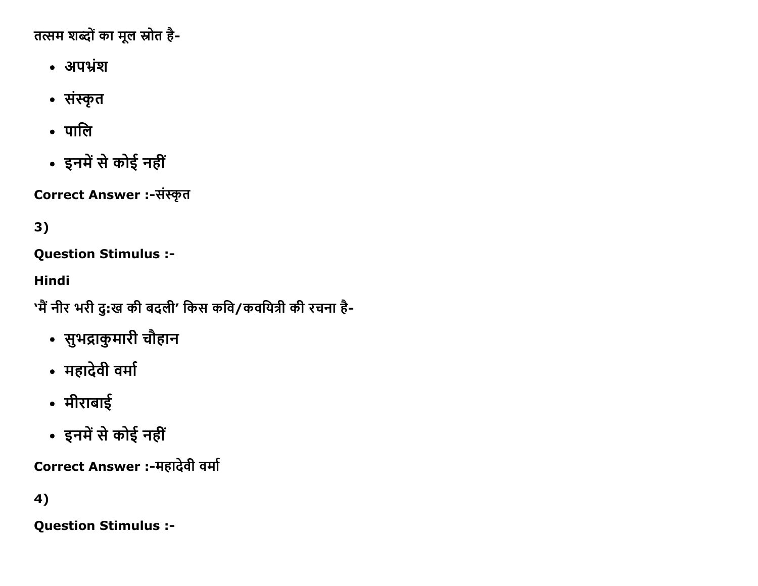तत्सम शब्दों का मूल स्रोत है-

- अपभ्रंश
- संस्कृत
- पालि
- इनमें से कोई नहीं

**Correct Answer :-**संस्कृत

**3)**

**Question Stimulus :-**

**Hindi**

'मैं नीर भरी दु:ख की बदली' किस कवि/कवयित्री की रचना है-

- सुभद्राकुमारी चौहान
- महादेवी वर्मा
- मीराबाई
- इनमें से कोई नहीं

**Correct Answer :-**महादेवी वर्मा

**4)**

**Question Stimulus :-**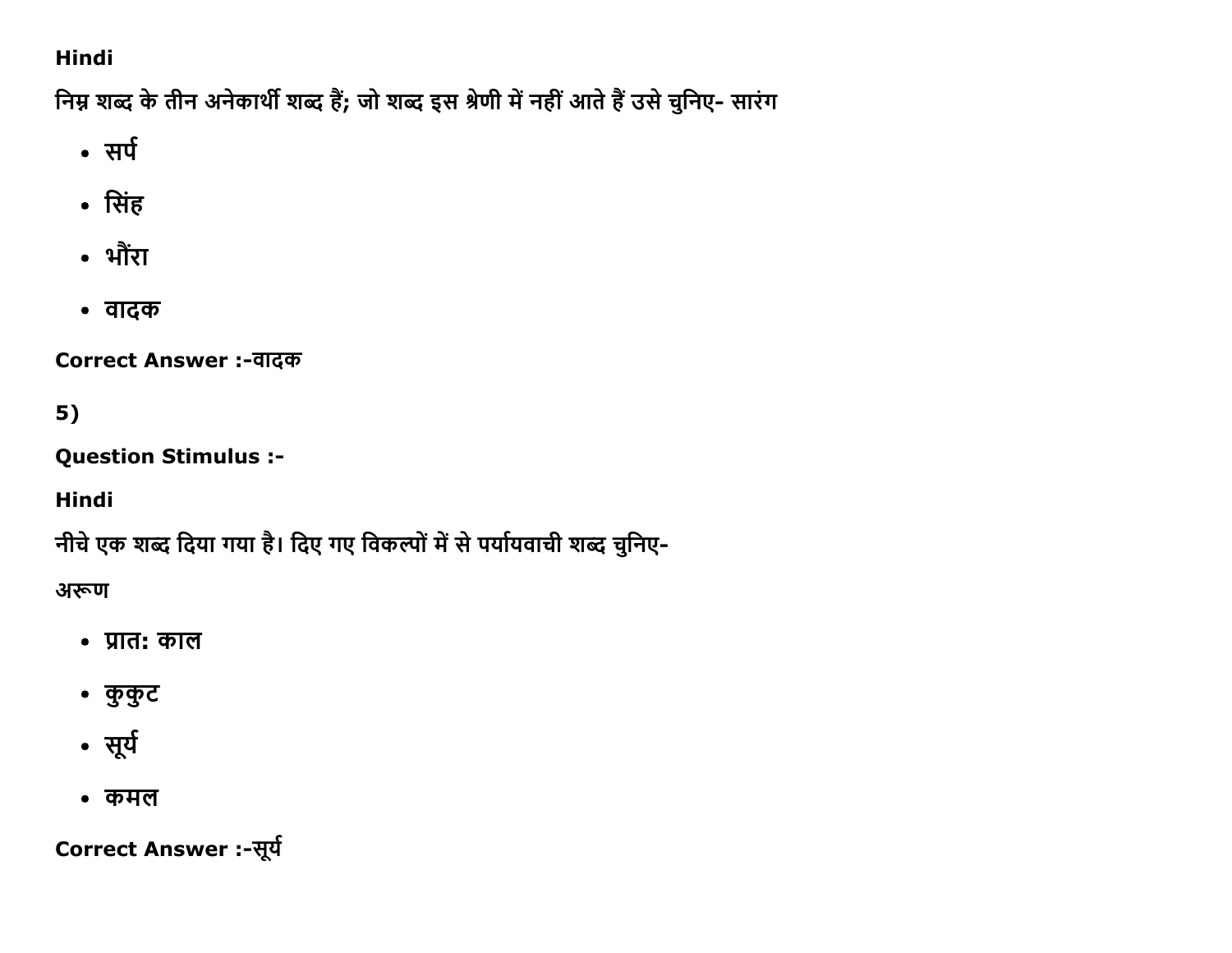**Hindi**

**निम्न शब्द के तीन अनेकार्थी शब्द हैं; जो शब्द इस श्रेणी में नहीं आते हैं उसे चुनिए- सारंग**

- सर्प
- सिंह
- भौंरा
- वादक

**Correct Answer :-वादक**

**5)**

**Question Stimulus :-**

**Hindi**

**नीचे एक शब्द दिया गया है। दिए गए विकल्पों में से पर्यायवाची शब्द चुनिए-**

**अरूण**

- प्रात: काल
- कुकुट
- सूर्य
- कमल

**Correct Answer :-सूर्य**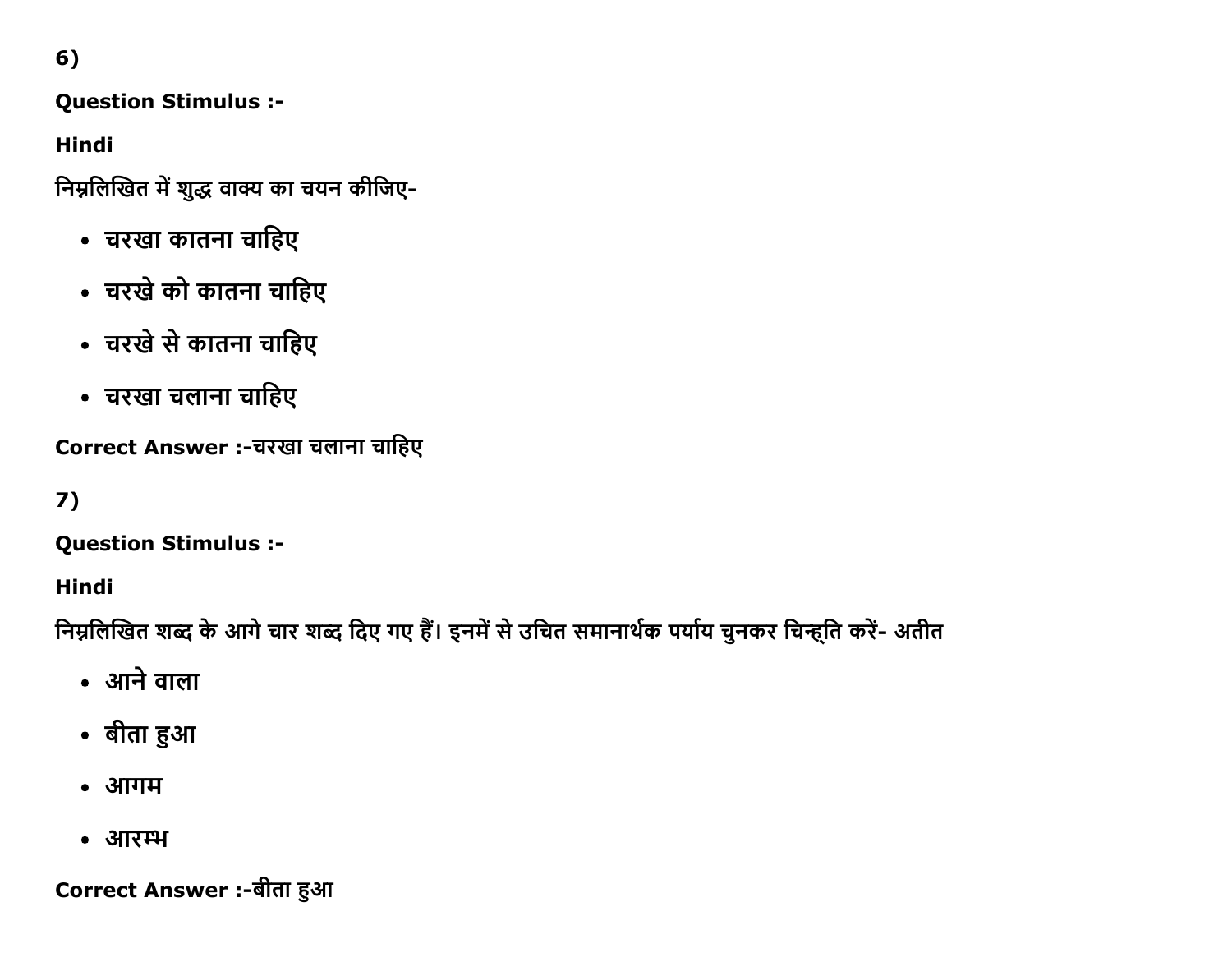6)

**Question Stimulus :-**

**Hindi**

निम्नलिखित में शुद्ध वाक्य का चयन कीजिए-

- चरखा कातना चाहिए
- चरखे को कातना चाहिए
- चरखे से कातना चाहिए
- चरखा चलाना चाहिए

**Correct Answer :-**चरखा चलाना चाहिए

7)

**Question Stimulus :-**

**Hindi**

निम्नलिखित शब्द के आगे चार शब्द दिए गए हैं। इनमें से उचित समानार्थक पर्याय चुनकर चिन्हृति करें- अतीत

- आने वाला
- बीता हुआ
- आगम
- आरम्भ

**Correct Answer :-**बीता हुआ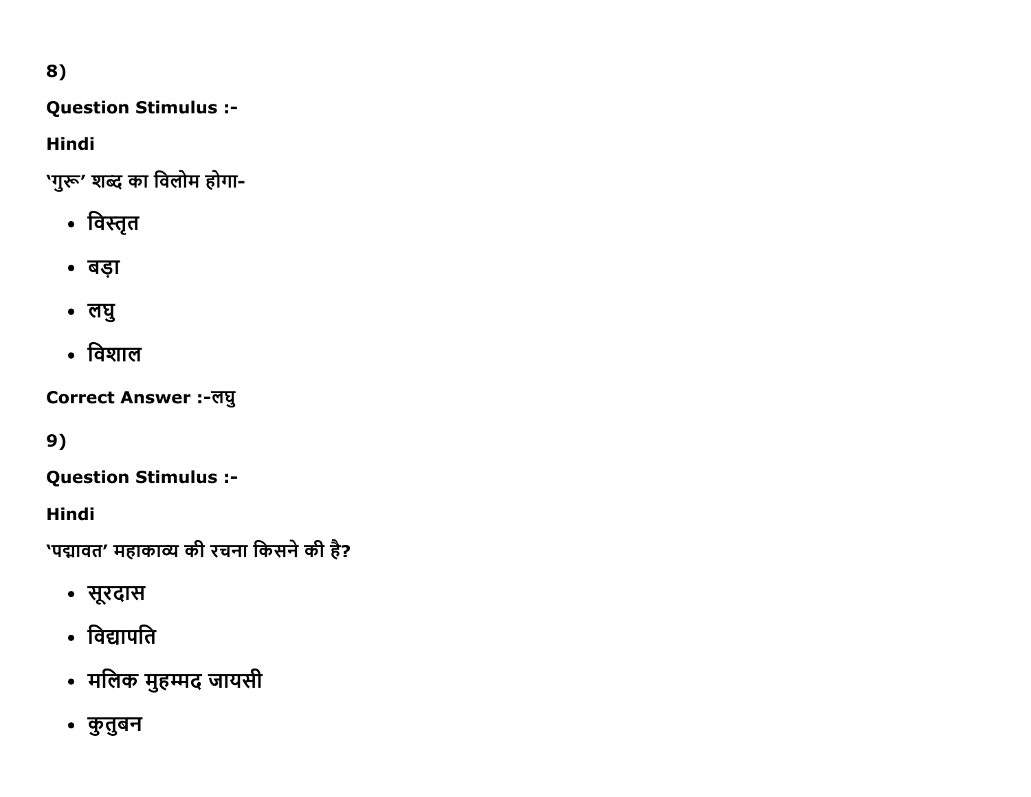8)

**Question Stimulus :-**

**Hindi**

'गुरू' शब्द का विलोम होगा-

- विस्तृत
- बड़ा
- लघु
- विशाल

**Correct Answer :-**लघु

9)

**Question Stimulus :-**

**Hindi**

'पद्मावत' महाकाव्य की रचना किसने की है?

- सूरदास
- विद्यापति
- मलिक मुहम्मद जायसी
- कुतुबन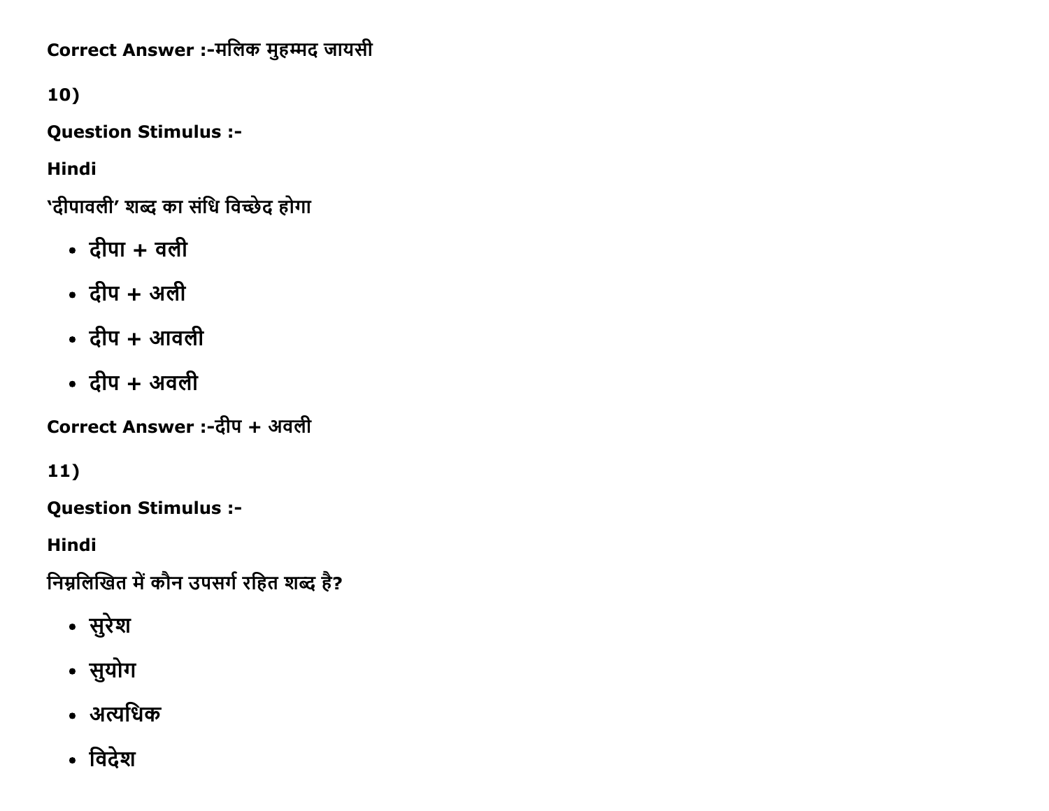Correct Answer :-मलिक मुहम्मद जायसी

10)

**Question Stimulus :-**

**Hindi**

'दीपावली' शब्द का संधि विच्छेद होगा

- दीपा + वली
- दीप + अली
- दीप + आवली
- दीप + अवली

Correct Answer :-दीप + अवली

11)

**Question Stimulus :-**

**Hindi**

निम्नलिखित में कौन उपसर्ग रहित शब्द है?

- सुरेश
- सुयोग
- अत्यधिक
- विदेश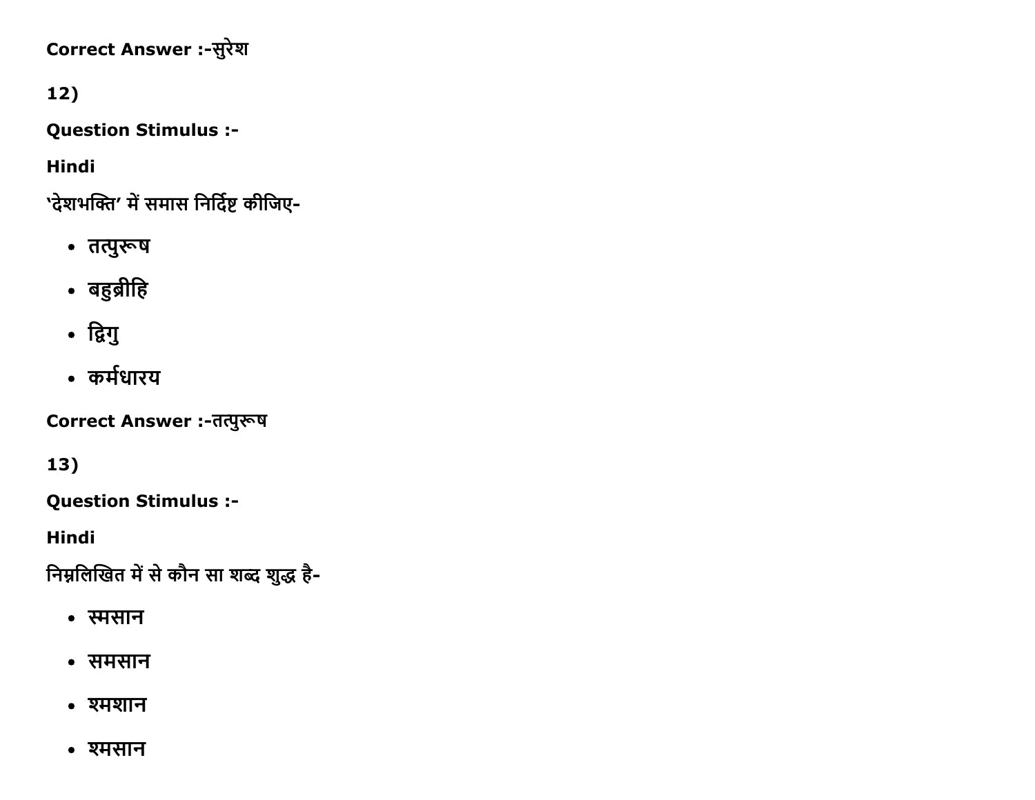Correct Answer :-सुरेश

12)

**Question Stimulus :-**

**Hindi**

'देशभक्ति' में समास निर्दिष्ट कीजिए-

- तत्पुरूष
- बहुव्रीहि
- द्विगु
- कर्मधारय

**Correct Answer :-**तत्पुरूष

13)

**Question Stimulus :-**

**Hindi**

निम्नलिखित में से कौन सा शब्द शुद्ध है-

- स्मसान
- समसान
- श्मशान
- श्मसान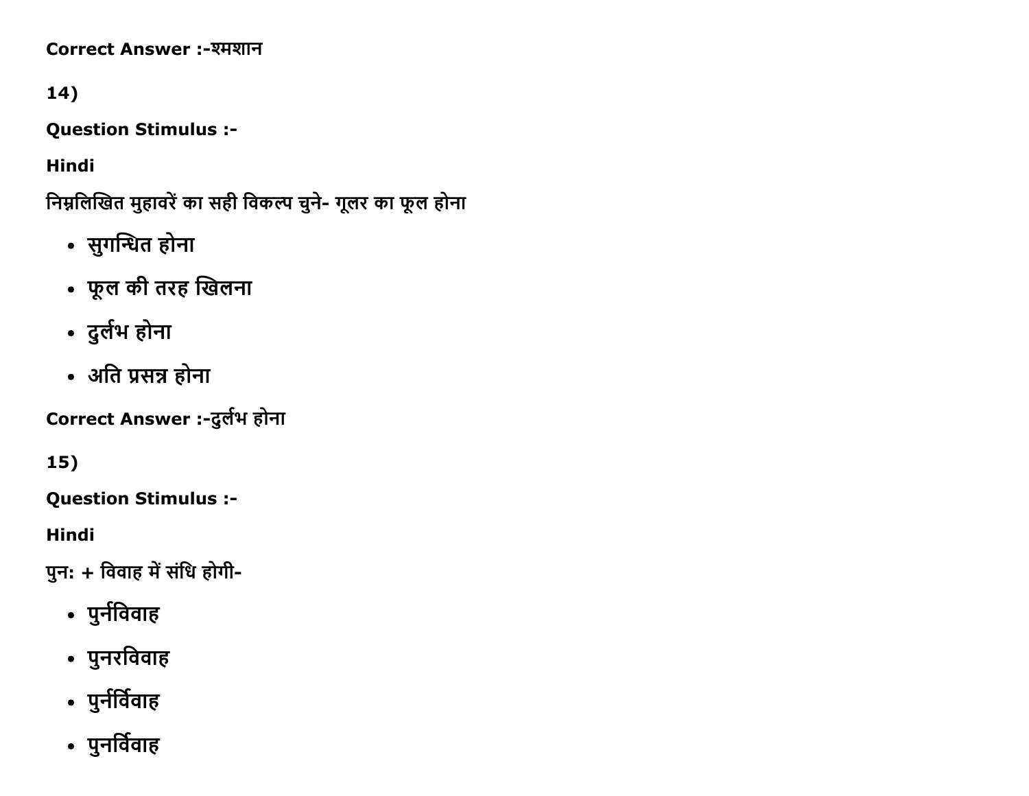Correct Answer :-श्मशान

14)

**Question Stimulus :-**

**Hindi**

निम्नलिखित मुहावरें का सही विकल्प चुने- गूलर का फूल होना

- सुगन्धित होना
- फूल की तरह खिलना
- दुर्लभ होना
- अति प्रसन्न होना

Correct Answer :-दुर्लभ होना

15)

**Question Stimulus :-**

**Hindi**

पुन: + विवाह में संधि होगी-

- पुर्नविवाह
- पुनरविवाह
- पुर्नर्विवाह
- पुनर्विवाह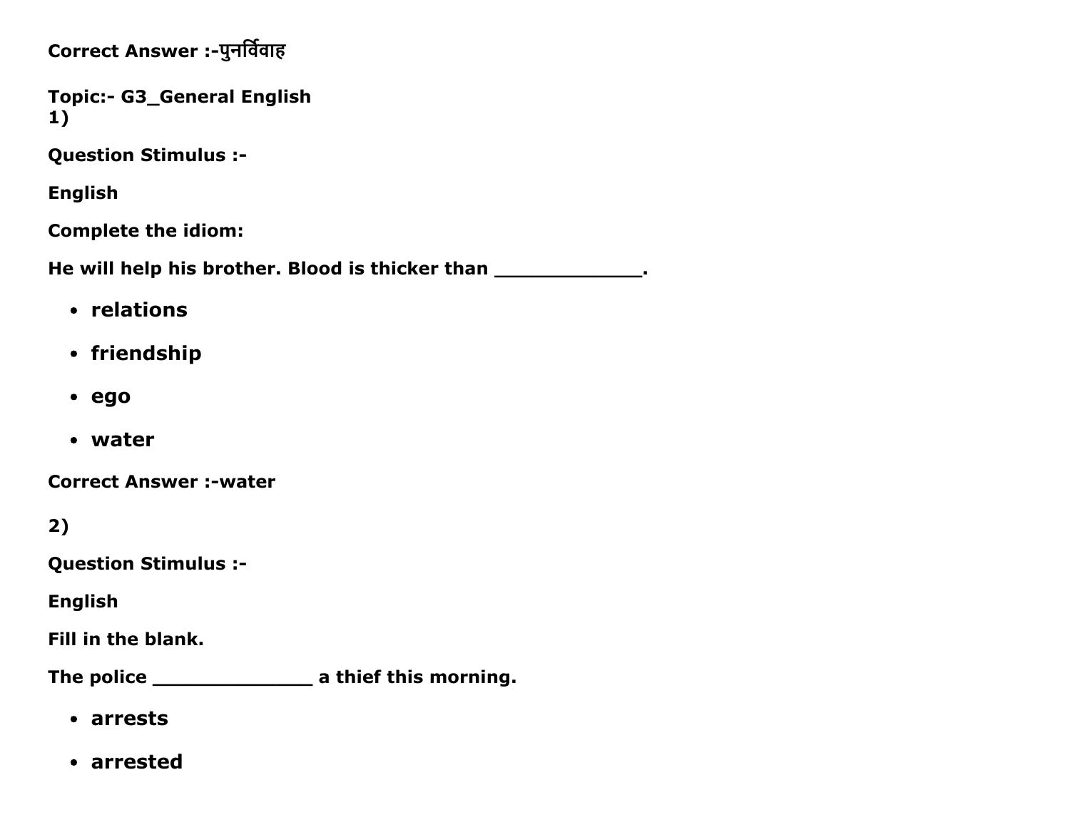**Correct Answer :-पुनर्विवाह**

**Topic:- G3_General English**
**1)**

**Question Stimulus :-**

**English**

**Complete the idiom:**

**He will help his brother. Blood is thicker than _____________.**

- **relations**
- **friendship**
- **ego**
- **water**

**Correct Answer :-water**

**2)**

**Question Stimulus :-**

**English**

**Fill in the blank.**

**The police ______________ a thief this morning.**

- **arrests**
- **arrested**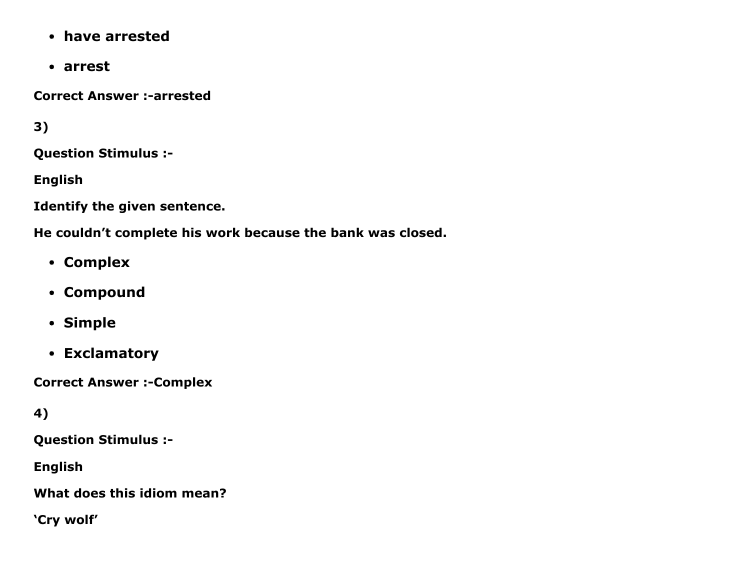- **have arrested**
- **arrest**

**Correct Answer :-arrested**

**3)**

**Question Stimulus :-**

**English**

**Identify the given sentence.**

**He couldn't complete his work because the bank was closed.**

- **Complex**
- **Compound**
- **Simple**
- **Exclamatory**

**Correct Answer :-Complex**

**4)**

**Question Stimulus :-**

**English**

**What does this idiom mean?**

**'Cry wolf'**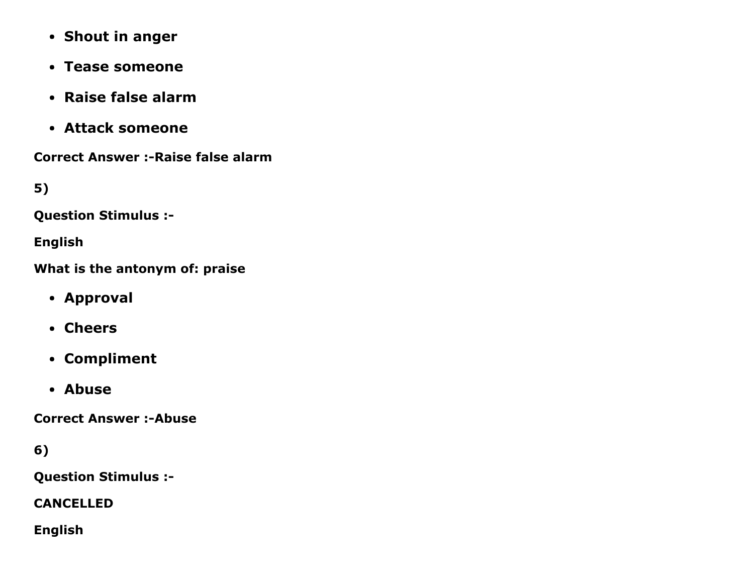- **Shout in anger**
- **Tease someone**
- **Raise false alarm**
- **Attack someone**

**Correct Answer :-Raise false alarm**

**5)**

**Question Stimulus :-**

**English**

**What is the antonym of: praise**

- **Approval**
- **Cheers**
- **Compliment**
- **Abuse**

**Correct Answer :-Abuse**

**6)**

**Question Stimulus :-**

**CANCELLED**

**English**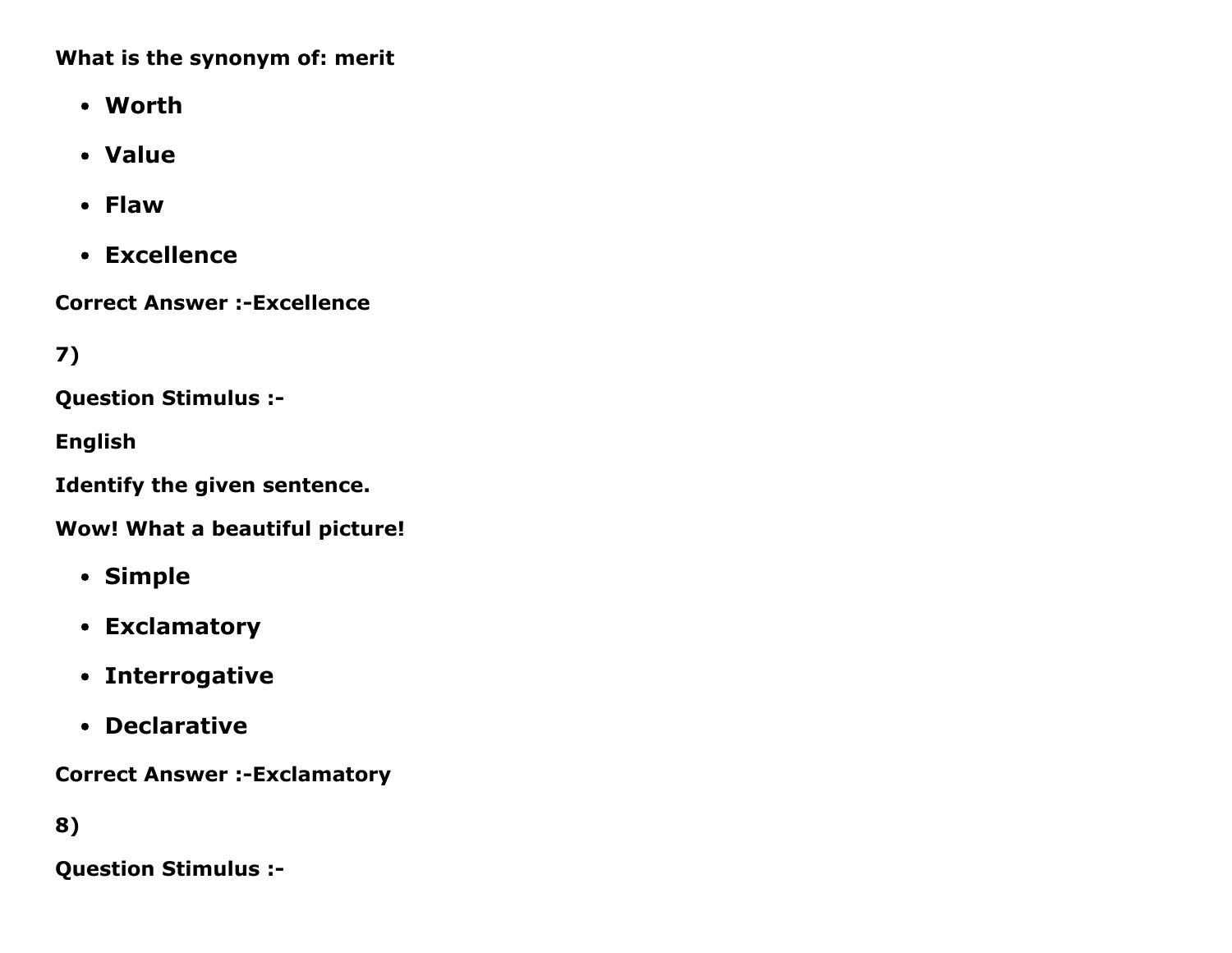**What is the synonym of: merit**

- **Worth**
- **Value**
- **Flaw**
- **Excellence**

**Correct Answer :-Excellence**

**7)**

**Question Stimulus :-**

**English**

**Identify the given sentence.**

**Wow! What a beautiful picture!**

- **Simple**
- **Exclamatory**
- **Interrogative**
- **Declarative**

**Correct Answer :-Exclamatory**

**8)**

**Question Stimulus :-**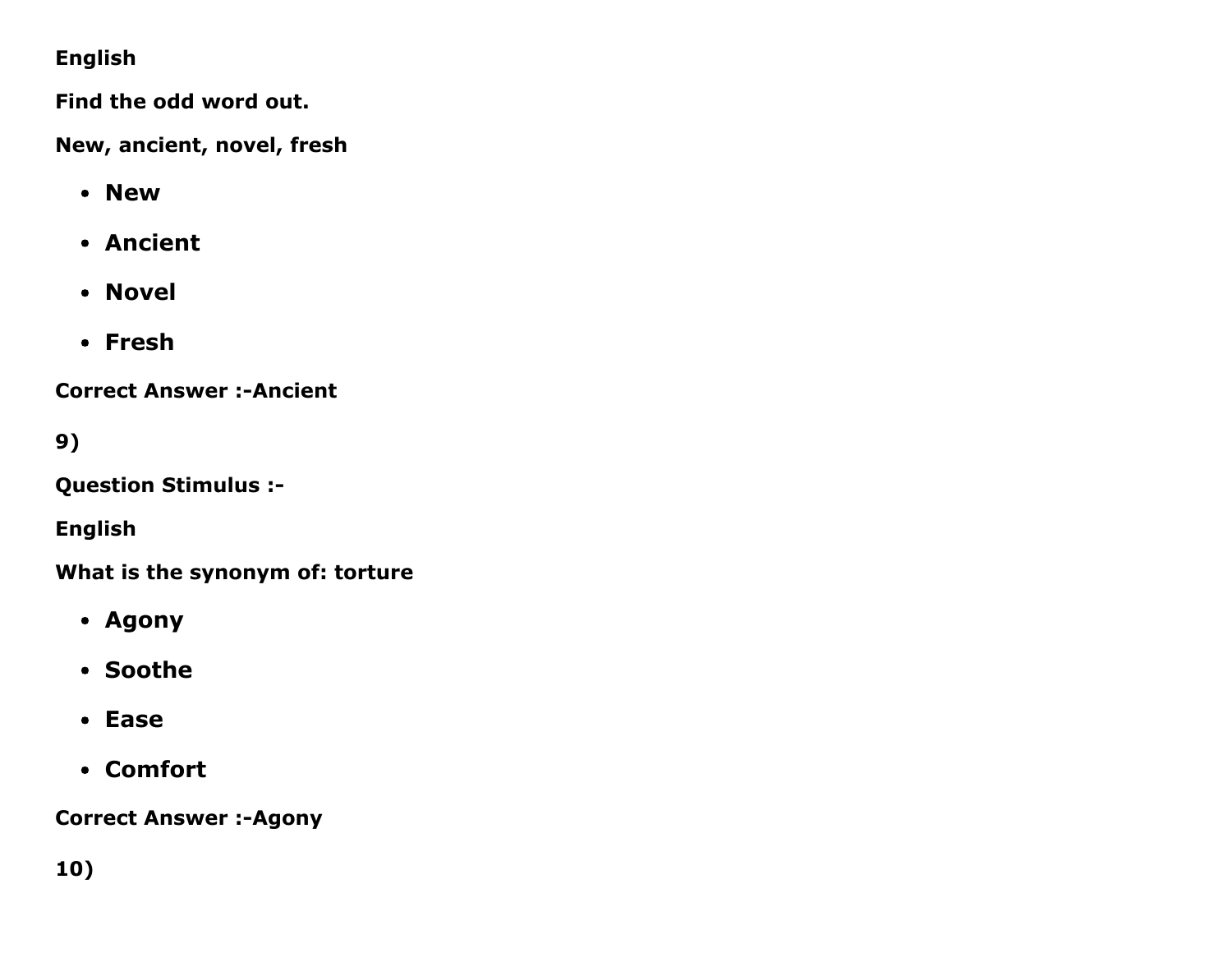**English**

**Find the odd word out.**

**New, ancient, novel, fresh**

- **New**
- **Ancient**
- **Novel**
- **Fresh**

**Correct Answer :-Ancient**

**9)**

**Question Stimulus :-**

**English**

**What is the synonym of: torture**

- **Agony**
- **Soothe**
- **Ease**
- **Comfort**

**Correct Answer :-Agony**

**10)**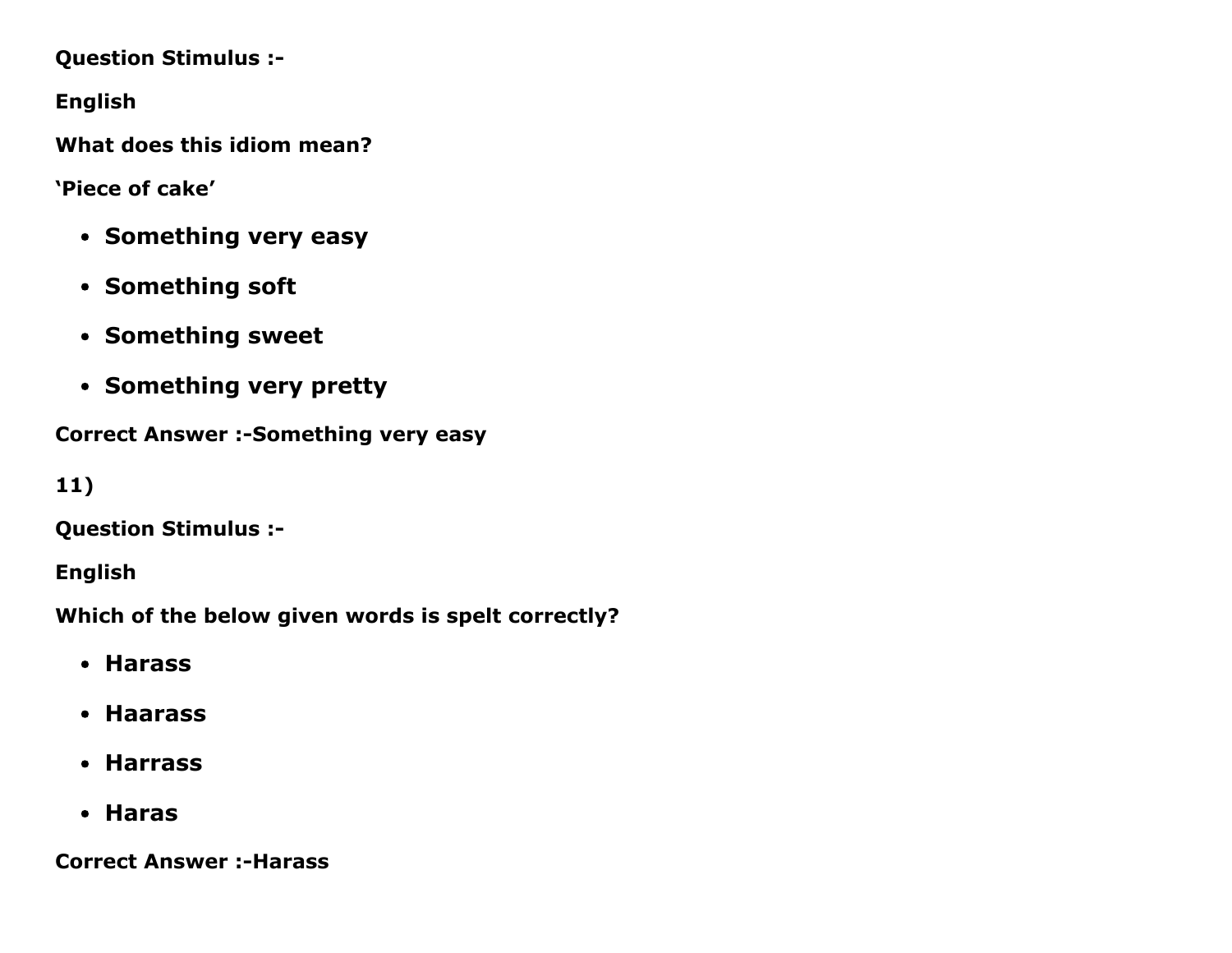**Question Stimulus :-**

**English**

**What does this idiom mean?**

**'Piece of cake'**

- **Something very easy**
- **Something soft**
- **Something sweet**
- **Something very pretty**

**Correct Answer :-Something very easy**

**11)**

**Question Stimulus :-**

**English**

**Which of the below given words is spelt correctly?**

- **Harass**
- **Haarass**
- **Harrass**
- **Haras**

**Correct Answer :-Harass**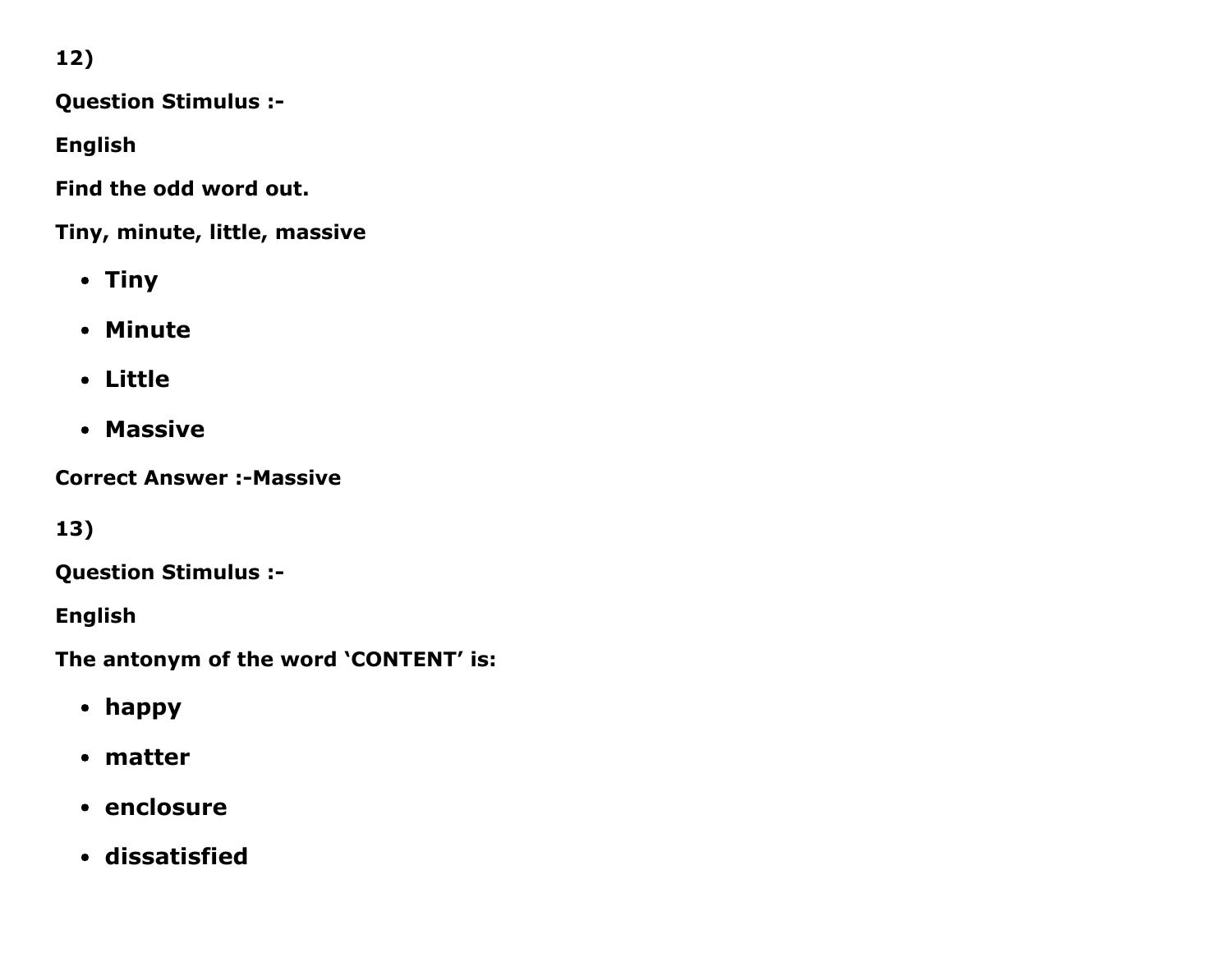12)

**Question Stimulus :-**

**English**

**Find the odd word out.**

**Tiny, minute, little, massive**

- **Tiny**
- **Minute**
- **Little**
- **Massive**

**Correct Answer :-Massive**

13)

**Question Stimulus :-**

**English**

**The antonym of the word 'CONTENT' is:**

- **happy**
- **matter**
- **enclosure**
- **dissatisfied**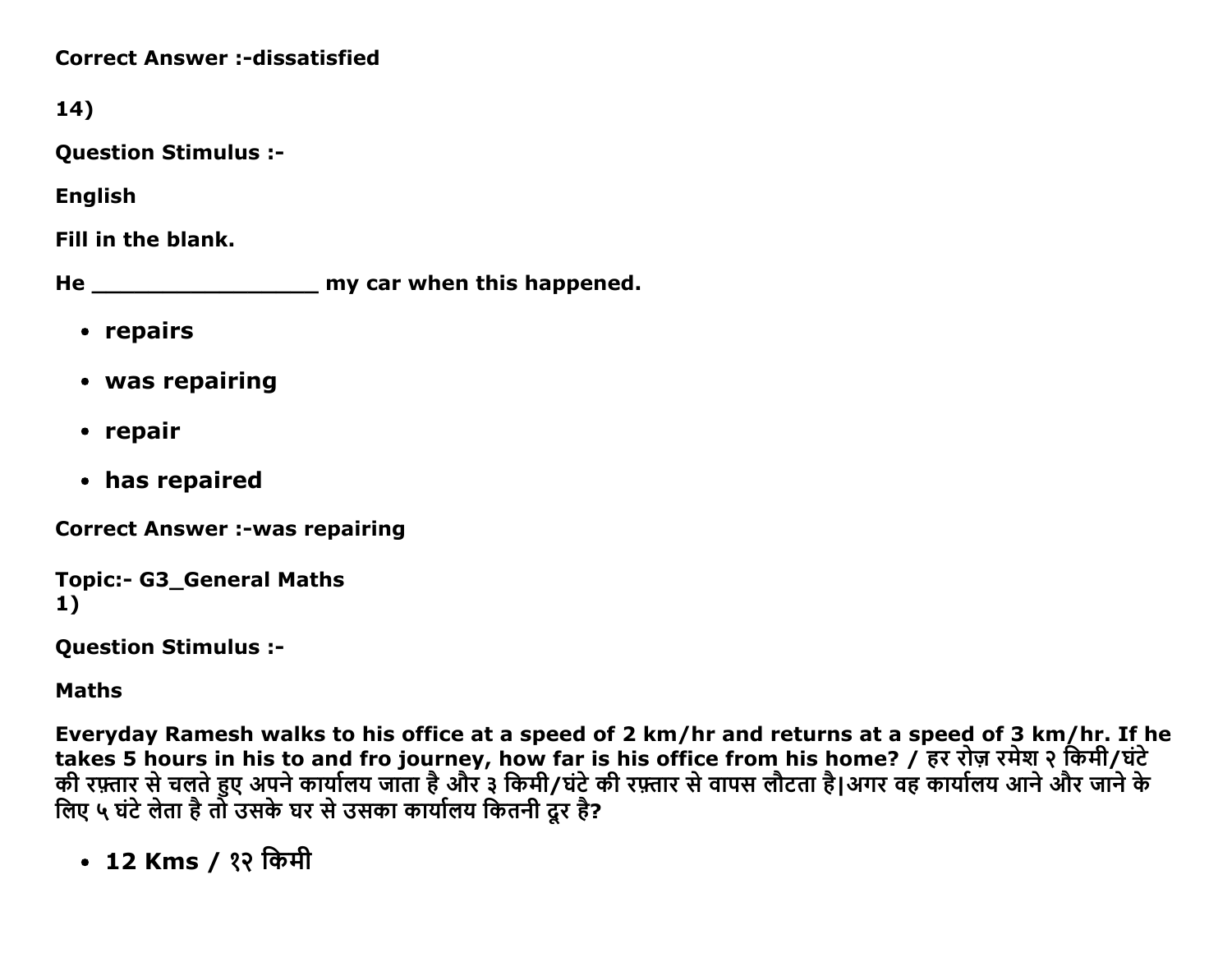**Correct Answer :-dissatisfied**

**14)**

**Question Stimulus :-**

**English**

**Fill in the blank.**

**He _________________ my car when this happened.**

- **repairs**
- **was repairing**
- **repair**
- **has repaired**

**Correct Answer :-was repairing**

**Topic:- G3_General Maths**
**1)**

**Question Stimulus :-**

**Maths**

**Everyday Ramesh walks to his office at a speed of 2 km/hr and returns at a speed of 3 km/hr. If he takes 5 hours in his to and fro journey, how far is his office from his home? / हर रोज़ रमेश २ किमी/घंटे की रफ़्तार से चलते हुए अपने कार्यालय जाता है और ३ किमी/घंटे की रफ़्तार से वापस लौटता है|अगर वह कार्यालय आने और जाने के लिए ५ घंटे लेता है तो उसके घर से उसका कार्यालय कितनी दूर है?**

- **12 Kms / १२ किमी**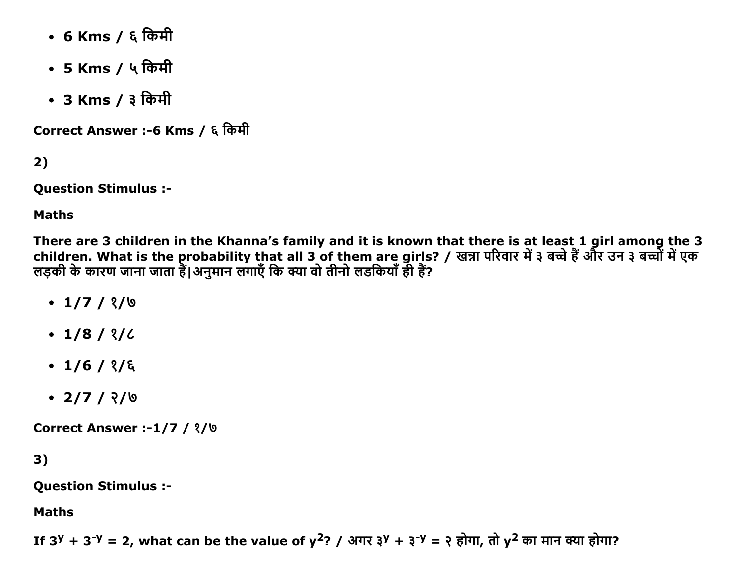- **6 Kms / ६ किमी**
- **5 Kms / ५ किमी**
- **3 Kms / ३ किमी**

**Correct Answer :-6 Kms / ६ किमी**

**2)**

**Question Stimulus :-**

**Maths**

**There are 3 children in the Khanna's family and it is known that there is at least 1 girl among the 3 children. What is the probability that all 3 of them are girls? / खन्ना परिवार में ३ बच्चे हैं और उन ३ बच्चों में एक लड़की के कारण जाना जाता हैं|अनुमान लगाएँ कि क्या वो तीनो लडकियाँ ही हैं?**

- **1/7 / १/७**
- **1/8 / १/८**
- **1/6 / १/६**
- **2/7 / २/७**

**Correct Answer :-1/7 / १/७**

**3)**

**Question Stimulus :-**

**Maths**

**If $3^y + 3^{-y} = 2$, what can be the value of $y^2$? / अगर ३$^y$ + ३$^{-y}$ = २ होगा, तो $y^2$ का मान क्या होगा?**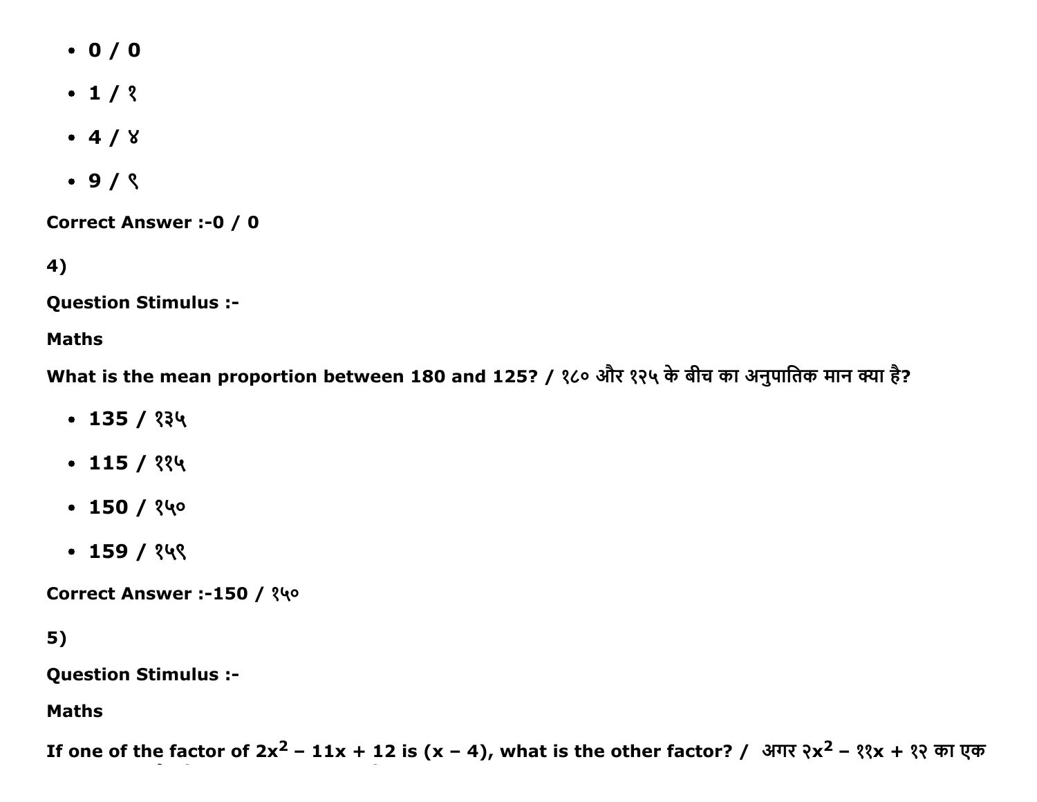- **0 / 0**
- **1 / १**
- **4 / ४**
- **9 / ९**

**Correct Answer :-0 / 0**

**4)**

**Question Stimulus :-**

**Maths**

**What is the mean proportion between 180 and 125? / १८० और १२५ के बीच का अनुपातिक मान क्या है?**

- **135 / १३५**
- **115 / ११५**
- **150 / १५०**
- **159 / १५९**

**Correct Answer :-150 / १५०**

**5)**

**Question Stimulus :-**

**Maths**

**If one of the factor of $2x^2 - 11x + 12$ is $(x - 4)$, what is the other factor? / अगर २x$^2$ – ११x + १२ का एक**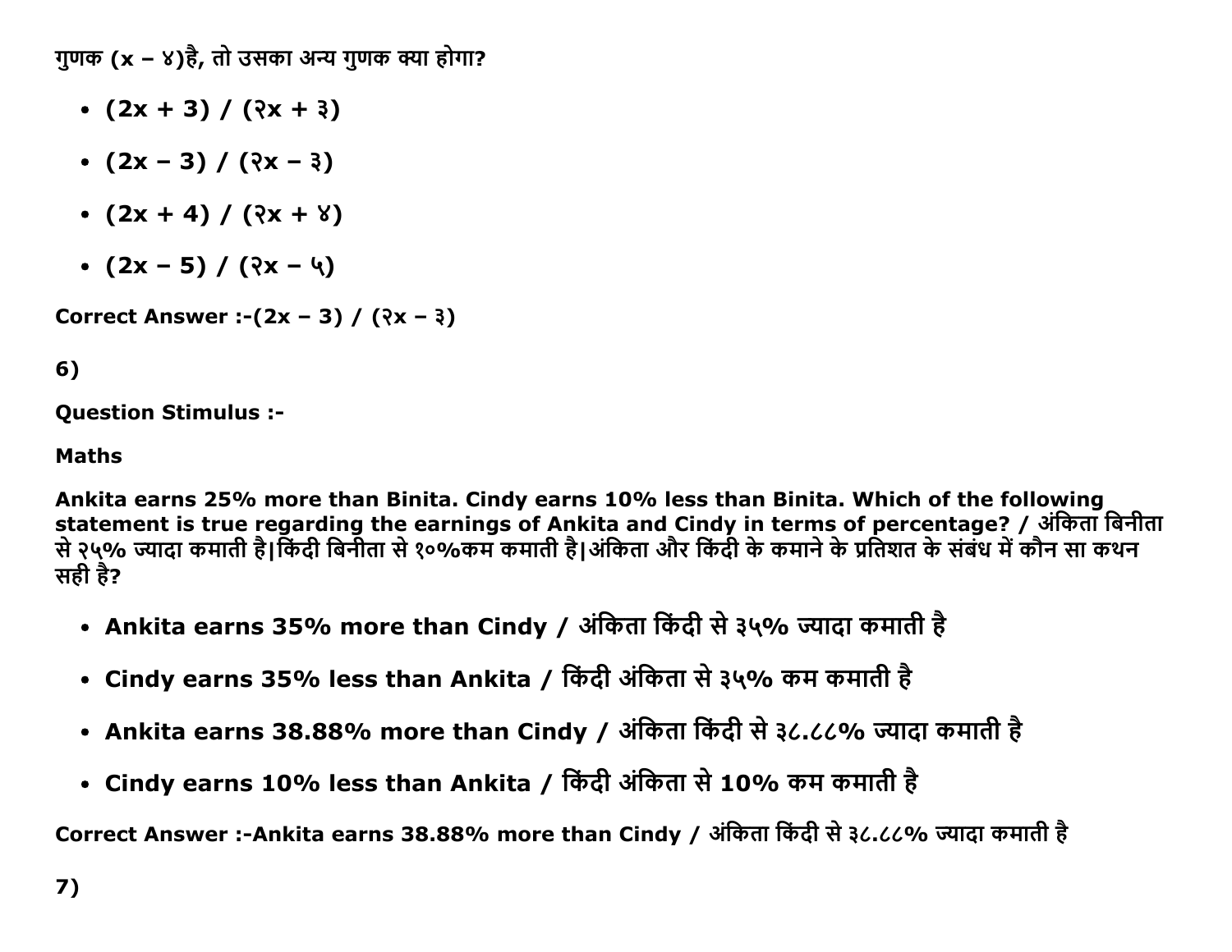गुणक (x – ४)है, तो उसका अन्य गुणक क्या होगा?

- **(2x + 3) / (२x + ३)**
- **(2x – 3) / (२x – ३)**
- **(2x + 4) / (२x + ४)**
- **(2x – 5) / (२x – ५)**

**Correct Answer :-(2x – 3) / (२x – ३)**

**6)**

**Question Stimulus :-**

**Maths**

**Ankita earns 25% more than Binita. Cindy earns 10% less than Binita. Which of the following statement is true regarding the earnings of Ankita and Cindy in terms of percentage? / अंकिता बिनीता से २५% ज्यादा कमाती है|किंदी बिनीता से १०%कम कमाती है|अंकिता और किंदी के कमाने के प्रतिशत के संबंध में कौन सा कथन सही है?**

- **Ankita earns 35% more than Cindy / अंकिता किंदी से ३५% ज्यादा कमाती है**
- **Cindy earns 35% less than Ankita / किंदी अंकिता से ३५% कम कमाती है**
- **Ankita earns 38.88% more than Cindy / अंकिता किंदी से ३८.८८% ज्यादा कमाती है**
- **Cindy earns 10% less than Ankita / किंदी अंकिता से 10% कम कमाती है**

**Correct Answer :-Ankita earns 38.88% more than Cindy / अंकिता किंदी से ३८.८८% ज्यादा कमाती है**

**7)**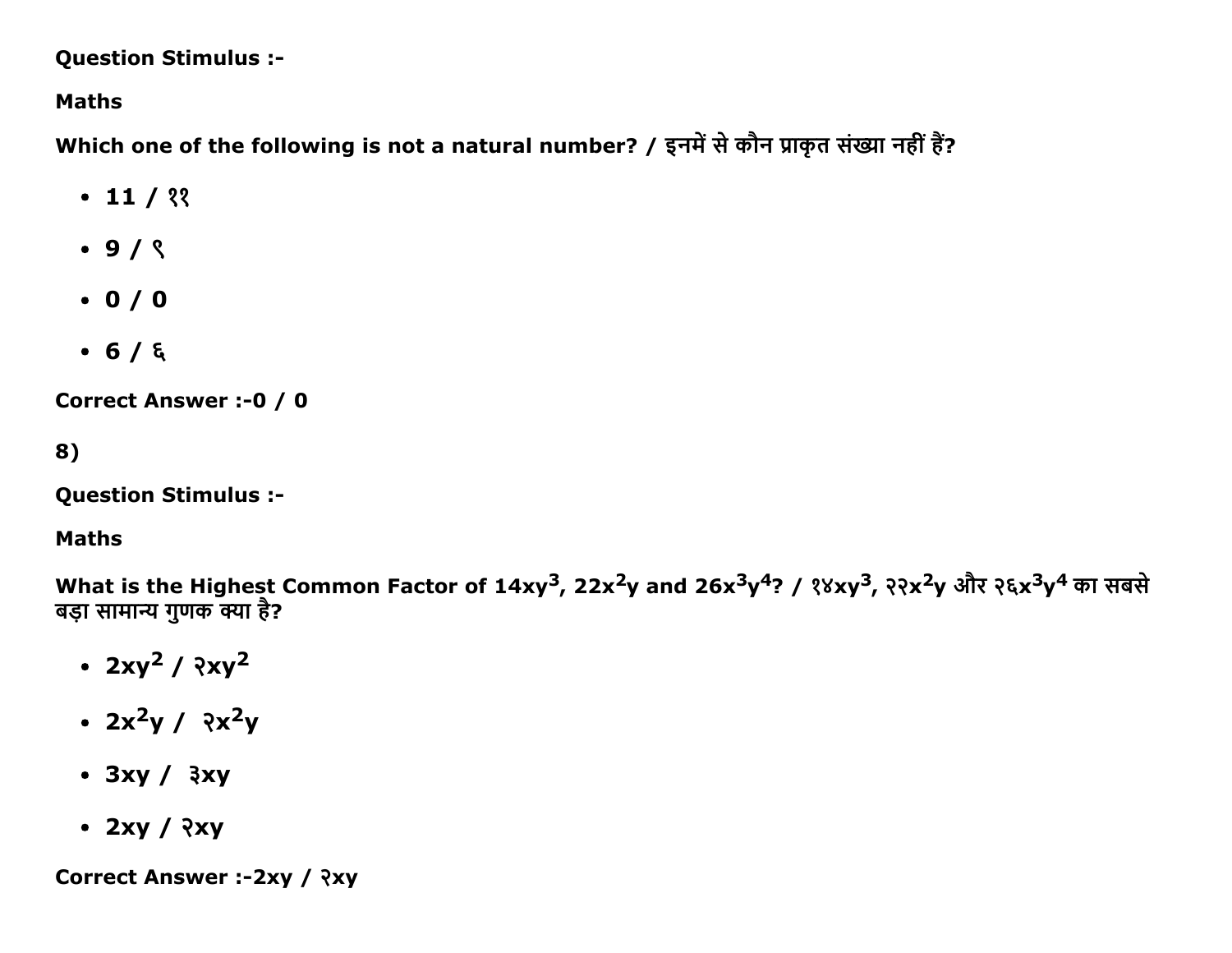**Question Stimulus :-**

**Maths**

**Which one of the following is not a natural number? / इनमें से कौन प्राकृत संख्या नहीं हैं?**

- **11 / ११**
- **9 / ९**
- **0 / 0**
- **6 / ६**

**Correct Answer :-0 / 0**

**8)**

**Question Stimulus :-**

**Maths**

**What is the Highest Common Factor of $14xy^3$, $22x^2y$ and $26x^3y^4$? / १४$xy^3$, २२$x^2y$ और २६$x^3y^4$ का सबसे बड़ा सामान्य गुणक क्या है?**

- **$2xy^2$ / २$xy^2$**
- **$2x^2y$ / २$x^2y$**
- **$3xy$ / ३$xy$**
- **$2xy$ / २$xy$**

**Correct Answer :-$2xy$ / २$xy$**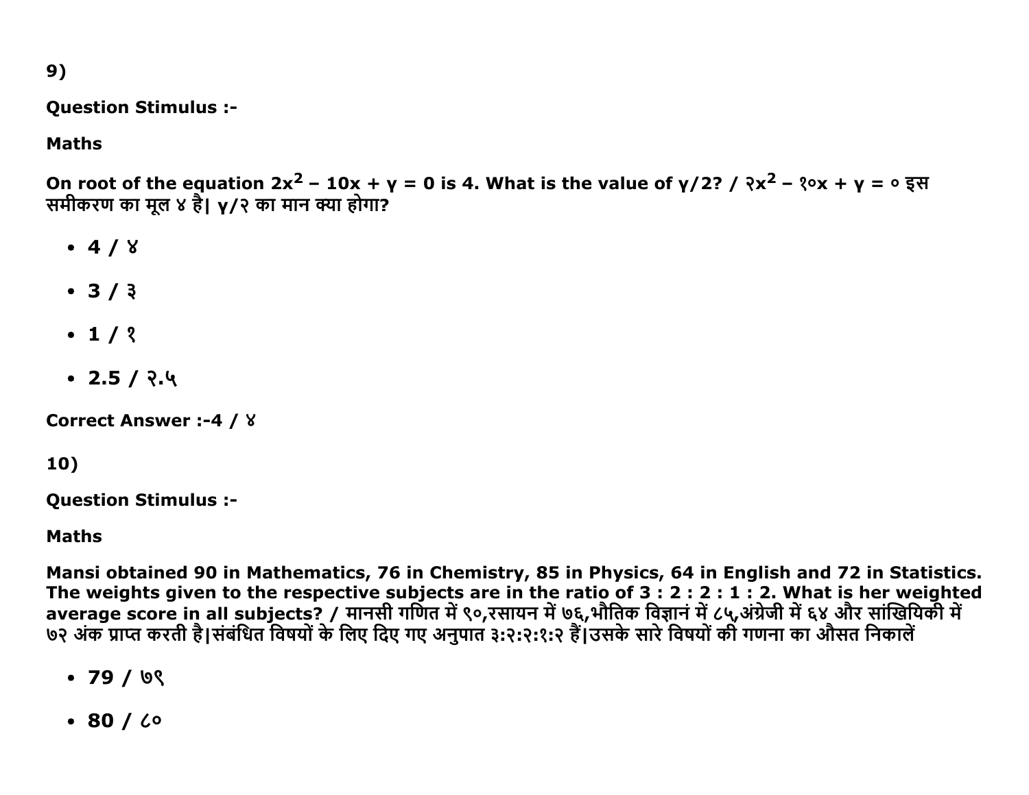9)

**Question Stimulus :-**

**Maths**

**On root of the equation $2x^2 - 10x + y = 0$ is 4. What is the value of y/2? / २$x^2$ – १०x + y = ० इस समीकरण का मूल ४ है| y/२ का मान क्या होगा?**

- **4 / ४**
- **3 / ३**
- **1 / १**
- **2.5 / २.५**

**Correct Answer :-4 / ४**

10)

**Question Stimulus :-**

**Maths**

**Mansi obtained 90 in Mathematics, 76 in Chemistry, 85 in Physics, 64 in English and 72 in Statistics. The weights given to the respective subjects are in the ratio of 3 : 2 : 2 : 1 : 2. What is her weighted average score in all subjects? / मानसी गणित में ९०,रसायन में ७६,भौतिक विज्ञानं में ८५,अंग्रेजी में ६४ और सांखियिकी में ७२ अंक प्राप्त करती है|संबंधित विषयों के लिए दिए गए अनुपात ३:२:२:१:२ हैं|उसके सारे विषयों की गणना का औसत निकालें**

- **79 / ७९**
- **80 / ८०**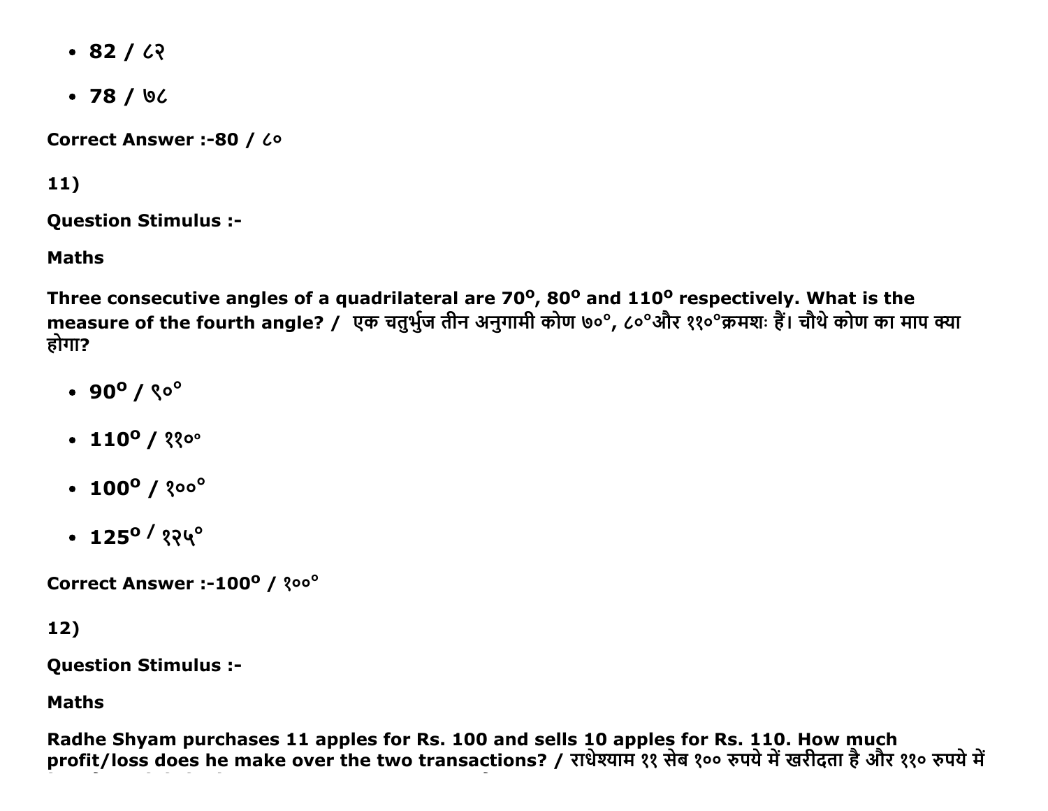- 82 / ८२
- 78 / ७८

Correct Answer :-80 / ८०

11)

Question Stimulus :-

Maths

Three consecutive angles of a quadrilateral are $70^o$, $80^o$ and $110^o$ respectively. What is the measure of the fourth angle? / एक चतुर्भुज तीन अनुगामी कोण ७०°, ८०°और ११०°क्रमशः हैं। चौथे कोण का माप क्या होगा?

- $90^o$ / ९०°
- $110^o$ / ११०°
- $100^o$ / १००°
- $125^o$ / १२५°

Correct Answer :-$100^o$ / १००°

12)

Question Stimulus :-

Maths

Radhe Shyam purchases 11 apples for Rs. 100 and sells 10 apples for Rs. 110. How much profit/loss does he make over the two transactions? / राधेश्याम ११ सेब १०० रुपये में खरीदता है और ११० रुपये में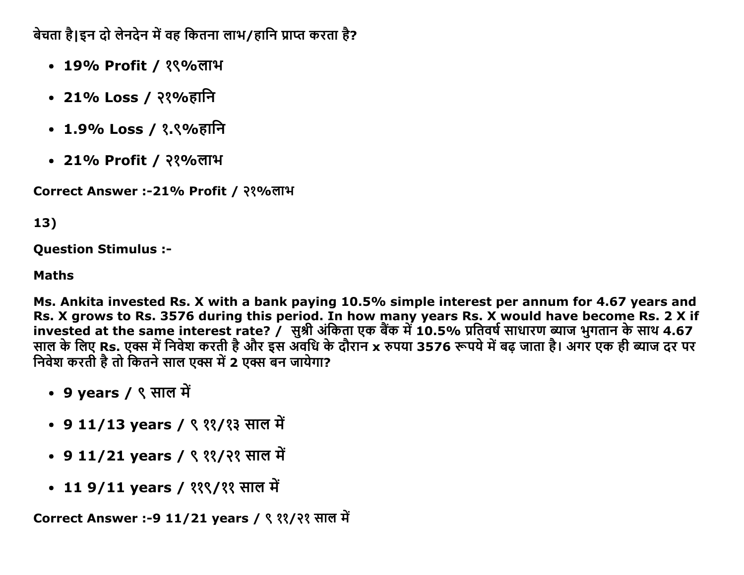बेचता है|इन दो लेनदेन में वह कितना लाभ/हानि प्राप्त करता है?

- **19% Profit / १९%लाभ**
- **21% Loss / २१%हानि**
- **1.9% Loss / १.९%हानि**
- **21% Profit / २१%लाभ**

**Correct Answer :-21% Profit / २१%लाभ**

**13)**

**Question Stimulus :-**

**Maths**

**Ms. Ankita invested Rs. X with a bank paying 10.5% simple interest per annum for 4.67 years and Rs. X grows to Rs. 3576 during this period. In how many years Rs. X would have become Rs. 2 X if invested at the same interest rate? / सुश्री अंकिता एक बैंक में 10.5% प्रतिवर्ष साधारण ब्याज भुगतान के साथ 4.67 साल के लिए Rs. एक्स में निवेश करती है और इस अवधि के दौरान x रुपया 3576 रूपये में बढ़ जाता है। अगर एक ही ब्याज दर पर निवेश करती है तो कितने साल एक्स में 2 एक्स बन जायेगा?**

- **9 years / ९ साल में**
- **9 11/13 years / ९ ११/१३ साल में**
- **9 11/21 years / ९ ११/२१ साल में**
- **11 9/11 years / ११९/११ साल में**

**Correct Answer :-9 11/21 years / ९ ११/२१ साल में**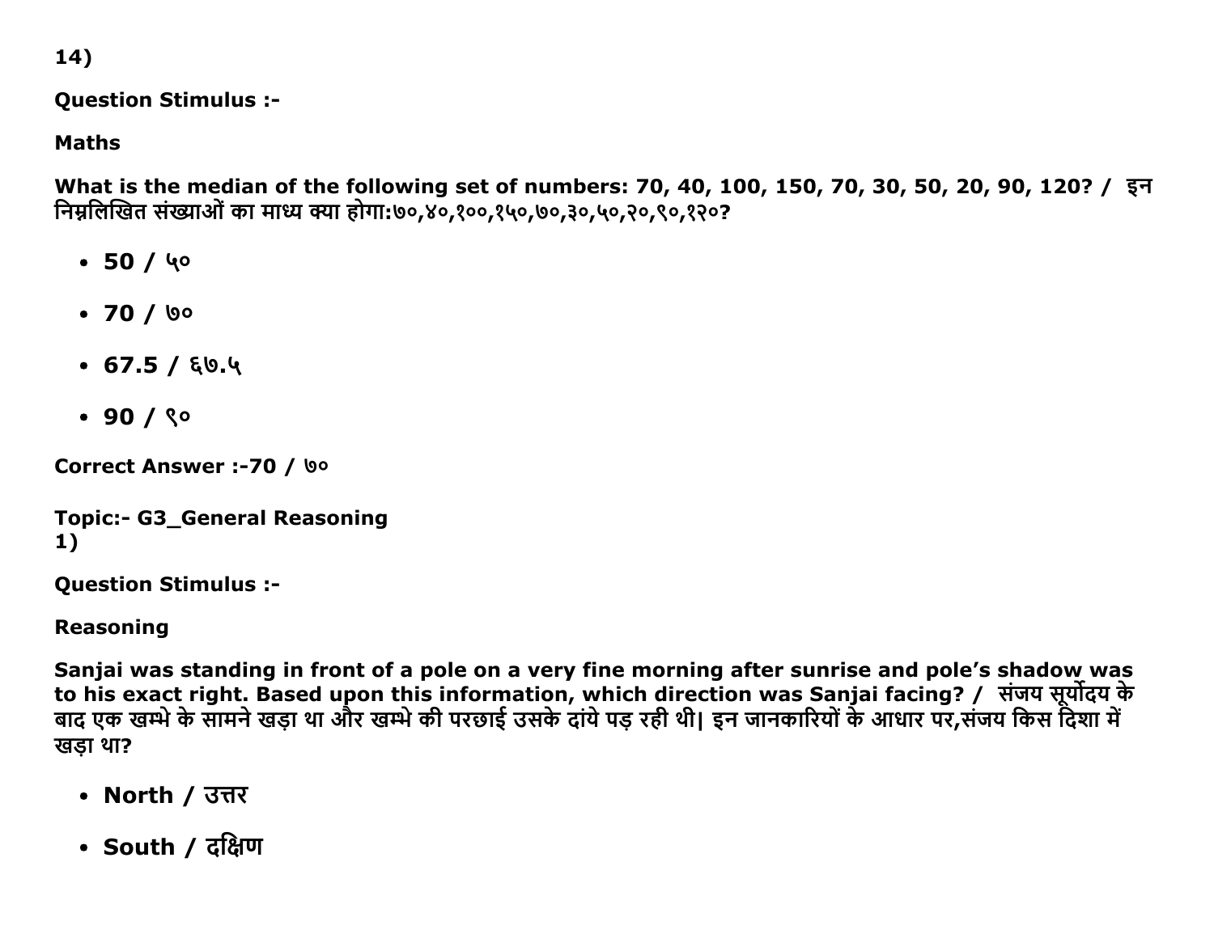14)

**Question Stimulus :-**

**Maths**

**What is the median of the following set of numbers: 70, 40, 100, 150, 70, 30, 50, 20, 90, 120? / इन निम्नलिखित संख्याओं का माध्य क्या होगा:७०,४०,१००,१५०,७०,३०,५०,२०,९०,१२०?**

- **50 / ५०**
- **70 / ७०**
- **67.5 / ६७.५**
- **90 / ९०**

**Correct Answer :-70 / ७०**

**Topic:- G3_General Reasoning**
**1)**

**Question Stimulus :-**

**Reasoning**

**Sanjai was standing in front of a pole on a very fine morning after sunrise and pole's shadow was to his exact right. Based upon this information, which direction was Sanjai facing? / संजय सूर्योदय के बाद एक खम्भे के सामने खड़ा था और खम्भे की परछाई उसके दांये पड़ रही थी| इन जानकारियों के आधार पर,संजय किस दिशा में खड़ा था?**

- **North / उत्तर**
- **South / दक्षिण**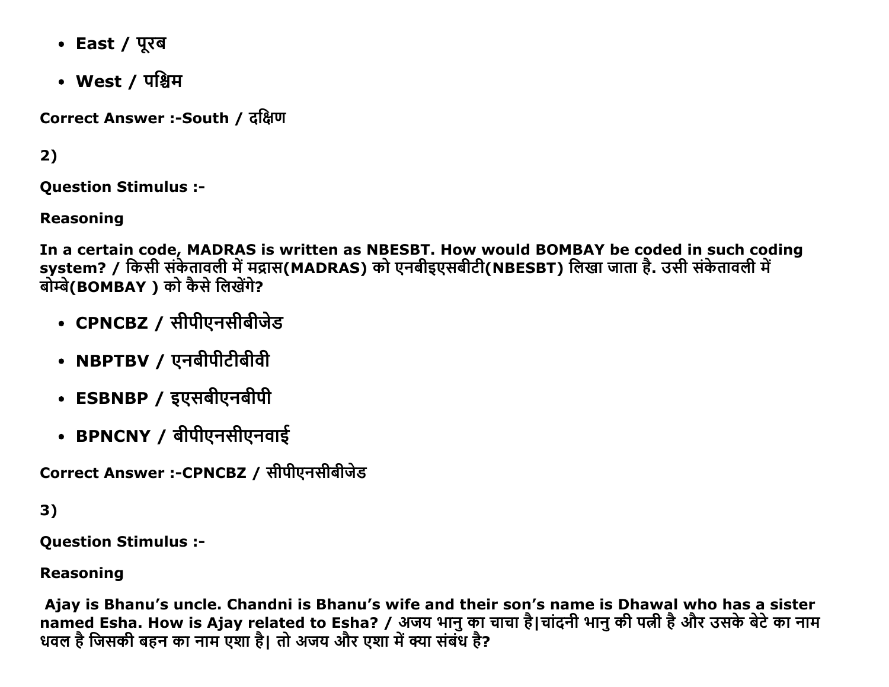- **East / पूरब**
- **West / पश्चिम**

**Correct Answer :-South / दक्षिण**

**2)**

**Question Stimulus :-**

**Reasoning**

**In a certain code, MADRAS is written as NBESBT. How would BOMBAY be coded in such coding system? / किसी संकेतावली में मद्रास(MADRAS) को एनबीइएसबीटी(NBESBT) लिखा जाता है. उसी संकेतावली में बोम्बे(BOMBAY ) को कैसे लिखेंगे?**

- **CPNCBZ / सीपीएनसीबीजेड**
- **NBPTBV / एनबीपीटीबीवी**
- **ESBNBP / इएसबीएनबीपी**
- **BPNCNY / बीपीएनसीएनवाई**

**Correct Answer :-CPNCBZ / सीपीएनसीबीजेड**

**3)**

**Question Stimulus :-**

**Reasoning**

**Ajay is Bhanu's uncle. Chandni is Bhanu's wife and their son's name is Dhawal who has a sister named Esha. How is Ajay related to Esha? / अजय भानु का चाचा है|चांदनी भानु की पत्नी है और उसके बेटे का नाम धवल है जिसकी बहन का नाम एशा है| तो अजय और एशा में क्या संबंध है?**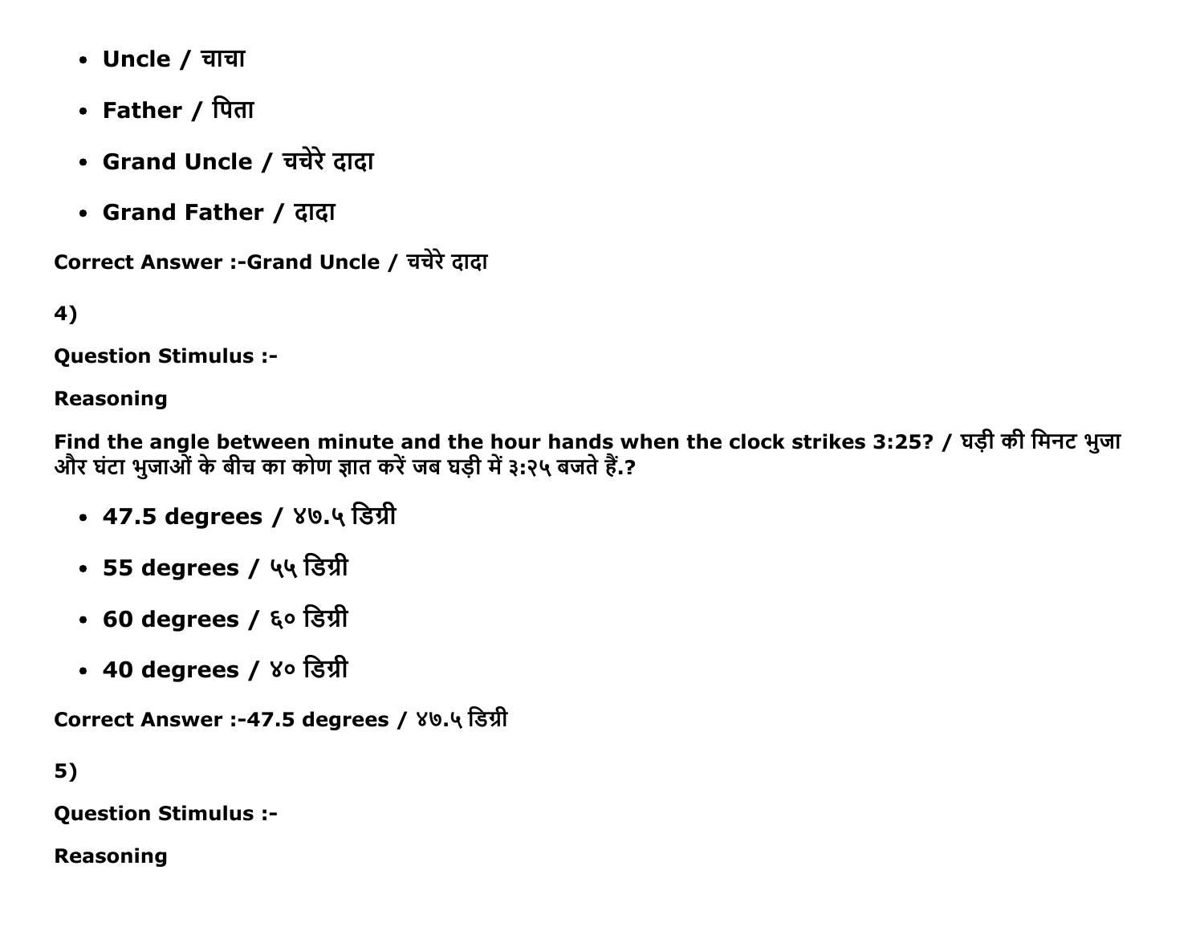- **Uncle / चाचा**
- **Father / पिता**
- **Grand Uncle / चचेरे दादा**
- **Grand Father / दादा**

**Correct Answer :-Grand Uncle / चचेरे दादा**

**4)**

**Question Stimulus :-**

**Reasoning**

**Find the angle between minute and the hour hands when the clock strikes 3:25? / घड़ी की मिनट भुजा और घंटा भुजाओं के बीच का कोण ज्ञात करें जब घड़ी में ३:२५ बजते हैं.?**

- **47.5 degrees / ४७.५ डिग्री**
- **55 degrees / ५५ डिग्री**
- **60 degrees / ६० डिग्री**
- **40 degrees / ४० डिग्री**

**Correct Answer :-47.5 degrees / ४७.५ डिग्री**

**5)**

**Question Stimulus :-**

**Reasoning**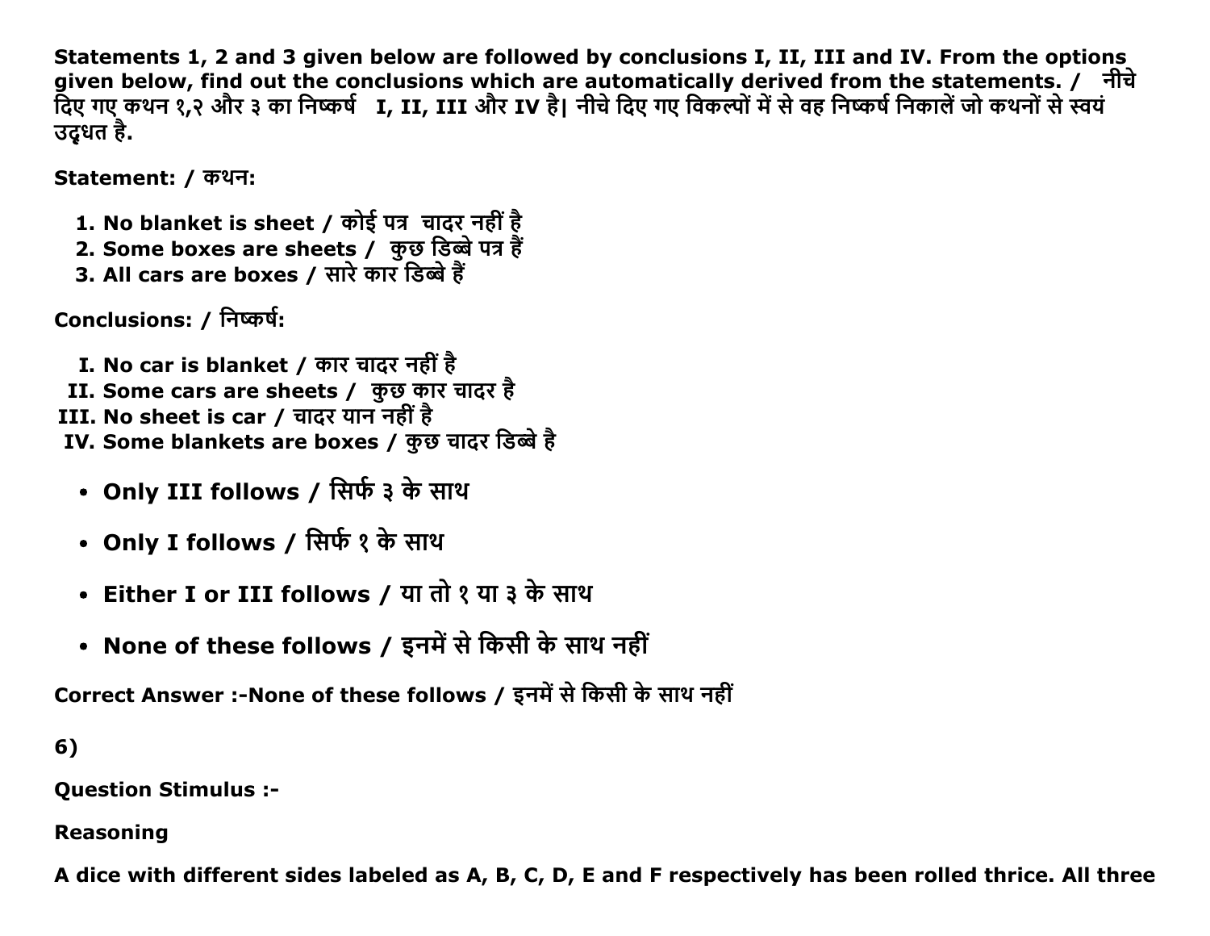Statements 1, 2 and 3 given below are followed by conclusions I, II, III and IV. From the options given below, find out the conclusions which are automatically derived from the statements. / नीचे दिए गए कथन १,२ और ३ का निष्कर्ष I, II, III और IV है| नीचे दिए गए विकल्पों में से वह निष्कर्ष निकालें जो कथनों से स्वयं उद्धृत है.

Statement: / कथन:

1. No blanket is sheet / कोई पत्र चादर नहीं है
2. Some boxes are sheets / कुछ डिब्बे पत्र हैं
3. All cars are boxes / सारे कार डिब्बे हैं

Conclusions: / निष्कर्ष:

I. No car is blanket / कार चादर नहीं है
II. Some cars are sheets / कुछ कार चादर है
III. No sheet is car / चादर यान नहीं है
IV. Some blankets are boxes / कुछ चादर डिब्बे है

- Only III follows / सिर्फ ३ के साथ
- Only I follows / सिर्फ १ के साथ
- Either I or III follows / या तो १ या ३ के साथ
- None of these follows / इनमें से किसी के साथ नहीं

Correct Answer :-None of these follows / इनमें से किसी के साथ नहीं

6)

Question Stimulus :-

Reasoning

A dice with different sides labeled as A, B, C, D, E and F respectively has been rolled thrice. All three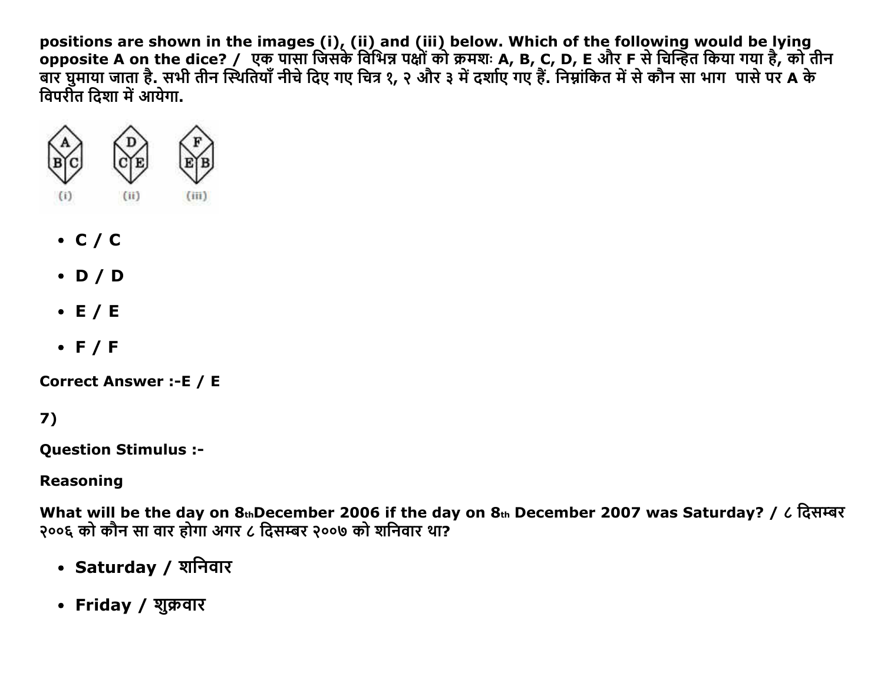positions are shown in the images (i), (ii) and (iii) below. Which of the following would be lying opposite A on the dice? / एक पासा जिसके विभिन्न पक्षों को क्रमशः A, B, C, D, E और F से चिन्हित किया गया है, को तीन बार घुमाया जाता है. सभी तीन स्थितियाँ नीचे दिए गए चित्र १, २ और ३ में दर्शाए गए हैं. निम्नांकित में से कौन सा भाग पासे पर A के विपरीत दिशा में आयेगा.

- C / C
- D / D
- E / E
- F / F

**Correct Answer :-E / E**

**7)**

**Question Stimulus :-**

**Reasoning**

**What will be the day on 8th December 2006 if the day on 8th December 2007 was Saturday? / ८ दिसम्बर २००६ को कौन सा वार होगा अगर ८ दिसम्बर २००७ को शनिवार था?**

- **Saturday / शनिवार**
- **Friday / शुक्रवार**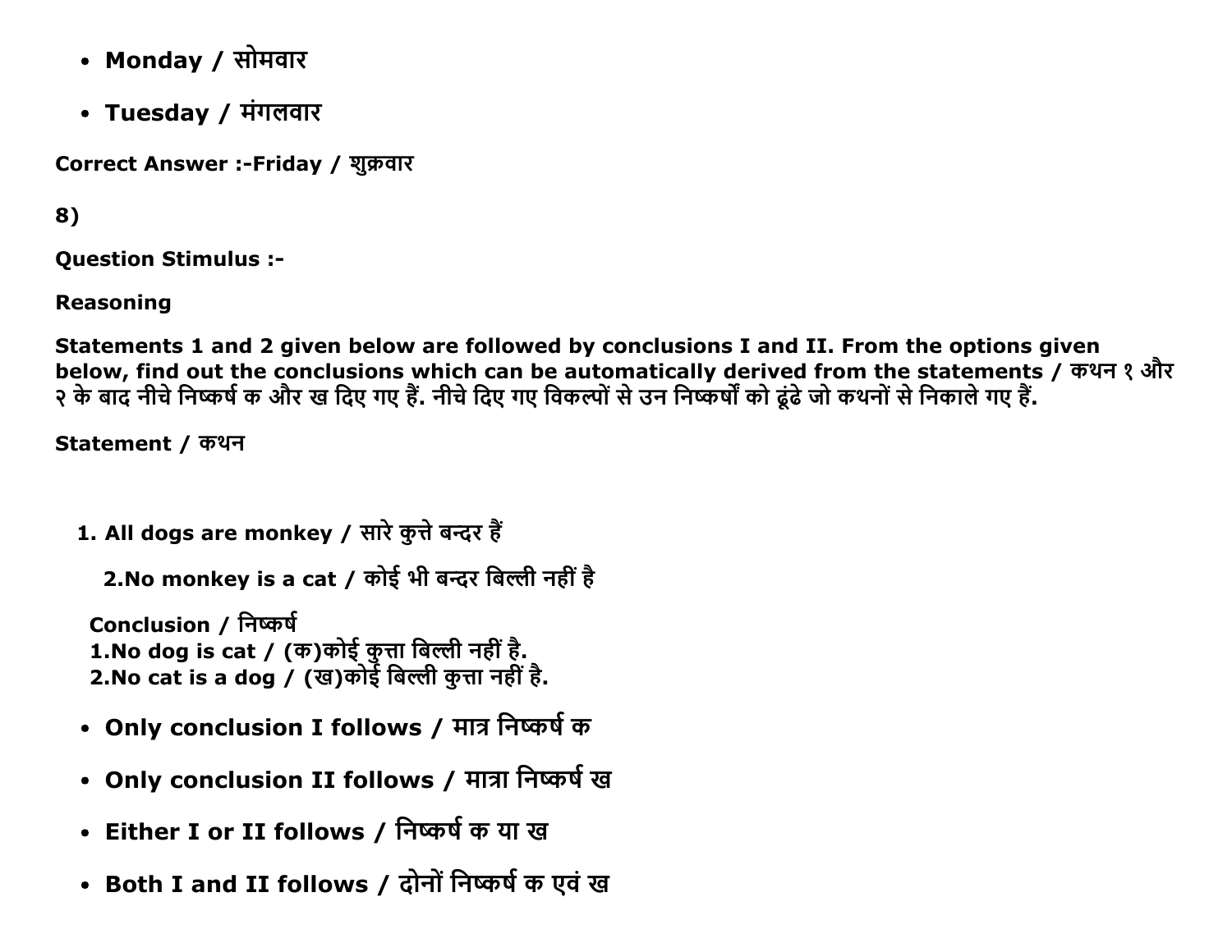- **Monday / सोमवार**
- **Tuesday / मंगलवार**

**Correct Answer :-Friday / शुक्रवार**

**8)**

**Question Stimulus :-**

**Reasoning**

**Statements 1 and 2 given below are followed by conclusions I and II. From the options given below, find out the conclusions which can be automatically derived from the statements / कथन १ और २ के बाद नीचे निष्कर्ष क और ख दिए गए हैं. नीचे दिए गए विकल्पों से उन निष्कर्षों को ढूंढे जो कथनों से निकाले गए हैं.**

**Statement / कथन**

1. **All dogs are monkey / सारे कुत्ते बन्दर हैं**

   **2.No monkey is a cat / कोई भी बन्दर बिल्ली नहीं है**

**Conclusion / निष्कर्ष**
**1.No dog is cat / (क)कोई कुत्ता बिल्ली नहीं है.**
**2.No cat is a dog / (ख)कोई बिल्ली कुत्ता नहीं है.**

- **Only conclusion I follows / मात्र निष्कर्ष क**
- **Only conclusion II follows / मात्रा निष्कर्ष ख**
- **Either I or II follows / निष्कर्ष क या ख**
- **Both I and II follows / दोनों निष्कर्ष क एवं ख**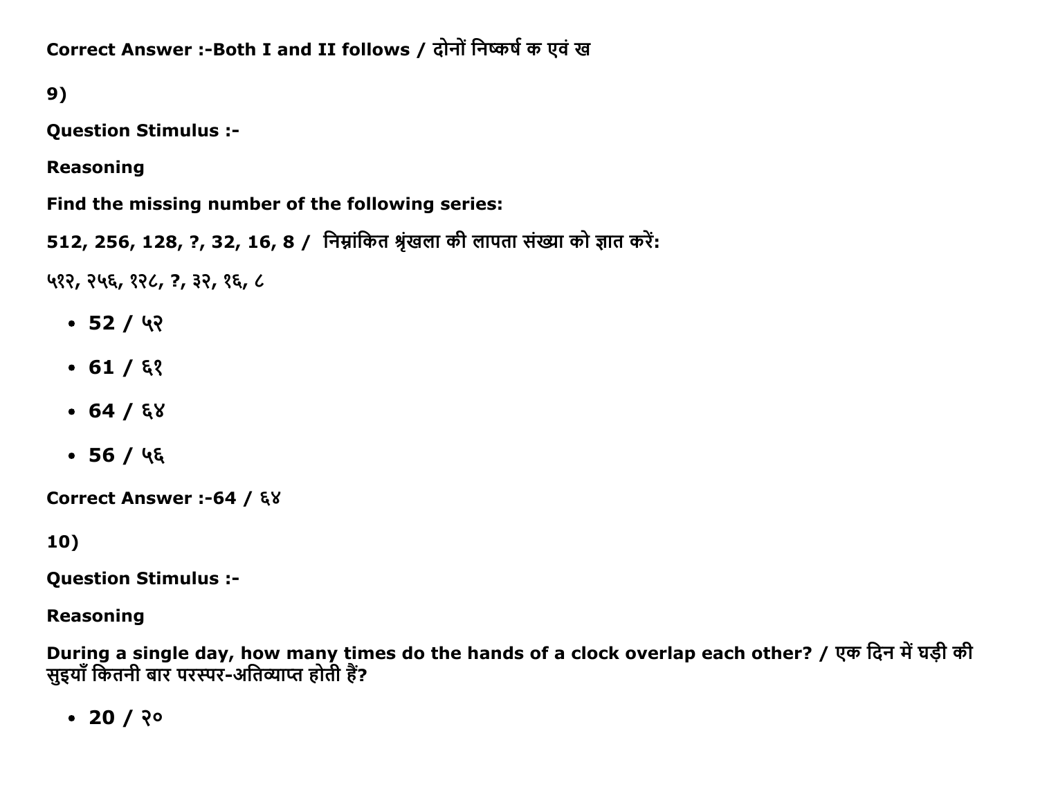Correct Answer :-Both I and II follows / दोनों निष्कर्ष क एवं ख

9)

**Question Stimulus :-**

**Reasoning**

**Find the missing number of the following series:**

**512, 256, 128, ?, 32, 16, 8 / निम्नांकित श्रृंखला की लापता संख्या को ज्ञात करें:**

**५१२, २५६, १२८, ?, ३२, १६, ८**

- 52 / ५२
- 61 / ६१
- 64 / ६४
- 56 / ५६

**Correct Answer :-64 / ६४**

10)

**Question Stimulus :-**

**Reasoning**

**During a single day, how many times do the hands of a clock overlap each other? / एक दिन में घड़ी की सुइयाँ कितनी बार परस्पर-अतिव्याप्त होती हैं?**

- 20 / २०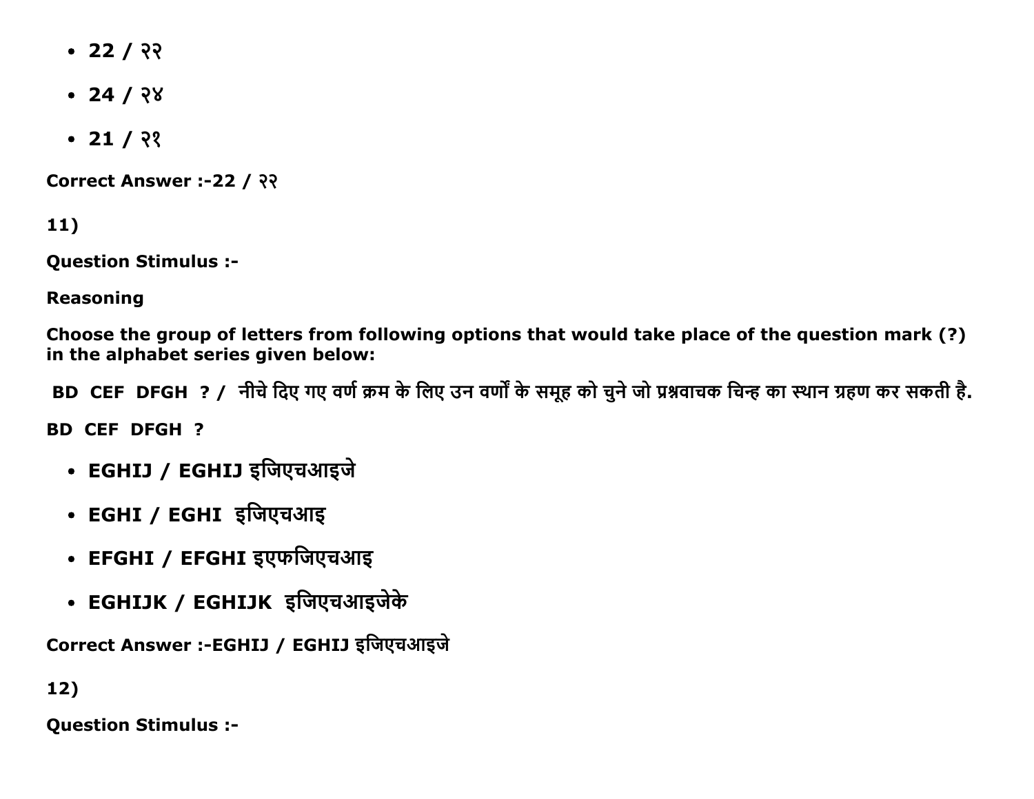- **22 / २२**
- **24 / २४**
- **21 / २१**

**Correct Answer :-22 / २२**

**11)**

**Question Stimulus :-**

**Reasoning**

**Choose the group of letters from following options that would take place of the question mark (?) in the alphabet series given below:**

**BD CEF DFGH ? / नीचे दिए गए वर्ण क्रम के लिए उन वर्णों के समूह को चुने जो प्रश्नवाचक चिन्ह का स्थान ग्रहण कर सकती है.**

**BD CEF DFGH ?**

- **EGHIJ / EGHIJ इजिएचआइजे**
- **EGHI / EGHI इजिएचआइ**
- **EFGHI / EFGHI इएफजिएचआइ**
- **EGHIJK / EGHIJK इजिएचआइजेके**

**Correct Answer :-EGHIJ / EGHIJ इजिएचआइजे**

**12)**

**Question Stimulus :-**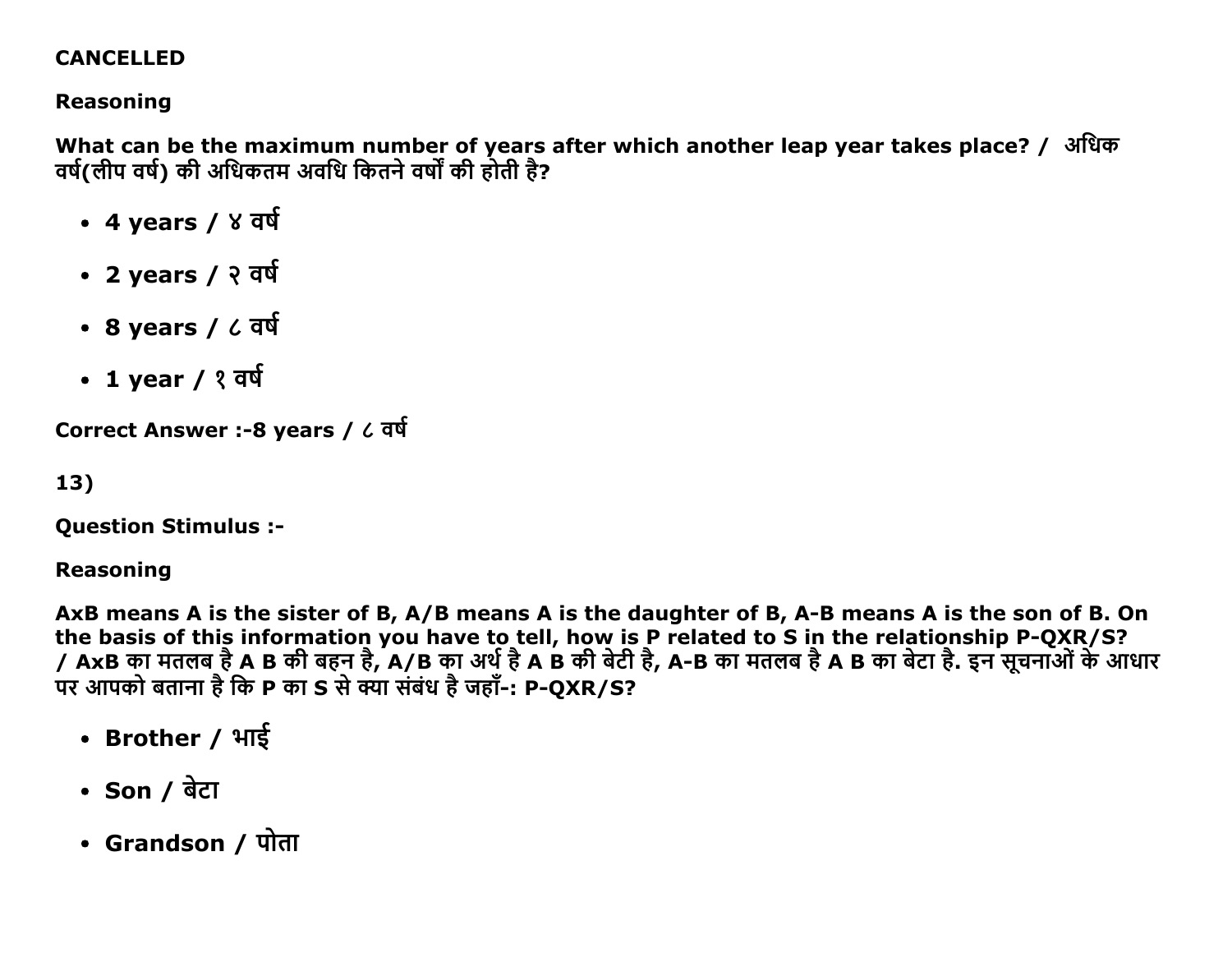**CANCELLED**

**Reasoning**

**What can be the maximum number of years after which another leap year takes place? / अधिक वर्ष(लीप वर्ष) की अधिकतम अवधि कितने वर्षों की होती है?**

- **4 years / ४ वर्ष**
- **2 years / २ वर्ष**
- **8 years / ८ वर्ष**
- **1 year / १ वर्ष**

**Correct Answer :-8 years / ८ वर्ष**

**13)**

**Question Stimulus :-**

**Reasoning**

**AxB means A is the sister of B, A/B means A is the daughter of B, A-B means A is the son of B. On the basis of this information you have to tell, how is P related to S in the relationship P-QXR/S? / AxB का मतलब है A B की बहन है, A/B का अर्थ है A B की बेटी है, A-B का मतलब है A B का बेटा है. इन सूचनाओं के आधार पर आपको बताना है कि P का S से क्या संबंध है जहाँ-: P-QXR/S?**

- **Brother / भाई**
- **Son / बेटा**
- **Grandson / पोता**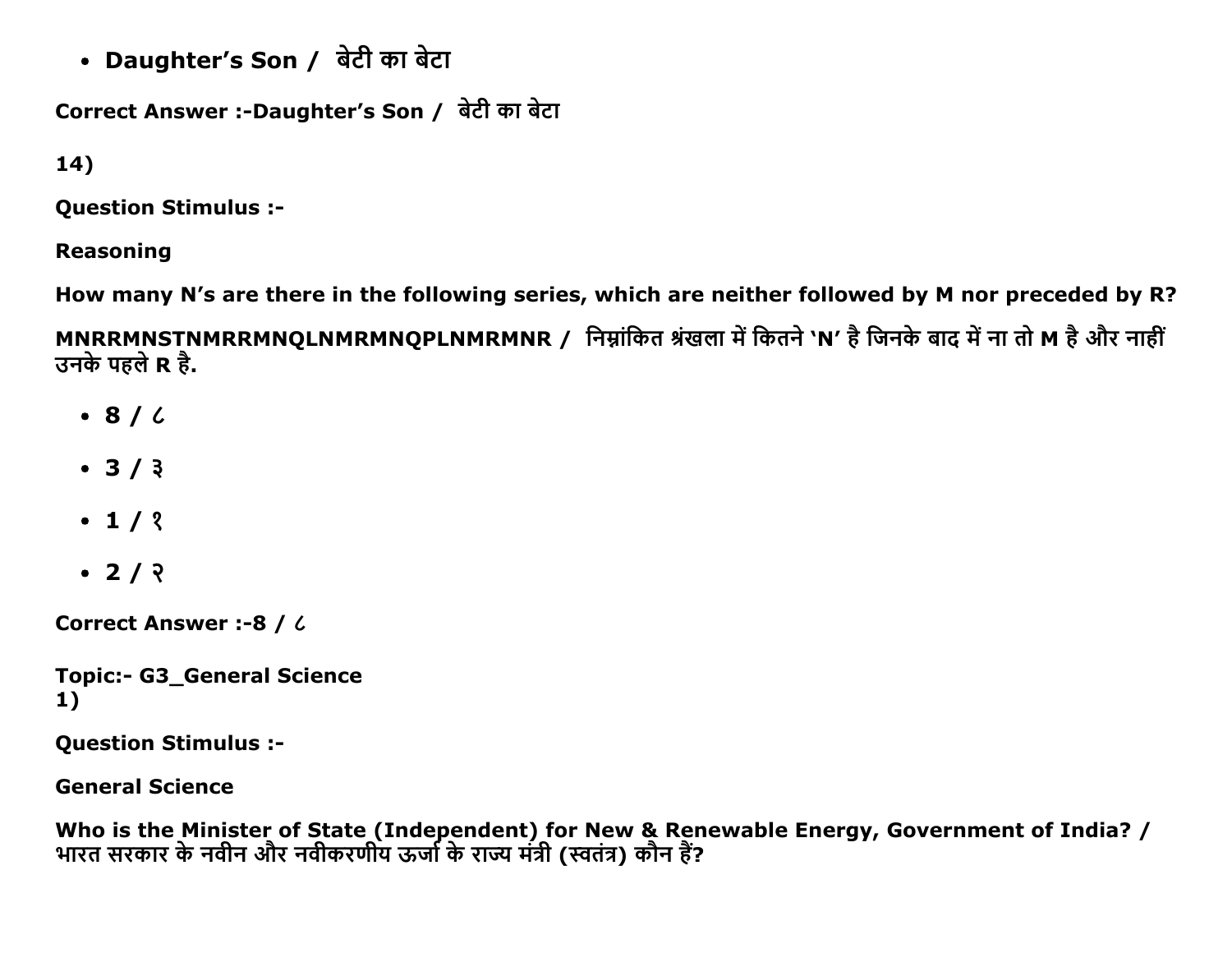- **Daughter's Son / बेटी का बेटा**

**Correct Answer :-Daughter's Son / बेटी का बेटा**

**14)**

**Question Stimulus :-**

**Reasoning**

**How many N's are there in the following series, which are neither followed by M nor preceded by R?**

**MNRRMNSTNMRRMNQLNMRMNQPLNMRMNR / निम्नांकित श्रंखला में कितने 'N' है जिनके बाद में ना तो M है और नाहीं उनके पहले R है.**

- **8 / ८**
- **3 / ३**
- **1 / १**
- **2 / २**

**Correct Answer :-8 / ८**

**Topic:- G3_General Science**
**1)**

**Question Stimulus :-**

**General Science**

**Who is the Minister of State (Independent) for New & Renewable Energy, Government of India? / भारत सरकार के नवीन और नवीकरणीय ऊर्जा के राज्य मंत्री (स्वतंत्र) कौन हैं?**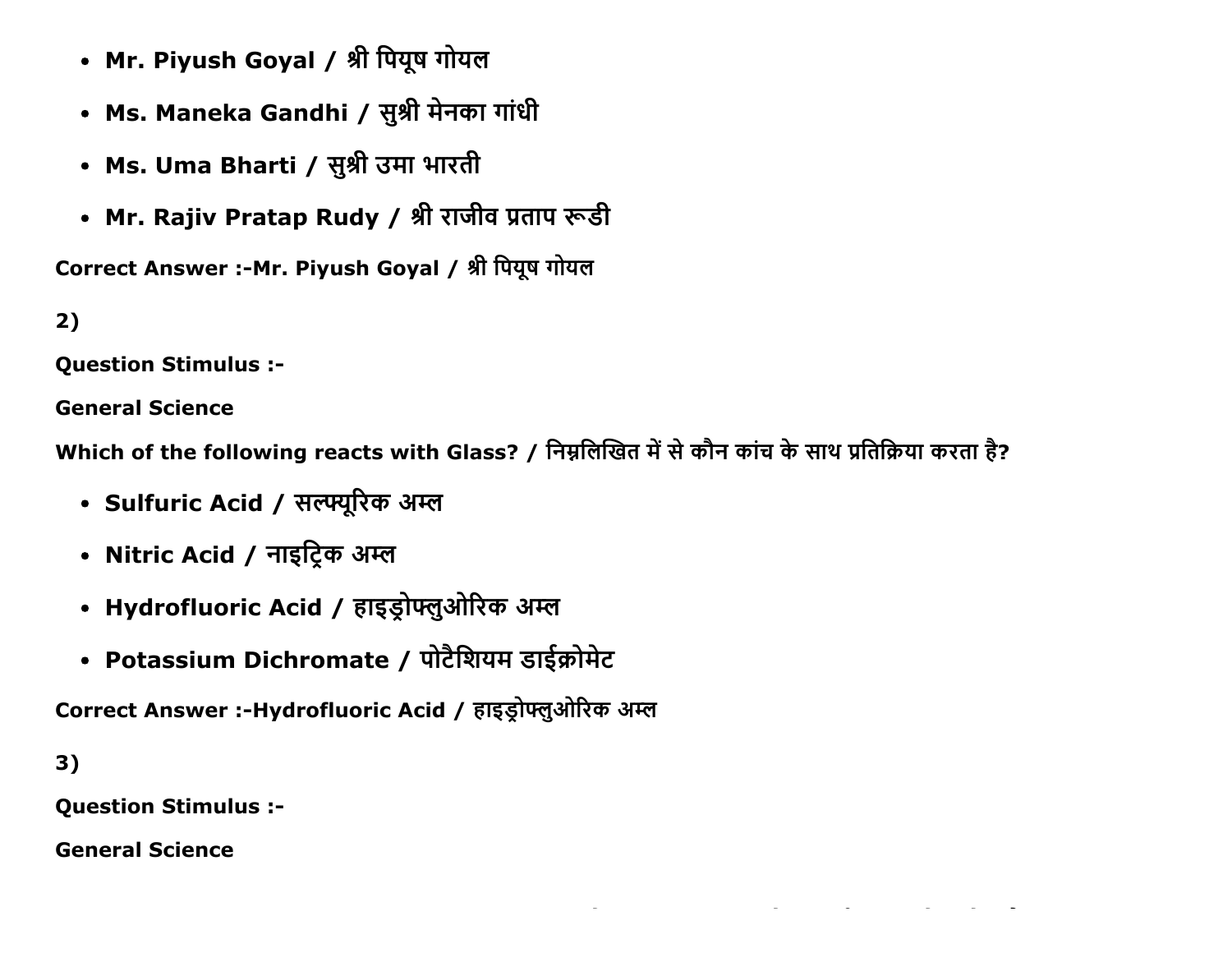- **Mr. Piyush Goyal / श्री पियूष गोयल**
- **Ms. Maneka Gandhi / सुश्री मेनका गांधी**
- **Ms. Uma Bharti / सुश्री उमा भारती**
- **Mr. Rajiv Pratap Rudy / श्री राजीव प्रताप रूडी**

**Correct Answer :-Mr. Piyush Goyal / श्री पियूष गोयल**

**2)**

**Question Stimulus :-**

**General Science**

**Which of the following reacts with Glass? / निम्नलिखित में से कौन कांच के साथ प्रतिक्रिया करता है?**

- **Sulfuric Acid / सल्फ्यूरिक अम्ल**
- **Nitric Acid / नाइट्रिक अम्ल**
- **Hydrofluoric Acid / हाइड्रोफ्लुओरिक अम्ल**
- **Potassium Dichromate / पोटैशियम डाईक्रोमेट**

**Correct Answer :-Hydrofluoric Acid / हाइड्रोफ्लुओरिक अम्ल**

**3)**

**Question Stimulus :-**

**General Science**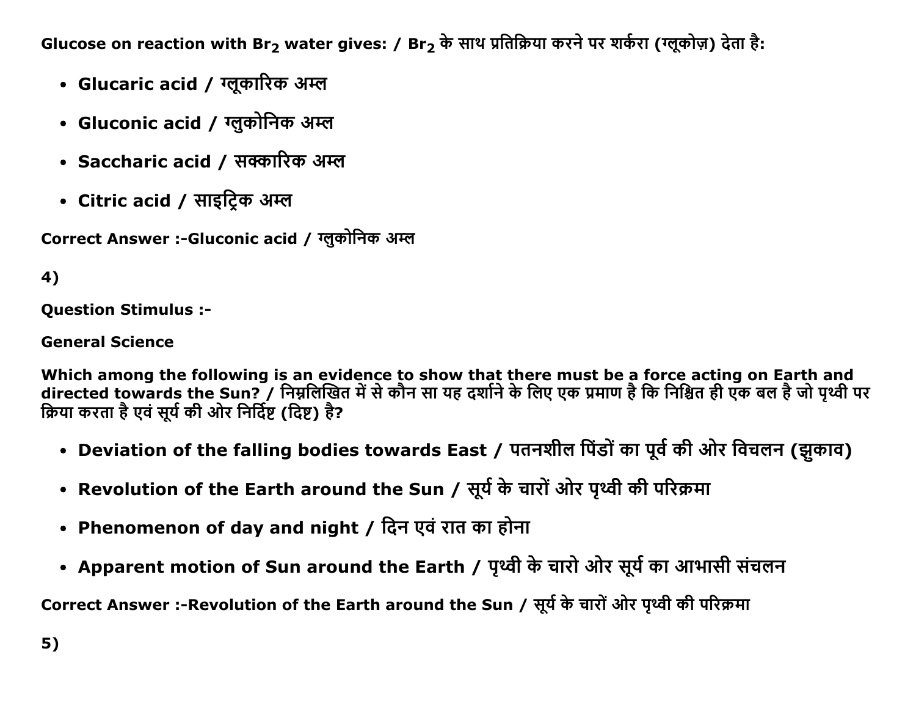Glucose on reaction with $Br_2$ water gives: / $Br_2$ के साथ प्रतिक्रिया करने पर शर्करा (ग्लूकोज़) देता है:

- Glucaric acid / ग्लूकारिक अम्ल
- Gluconic acid / ग्लुकोनिक अम्ल
- Saccharic acid / सक्कारिक अम्ल
- Citric acid / साइट्रिक अम्ल

Correct Answer :-Gluconic acid / ग्लुकोनिक अम्ल

4)

Question Stimulus :-

General Science

Which among the following is an evidence to show that there must be a force acting on Earth and directed towards the Sun? / निम्नलिखित में से कौन सा यह दर्शाने के लिए एक प्रमाण है कि निश्चित ही एक बल है जो पृथ्वी पर क्रिया करता है एवं सूर्य की ओर निर्दिष्ट (दिष्ट) है?

- Deviation of the falling bodies towards East / पतनशील पिंडों का पूर्व की ओर विचलन (झुकाव)
- Revolution of the Earth around the Sun / सूर्य के चारों ओर पृथ्वी की परिक्रमा
- Phenomenon of day and night / दिन एवं रात का होना
- Apparent motion of Sun around the Earth / पृथ्वी के चारो ओर सूर्य का आभासी संचलन

Correct Answer :-Revolution of the Earth around the Sun / सूर्य के चारों ओर पृथ्वी की परिक्रमा

5)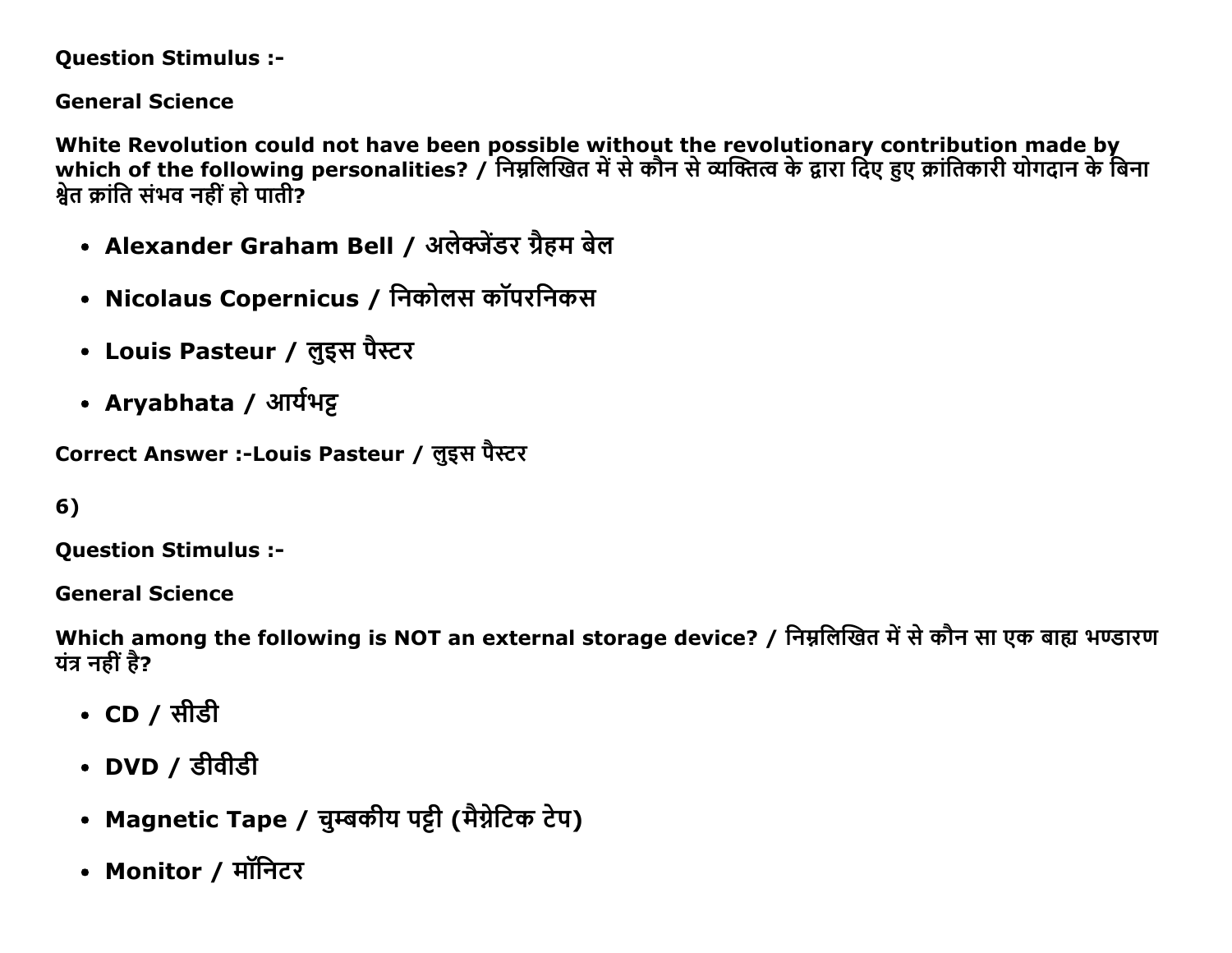**Question Stimulus :-**

**General Science**

**White Revolution could not have been possible without the revolutionary contribution made by which of the following personalities? / निम्नलिखित में से कौन से व्यक्तित्व के द्वारा दिए हुए क्रांतिकारी योगदान के बिना श्वेत क्रांति संभव नहीं हो पाती?**

- **Alexander Graham Bell / अलेक्जेंडर ग्रैहम बेल**
- **Nicolaus Copernicus / निकोलस कॉपरनिकस**
- **Louis Pasteur / लुइस पैस्टर**
- **Aryabhata / आर्यभट्ट**

**Correct Answer :-Louis Pasteur / लुइस पैस्टर**

**6)**

**Question Stimulus :-**

**General Science**

**Which among the following is NOT an external storage device? / निम्नलिखित में से कौन सा एक बाह्य भण्डारण यंत्र नहीं है?**

- **CD / सीडी**
- **DVD / डीवीडी**
- **Magnetic Tape / चुम्बकीय पट्टी (मैग्नेटिक टेप)**
- **Monitor / मॉनिटर**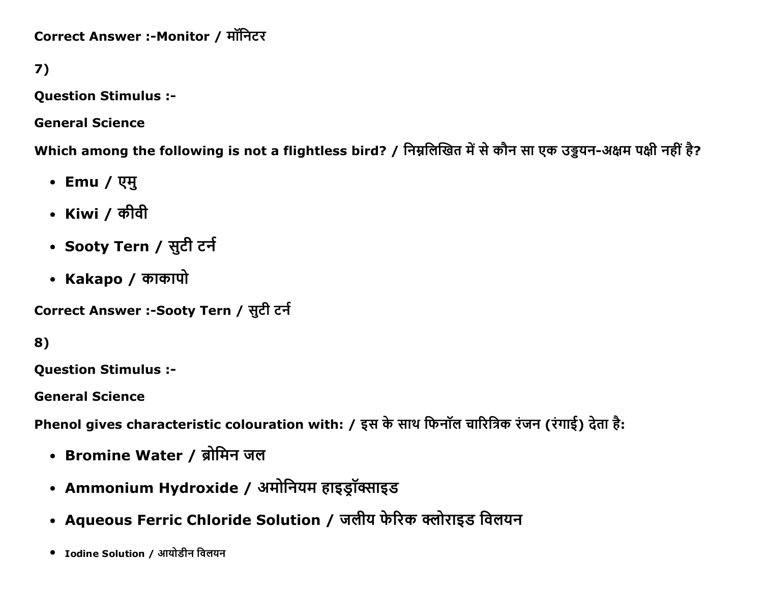**Correct Answer :-Monitor / मॉनिटर**

**7)**

**Question Stimulus :-**

**General Science**

**Which among the following is not a flightless bird? / निम्नलिखित में से कौन सा एक उड्डयन-अक्षम पक्षी नहीं है?**

- **Emu / एमु**
- **Kiwi / कीवी**
- **Sooty Tern / सुटी टर्न**
- **Kakapo / काकापो**

**Correct Answer :-Sooty Tern / सुटी टर्न**

**8)**

**Question Stimulus :-**

**General Science**

**Phenol gives characteristic colouration with: / इस के साथ फिनॉल चारित्रिक रंजन (रंगाई) देता है:**

- **Bromine Water / ब्रोमिन जल**
- **Ammonium Hydroxide / अमोनियम हाइड्रॉक्साइड**
- **Aqueous Ferric Chloride Solution / जलीय फेरिक क्लोराइड विलयन**
- **Iodine Solution / आयोडीन विलयन**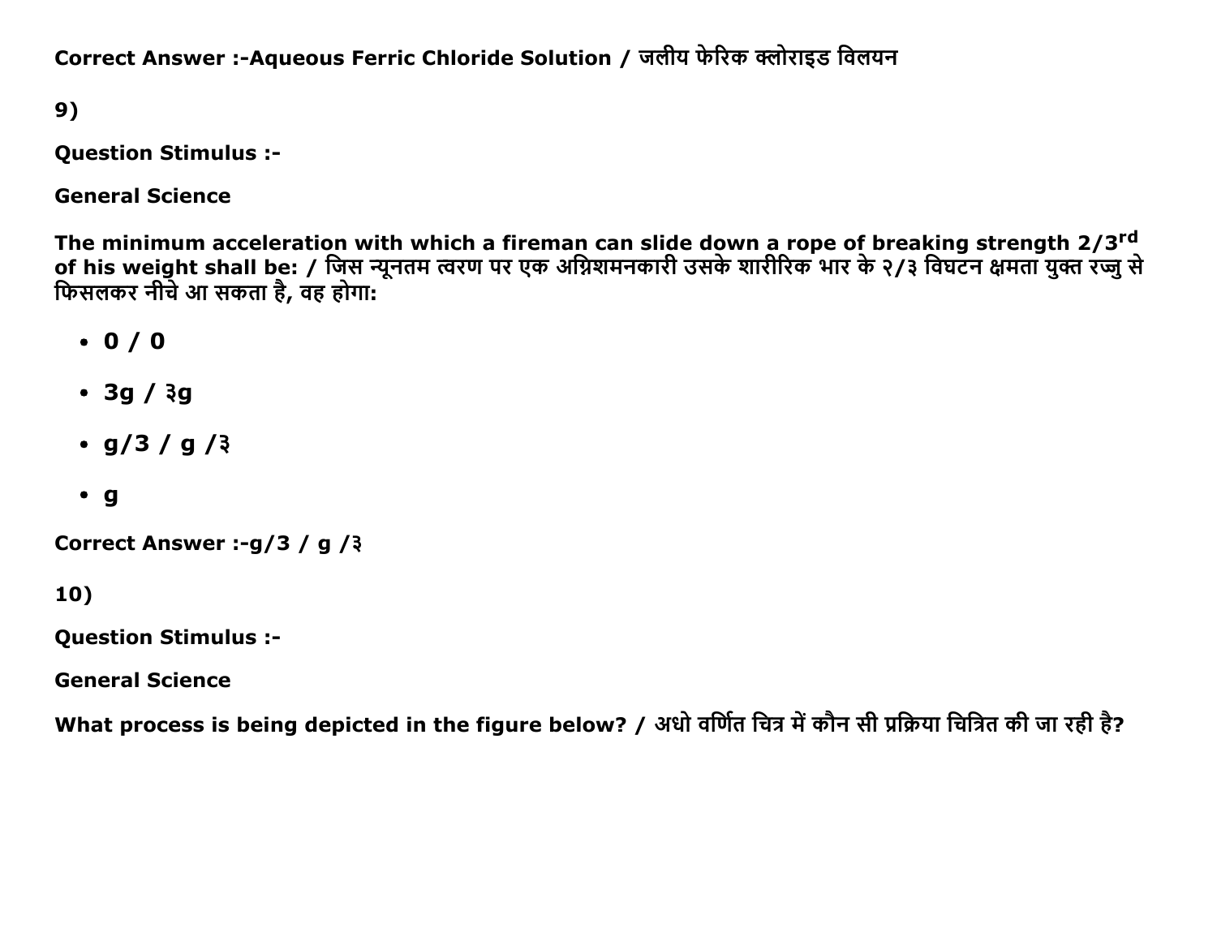**Correct Answer :-Aqueous Ferric Chloride Solution / जलीय फेरिक क्लोराइड विलयन**

**9)**

**Question Stimulus :-**

**General Science**

**The minimum acceleration with which a fireman can slide down a rope of breaking strength 2/3$^{rd}$ of his weight shall be: / जिस न्यूनतम त्वरण पर एक अग्निशमनकारी उसके शारीरिक भार के २/३ विघटन क्षमता युक्त रज्जु से फिसलकर नीचे आ सकता है, वह होगा:**

- **0 / 0**
- **3g / ३g**
- **g/3 / g /३**
- **g**

**Correct Answer :-g/3 / g /३**

**10)**

**Question Stimulus :-**

**General Science**

**What process is being depicted in the figure below? / अधो वर्णित चित्र में कौन सी प्रक्रिया चित्रित की जा रही है?**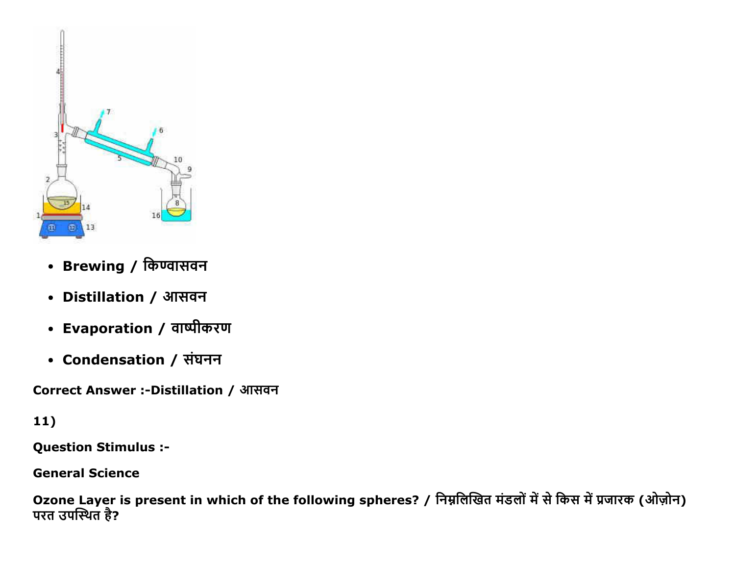- **Brewing / किण्वासवन**
- **Distillation / आसवन**
- **Evaporation / वाष्पीकरण**
- **Condensation / संघनन**

**Correct Answer :-Distillation / आसवन**

**11)**

**Question Stimulus :-**

**General Science**

**Ozone Layer is present in which of the following spheres? / निम्नलिखित मंडलों में से किस में प्रजारक (ओज़ोन) परत उपस्थित है?**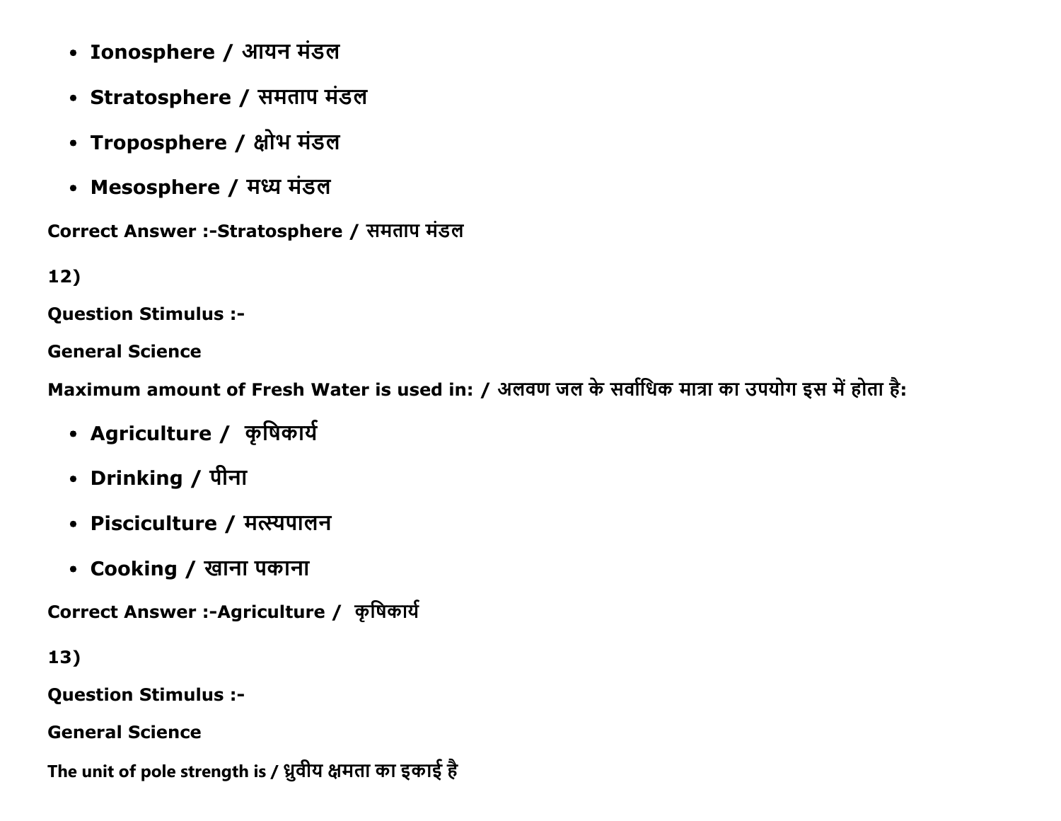- **Ionosphere / आयन मंडल**
- **Stratosphere / समताप मंडल**
- **Troposphere / क्षोभ मंडल**
- **Mesosphere / मध्य मंडल**

**Correct Answer :-Stratosphere / समताप मंडल**

**12)**

**Question Stimulus :-**

**General Science**

**Maximum amount of Fresh Water is used in: / अलवण जल के सर्वाधिक मात्रा का उपयोग इस में होता है:**

- **Agriculture / कृषिकार्य**
- **Drinking / पीना**
- **Pisciculture / मत्स्यपालन**
- **Cooking / खाना पकाना**

**Correct Answer :-Agriculture / कृषिकार्य**

**13)**

**Question Stimulus :-**

**General Science**

**The unit of pole strength is / ध्रुवीय क्षमता का इकाई है**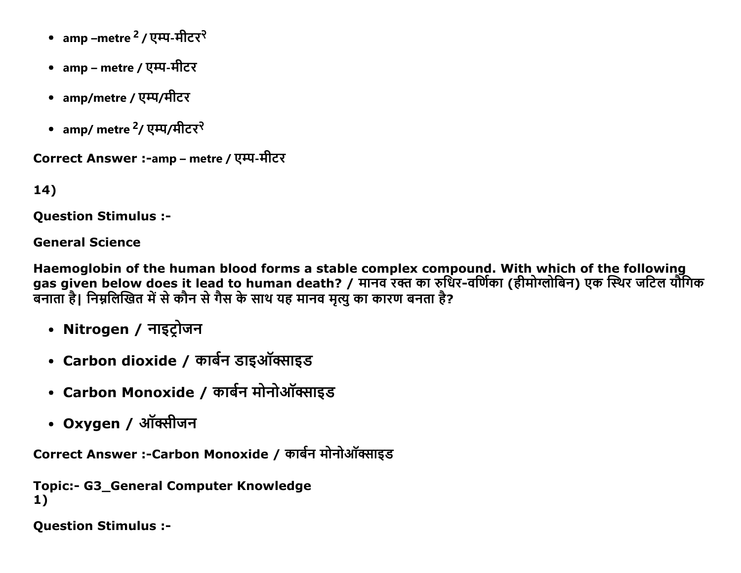- amp –metre $^2$ / एम्प-मीटर$^२$
- amp – metre / एम्प-मीटर
- amp/metre / एम्प/मीटर
- amp/ metre $^2$/ एम्प/मीटर$^२$

**Correct Answer :-**amp – metre / एम्प-मीटर

**14)**

**Question Stimulus :-**

**General Science**

**Haemoglobin of the human blood forms a stable complex compound. With which of the following gas given below does it lead to human death? / मानव रक्त का रुधिर-वर्णिका (हीमोग्लोबिन) एक स्थिर जटिल यौगिक बनाता है| निम्नलिखित में से कौन से गैस के साथ यह मानव मृत्यु का कारण बनता है?**

- **Nitrogen / नाइट्रोजन**
- **Carbon dioxide / कार्बन डाइऑक्साइड**
- **Carbon Monoxide / कार्बन मोनोऑक्साइड**
- **Oxygen / ऑक्सीजन**

**Correct Answer :-Carbon Monoxide / कार्बन मोनोऑक्साइड**

**Topic:- G3_General Computer Knowledge**
**1)**

**Question Stimulus :-**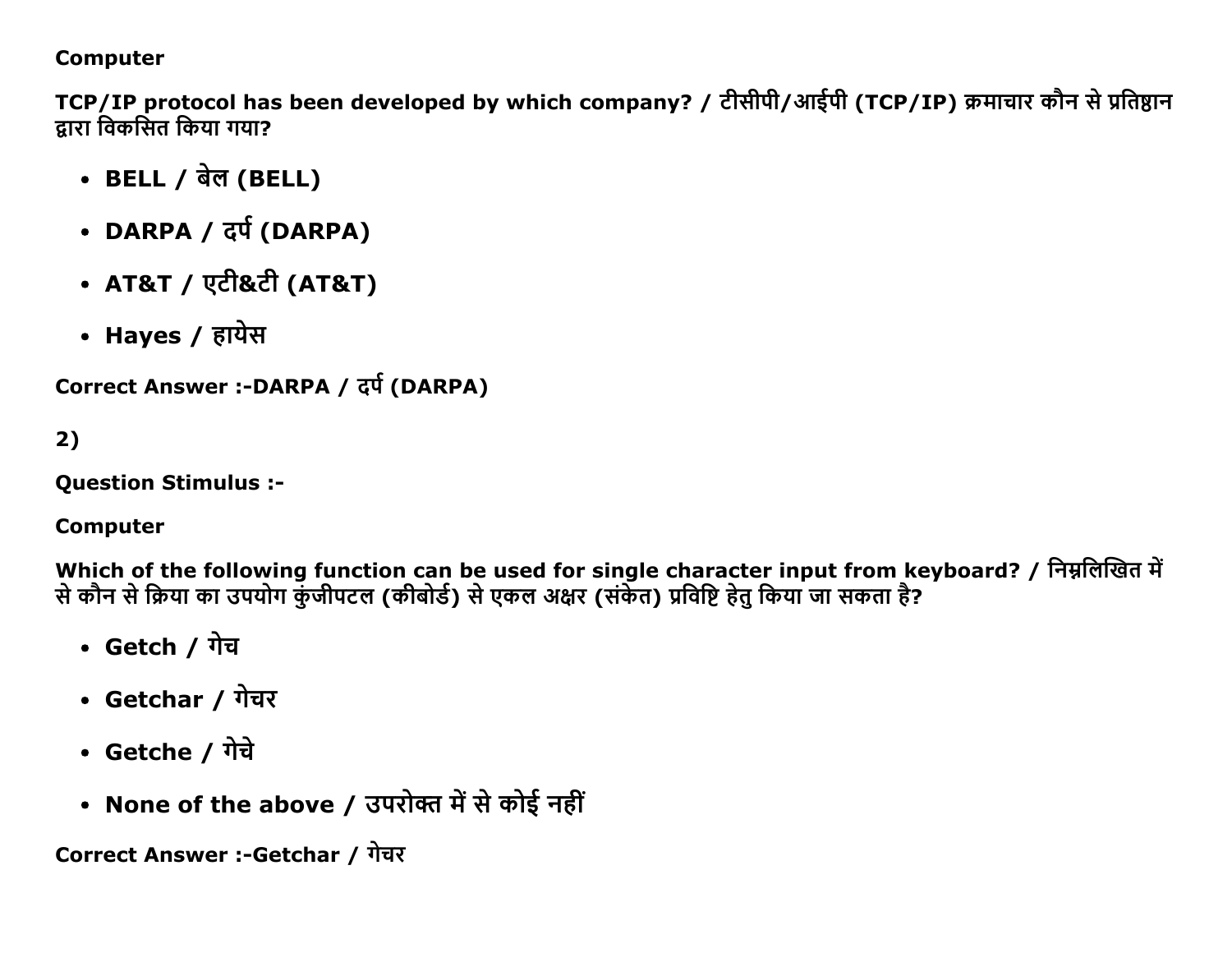**Computer**

**TCP/IP protocol has been developed by which company? / टीसीपी/आईपी (TCP/IP) क्रमाचार कौन से प्रतिष्ठान द्वारा विकसित किया गया?**

- **BELL / बेल (BELL)**
- **DARPA / दर्प (DARPA)**
- **AT&T / एटी&टी (AT&T)**
- **Hayes / हायेस**

**Correct Answer :-DARPA / दर्प (DARPA)**

**2)**

**Question Stimulus :-**

**Computer**

**Which of the following function can be used for single character input from keyboard? / निम्नलिखित में से कौन से क्रिया का उपयोग कुंजीपटल (कीबोर्ड) से एकल अक्षर (संकेत) प्रविष्टि हेतु किया जा सकता है?**

- **Getch / गेच**
- **Getchar / गेचर**
- **Getche / गेचे**
- **None of the above / उपरोक्त में से कोई नहीं**

**Correct Answer :-Getchar / गेचर**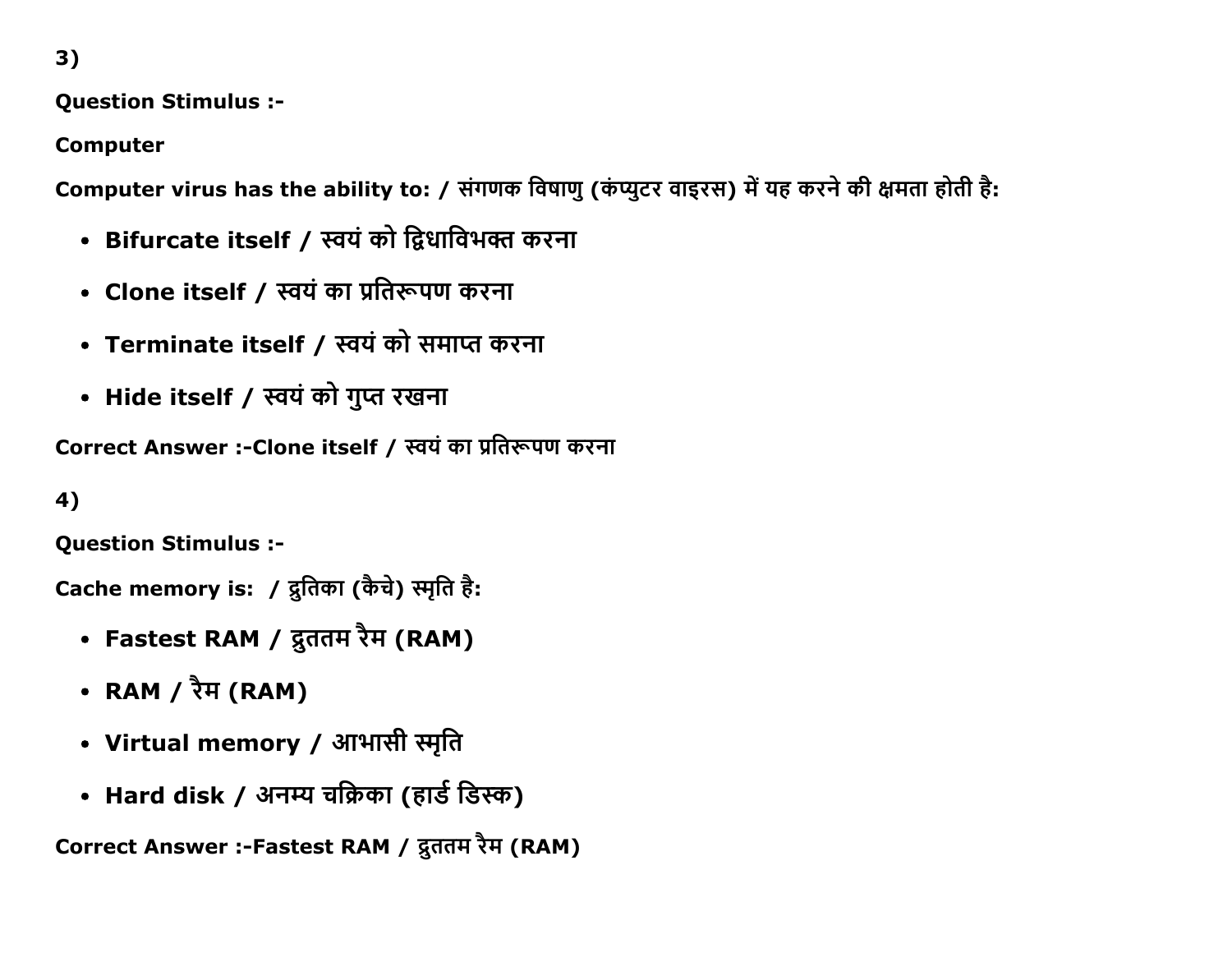3)

**Question Stimulus :-**

**Computer**

**Computer virus has the ability to: / संगणक विषाणु (कंप्युटर वाइरस) में यह करने की क्षमता होती है:**

- **Bifurcate itself / स्वयं को द्विधाविभक्त करना**
- **Clone itself / स्वयं का प्रतिरूपण करना**
- **Terminate itself / स्वयं को समाप्त करना**
- **Hide itself / स्वयं को गुप्त रखना**

**Correct Answer :-Clone itself / स्वयं का प्रतिरूपण करना**

4)

**Question Stimulus :-**

**Cache memory is: / द्रुतिका (कैचे) स्मृति है:**

- **Fastest RAM / द्रुततम रैम (RAM)**
- **RAM / रैम (RAM)**
- **Virtual memory / आभासी स्मृति**
- **Hard disk / अनम्य चक्रिका (हार्ड डिस्क)**

**Correct Answer :-Fastest RAM / द्रुततम रैम (RAM)**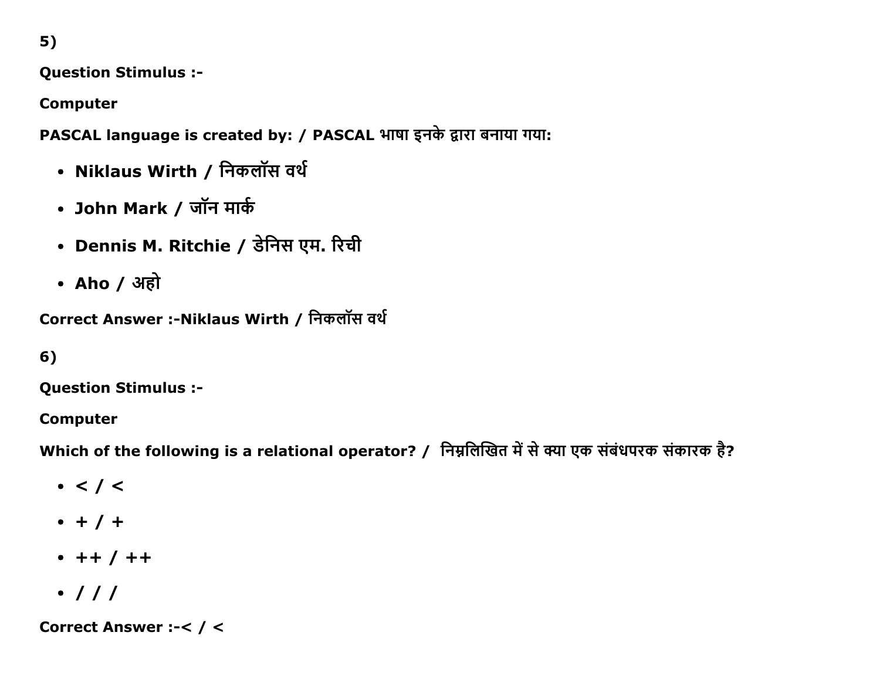5)

**Question Stimulus :-**

**Computer**

**PASCAL language is created by: / PASCAL भाषा इनके द्वारा बनाया गया:**

- **Niklaus Wirth / निकलॉस वर्थ**
- **John Mark / जॉन मार्क**
- **Dennis M. Ritchie / डेनिस एम. रिची**
- **Aho / अहो**

**Correct Answer :-Niklaus Wirth / निकलॉस वर्थ**

6)

**Question Stimulus :-**

**Computer**

**Which of the following is a relational operator? / निम्नलिखित में से क्या एक संबंधपरक संकारक है?**

- **< / <**
- **+ / +**
- **++ / ++**
- **/ / /**

**Correct Answer :-< / <**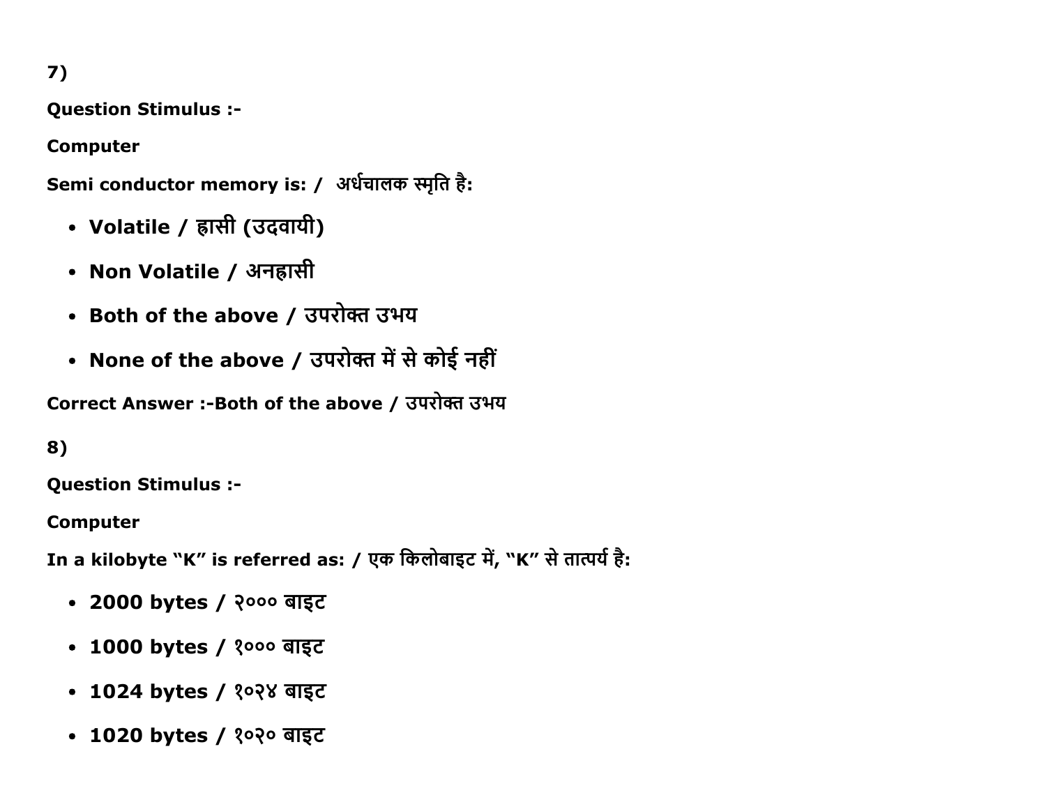7)

**Question Stimulus :-**

**Computer**

**Semi conductor memory is: /  अर्धचालक स्मृति है:**

- **Volatile / ह्रासी (उदवायी)**
- **Non Volatile / अनह्रासी**
- **Both of the above / उपरोक्त उभय**
- **None of the above / उपरोक्त में से कोई नहीं**

**Correct Answer :-Both of the above / उपरोक्त उभय**

8)

**Question Stimulus :-**

**Computer**

**In a kilobyte "K" is referred as: / एक किलोबाइट में, "K" से तात्पर्य है:**

- **2000 bytes / २००० बाइट**
- **1000 bytes / १००० बाइट**
- **1024 bytes / १०२४ बाइट**
- **1020 bytes / १०२० बाइट**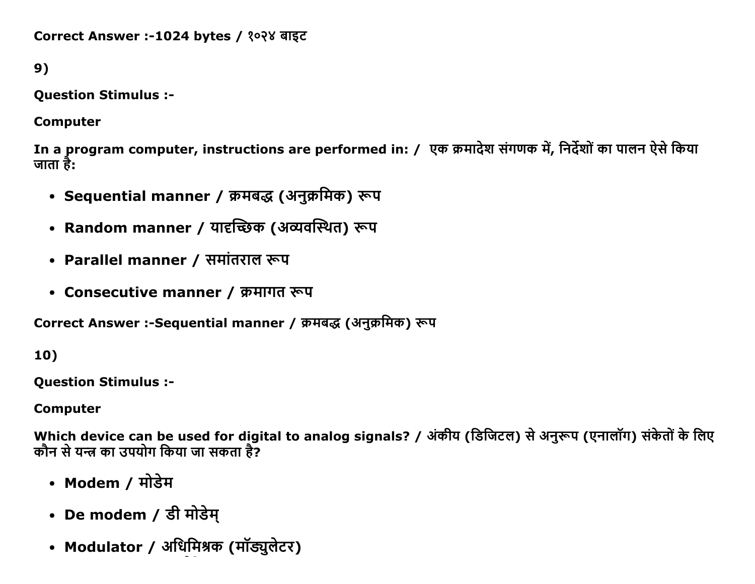**Correct Answer :-1024 bytes / १०२४ बाइट**

**9)**

**Question Stimulus :-**

**Computer**

**In a program computer, instructions are performed in: / एक क्रमादेश संगणक में, निर्देशों का पालन ऐसे किया जाता है:**

- **Sequential manner / क्रमबद्ध (अनुक्रमिक) रूप**
- **Random manner / यादृच्छिक (अव्यवस्थित) रूप**
- **Parallel manner / समांतराल रूप**
- **Consecutive manner / क्रमागत रूप**

**Correct Answer :-Sequential manner / क्रमबद्ध (अनुक्रमिक) रूप**

**10)**

**Question Stimulus :-**

**Computer**

**Which device can be used for digital to analog signals? / अंकीय (डिजिटल) से अनुरूप (एनालॉग) संकेतों के लिए कौन से यन्त्र का उपयोग किया जा सकता है?**

- **Modem / मोडेम**
- **De modem / डी मोडेम्**
- **Modulator / अधिमिश्रक (मॉड्युलेटर)**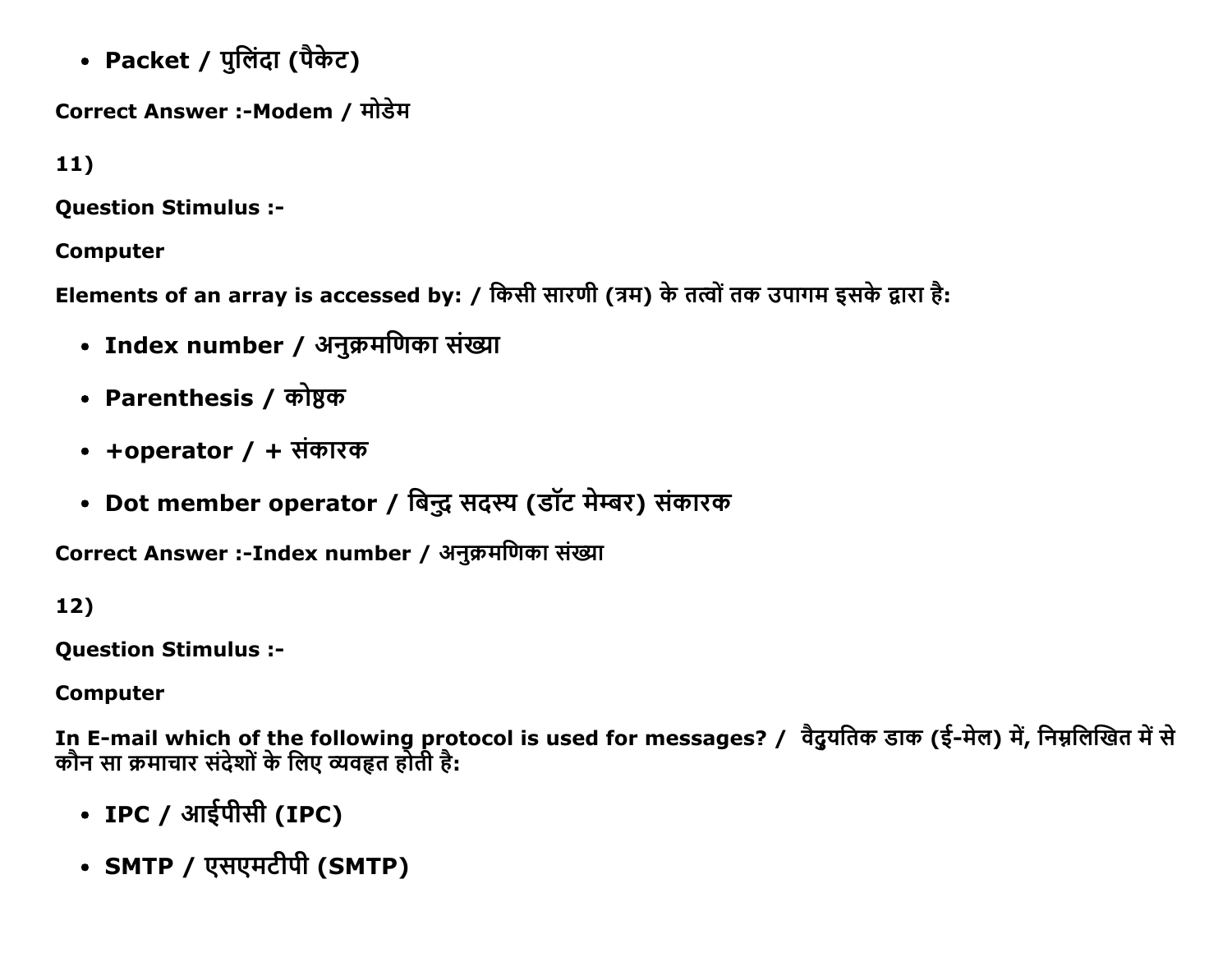- **Packet / पुलिंदा (पैकेट)**

**Correct Answer :-Modem / मोडेम**

**11)**

**Question Stimulus :-**

**Computer**

**Elements of an array is accessed by: / किसी सारणी (त्रम) के तत्वों तक उपागम इसके द्वारा है:**

- **Index number / अनुक्रमणिका संख्या**
- **Parenthesis / कोष्ठक**
- **+operator / + संकारक**
- **Dot member operator / बिन्दु सदस्य (डॉट मेम्बर) संकारक**

**Correct Answer :-Index number / अनुक्रमणिका संख्या**

**12)**

**Question Stimulus :-**

**Computer**

**In E-mail which of the following protocol is used for messages? / वैद्युयतिक डाक (ई-मेल) में, निम्नलिखित में से कौन सा क्रमाचार संदेशों के लिए व्यवहृत होती है:**

- **IPC / आईपीसी (IPC)**
- **SMTP / एसएमटीपी (SMTP)**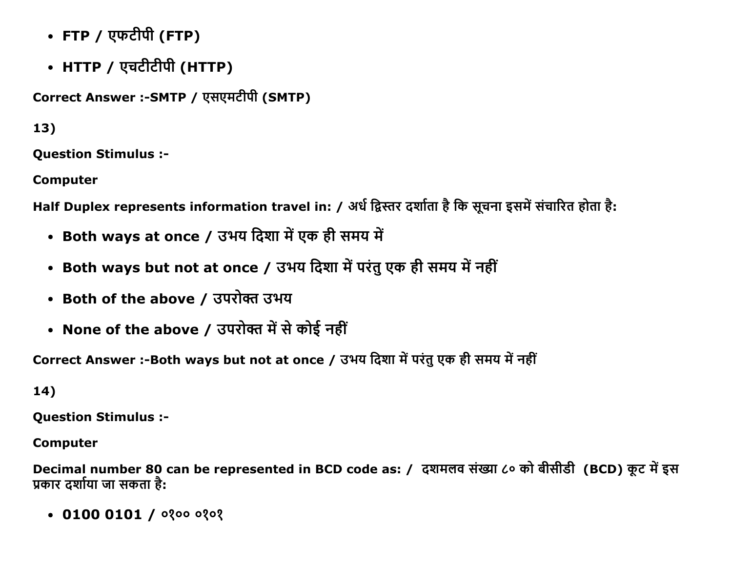- **FTP / एफटीपी (FTP)**
- **HTTP / एचटीटीपी (HTTP)**

**Correct Answer :-SMTP / एसएमटीपी (SMTP)**

**13)**

**Question Stimulus :-**

**Computer**

**Half Duplex represents information travel in: / अर्ध द्विस्तर दर्शाता है कि सूचना इसमें संचारित होता है:**

- **Both ways at once / उभय दिशा में एक ही समय में**
- **Both ways but not at once / उभय दिशा में परंतु एक ही समय में नहीं**
- **Both of the above / उपरोक्त उभय**
- **None of the above / उपरोक्त में से कोई नहीं**

**Correct Answer :-Both ways but not at once / उभय दिशा में परंतु एक ही समय में नहीं**

**14)**

**Question Stimulus :-**

**Computer**

**Decimal number 80 can be represented in BCD code as: / दशमलव संख्या ८० को बीसीडी (BCD) कूट में इस प्रकार दर्शाया जा सकता है:**

- **0100 0101 / ०१०० ०१०१**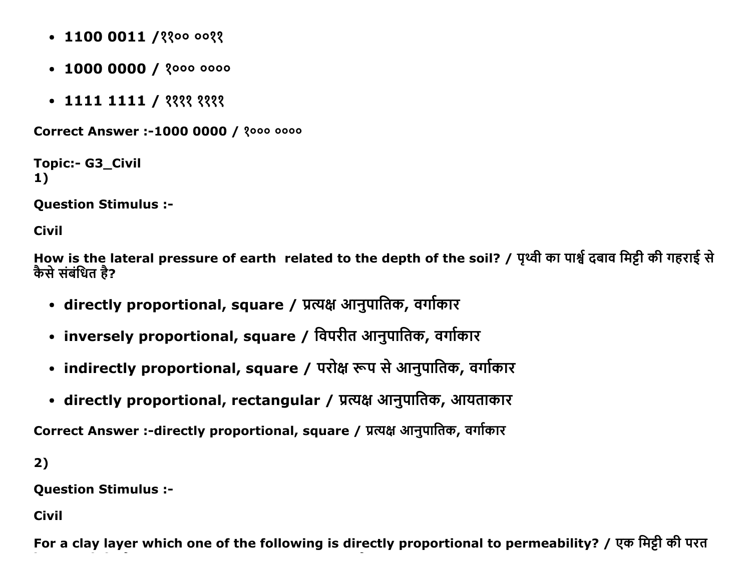- **1100 0011 /११०० ००११**
- **1000 0000 / १००० ००००**
- **1111 1111 / ११११ ११११**

**Correct Answer :-1000 0000 / १००० ००००**

**Topic:- G3_Civil**
**1)**

**Question Stimulus :-**

**Civil**

**How is the lateral pressure of earth related to the depth of the soil? / पृथ्वी का पार्श्व दबाव मिट्टी की गहराई से कैसे संबंधित है?**

- **directly proportional, square / प्रत्यक्ष आनुपातिक, वर्गाकार**
- **inversely proportional, square / विपरीत आनुपातिक, वर्गाकार**
- **indirectly proportional, square / परोक्ष रूप से आनुपातिक, वर्गाकार**
- **directly proportional, rectangular / प्रत्यक्ष आनुपातिक, आयताकार**

**Correct Answer :-directly proportional, square / प्रत्यक्ष आनुपातिक, वर्गाकार**

**2)**

**Question Stimulus :-**

**Civil**

**For a clay layer which one of the following is directly proportional to permeability? / एक मिट्टी की परत**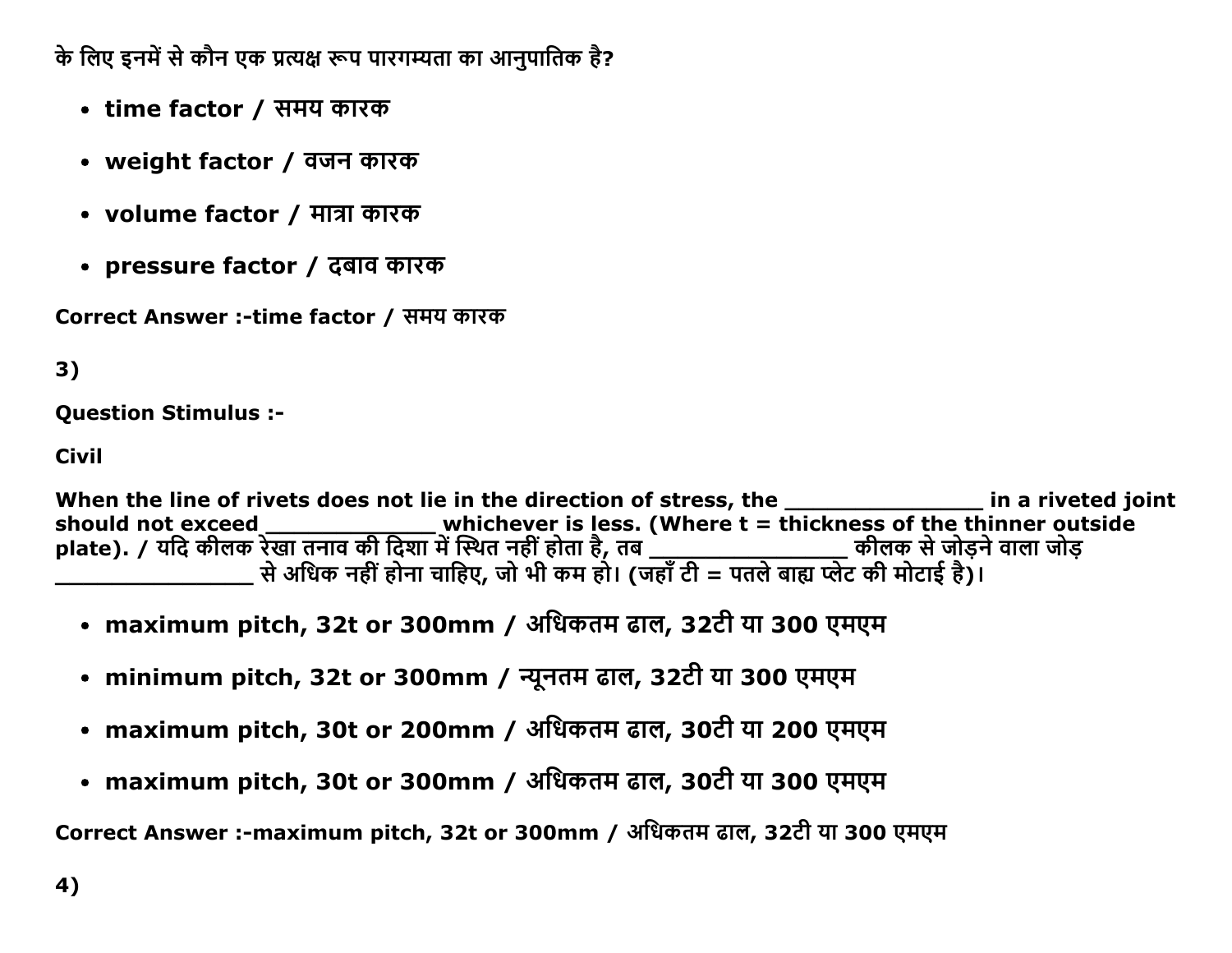के लिए इनमें से कौन एक प्रत्यक्ष रूप पारगम्यता का आनुपातिक है?

- **time factor / समय कारक**
- **weight factor / वजन कारक**
- **volume factor / मात्रा कारक**
- **pressure factor / दबाव कारक**

**Correct Answer :-time factor / समय कारक**

**3)**

**Question Stimulus :-**

**Civil**

**When the line of rivets does not lie in the direction of stress, the ________________ in a riveted joint should not exceed ______________ whichever is less. (Where t = thickness of the thinner outside plate). / यदि कीलक रेखा तनाव की दिशा में स्थित नहीं होता है, तब ________________ कीलक से जोड़ने वाला जोड़ ________________ से अधिक नहीं होना चाहिए, जो भी कम हो। (जहाँ टी = पतले बाह्य प्लेट की मोटाई है)।**

- **maximum pitch, 32t or 300mm / अधिकतम ढाल, 32टी या 300 एमएम**
- **minimum pitch, 32t or 300mm / न्यूनतम ढाल, 32टी या 300 एमएम**
- **maximum pitch, 30t or 200mm / अधिकतम ढाल, 30टी या 200 एमएम**
- **maximum pitch, 30t or 300mm / अधिकतम ढाल, 30टी या 300 एमएम**

**Correct Answer :-maximum pitch, 32t or 300mm / अधिकतम ढाल, 32टी या 300 एमएम**

**4)**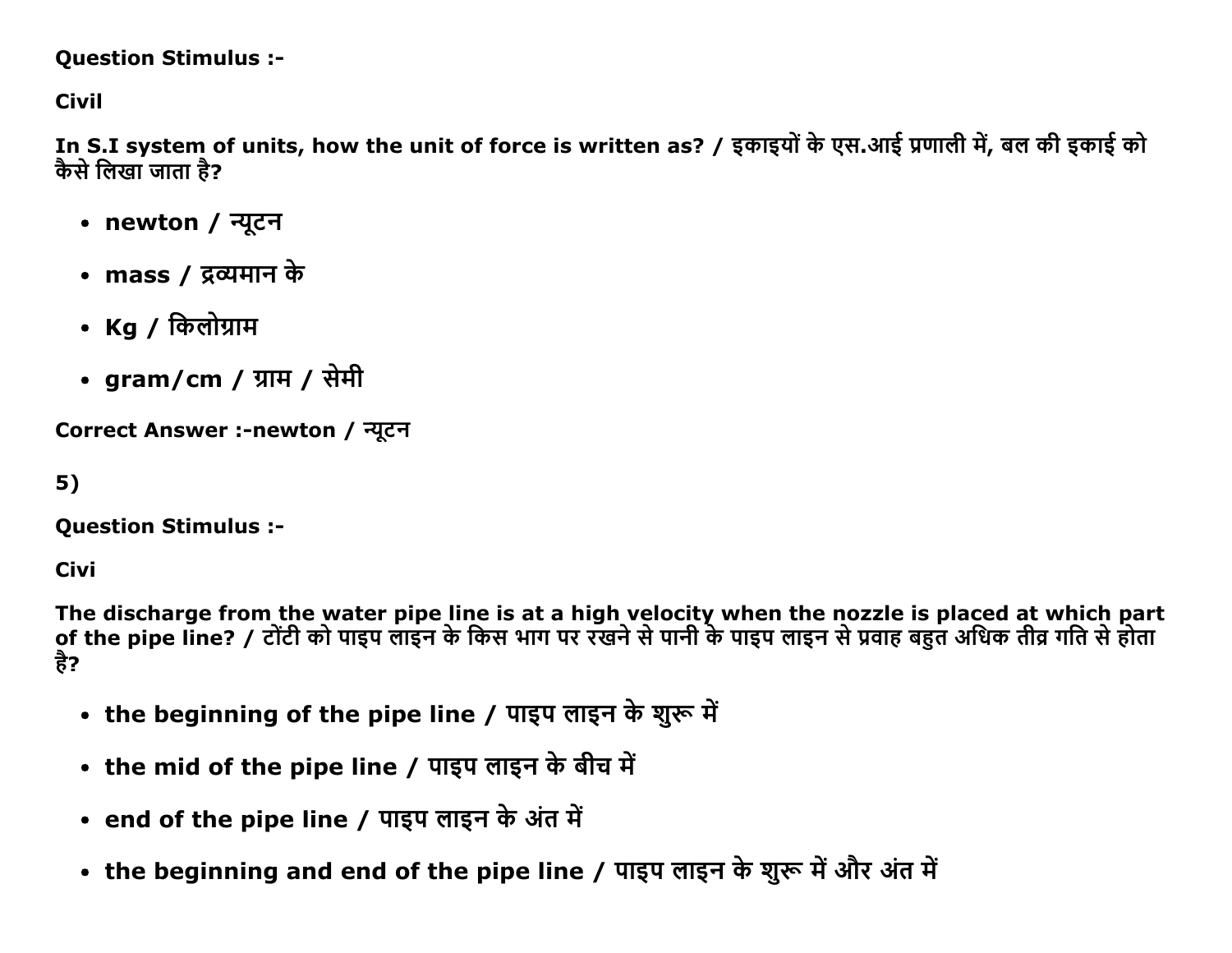**Question Stimulus :-**

**Civil**

**In S.I system of units, how the unit of force is written as? / इकाइयों के एस.आई प्रणाली में, बल की इकाई को कैसे लिखा जाता है?**

- **newton / न्यूटन**
- **mass / द्रव्यमान के**
- **Kg / किलोग्राम**
- **gram/cm / ग्राम / सेमी**

**Correct Answer :-newton / न्यूटन**

**5)**

**Question Stimulus :-**

**Civi**

**The discharge from the water pipe line is at a high velocity when the nozzle is placed at which part of the pipe line? / टोंटी को पाइप लाइन के किस भाग पर रखने से पानी के पाइप लाइन से प्रवाह बहुत अधिक तीव्र गति से होता है?**

- **the beginning of the pipe line / पाइप लाइन के शुरू में**
- **the mid of the pipe line / पाइप लाइन के बीच में**
- **end of the pipe line / पाइप लाइन के अंत में**
- **the beginning and end of the pipe line / पाइप लाइन के शुरू में और अंत में**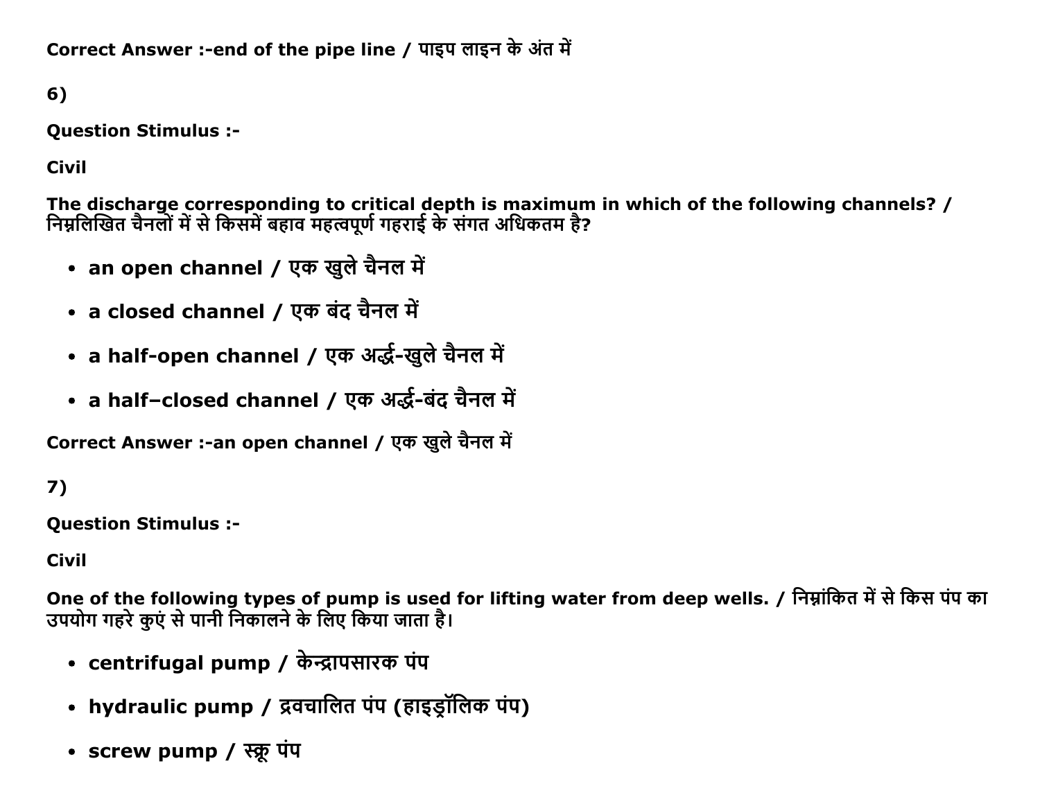**Correct Answer :-end of the pipe line / पाइप लाइन के अंत में**

**6)**

**Question Stimulus :-**

**Civil**

**The discharge corresponding to critical depth is maximum in which of the following channels? / निम्नलिखित चैनलों में से किसमें बहाव महत्वपूर्ण गहराई के संगत अधिकतम है?**

- **an open channel / एक खुले चैनल में**
- **a closed channel / एक बंद चैनल में**
- **a half-open channel / एक अर्द्ध-खुले चैनल में**
- **a half–closed channel / एक अर्द्ध-बंद चैनल में**

**Correct Answer :-an open channel / एक खुले चैनल में**

**7)**

**Question Stimulus :-**

**Civil**

**One of the following types of pump is used for lifting water from deep wells. / निम्नांकित में से किस पंप का उपयोग गहरे कुएं से पानी निकालने के लिए किया जाता है।**

- **centrifugal pump / केन्द्रापसारक पंप**
- **hydraulic pump / द्रवचालित पंप (हाइड्रॉलिक पंप)**
- **screw pump / स्क्रू पंप**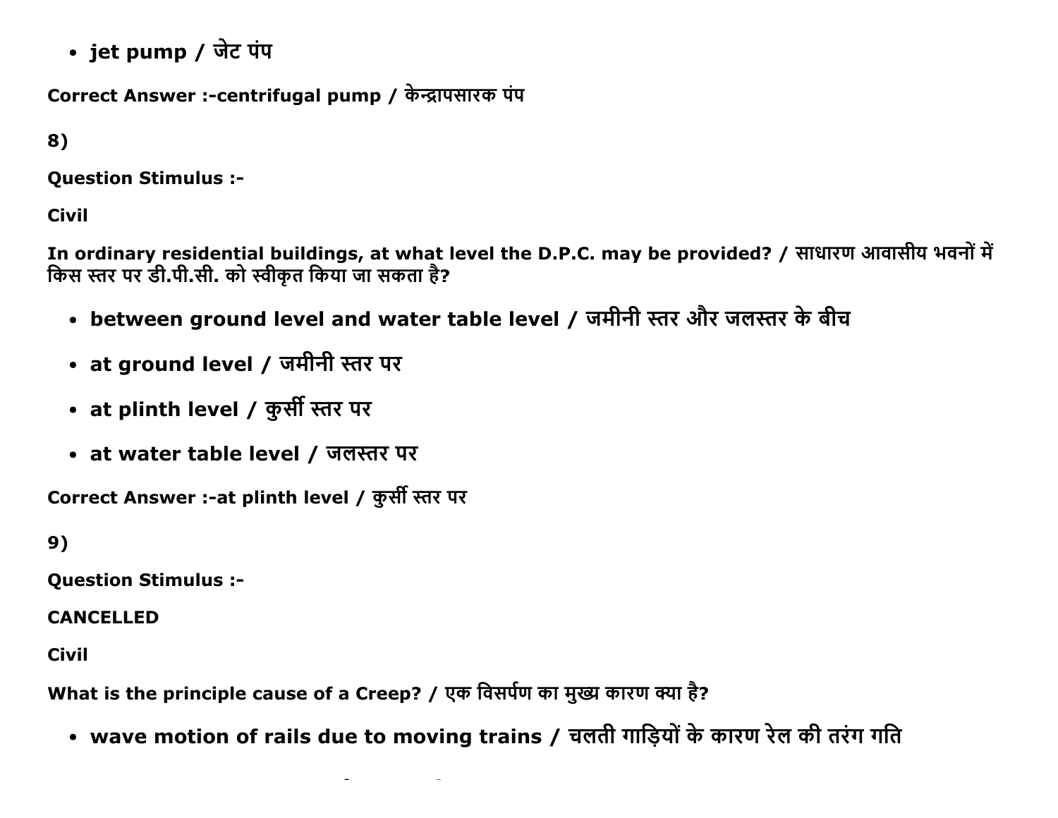- jet pump / जेट पंप

**Correct Answer :-centrifugal pump / केन्द्रापसारक पंप**

**8)**

**Question Stimulus :-**

**Civil**

**In ordinary residential buildings, at what level the D.P.C. may be provided? / साधारण आवासीय भवनों में किस स्तर पर डी.पी.सी. को स्वीकृत किया जा सकता है?**

- **between ground level and water table level / जमीनी स्तर और जलस्तर के बीच**
- **at ground level / जमीनी स्तर पर**
- **at plinth level / कुर्सी स्तर पर**
- **at water table level / जलस्तर पर**

**Correct Answer :-at plinth level / कुर्सी स्तर पर**

**9)**

**Question Stimulus :-**

**CANCELLED**

**Civil**

**What is the principle cause of a Creep? / एक विसर्पण का मुख्य कारण क्या है?**

- **wave motion of rails due to moving trains / चलती गाड़ियों के कारण रेल की तरंग गति**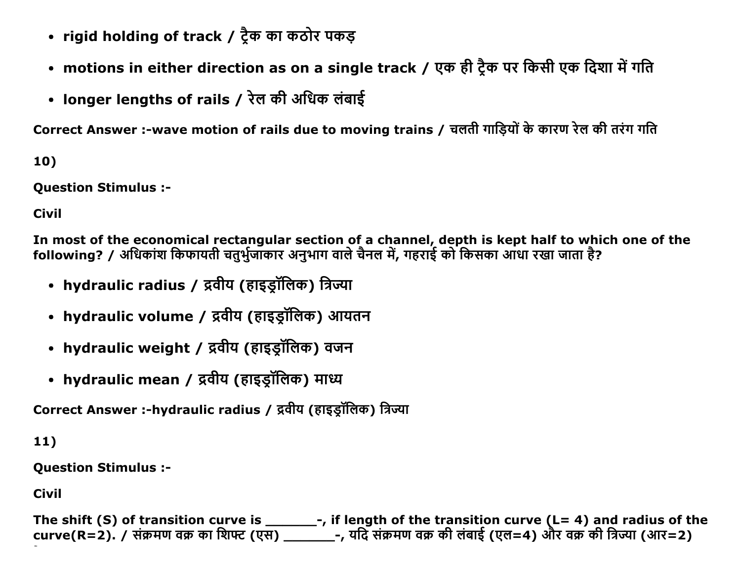- **rigid holding of track / ट्रैक का कठोर पकड़**
- **motions in either direction as on a single track / एक ही ट्रैक पर किसी एक दिशा में गति**
- **longer lengths of rails / रेल की अधिक लंबाई**

**Correct Answer :-wave motion of rails due to moving trains / चलती गाड़ियों के कारण रेल की तरंग गति**

**10)**

**Question Stimulus :-**

**Civil**

**In most of the economical rectangular section of a channel, depth is kept half to which one of the following? / अधिकांश किफायती चतुर्भुजाकार अनुभाग वाले चैनल में, गहराई को किसका आधा रखा जाता है?**

- **hydraulic radius / द्रवीय (हाइड्रॉलिक) त्रिज्या**
- **hydraulic volume / द्रवीय (हाइड्रॉलिक) आयतन**
- **hydraulic weight / द्रवीय (हाइड्रॉलिक) वजन**
- **hydraulic mean / द्रवीय (हाइड्रॉलिक) माध्य**

**Correct Answer :-hydraulic radius / द्रवीय (हाइड्रॉलिक) त्रिज्या**

**11)**

**Question Stimulus :-**

**Civil**

**The shift (S) of transition curve is _______-, if length of the transition curve (L= 4) and radius of the curve(R=2). / संक्रमण वक्र का शिफ्ट (एस) _______-, यदि संक्रमण वक्र की लंबाई (एल=4) और वक्र की त्रिज्या (आर=2)**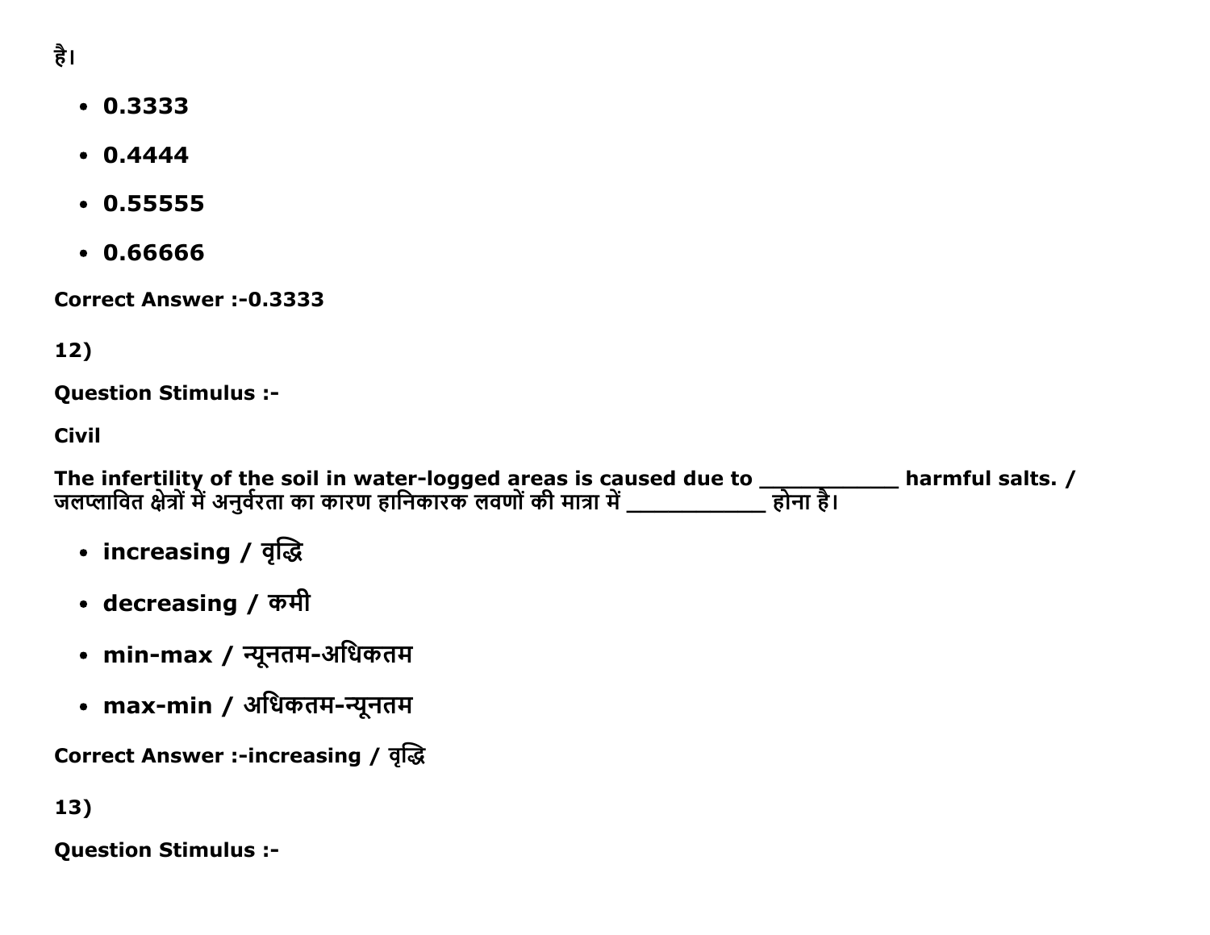है।

- **0.3333**
- **0.4444**
- **0.55555**
- **0.66666**

**Correct Answer :-0.3333**

**12)**

**Question Stimulus :-**

**Civil**

**The infertility of the soil in water-logged areas is caused due to ___________ harmful salts. / जलप्लावित क्षेत्रों में अनुर्वरता का कारण हानिकारक लवणों की मात्रा में ___________ होना है।**

- **increasing / वृद्धि**
- **decreasing / कमी**
- **min-max / न्यूनतम-अधिकतम**
- **max-min / अधिकतम-न्यूनतम**

**Correct Answer :-increasing / वृद्धि**

**13)**

**Question Stimulus :-**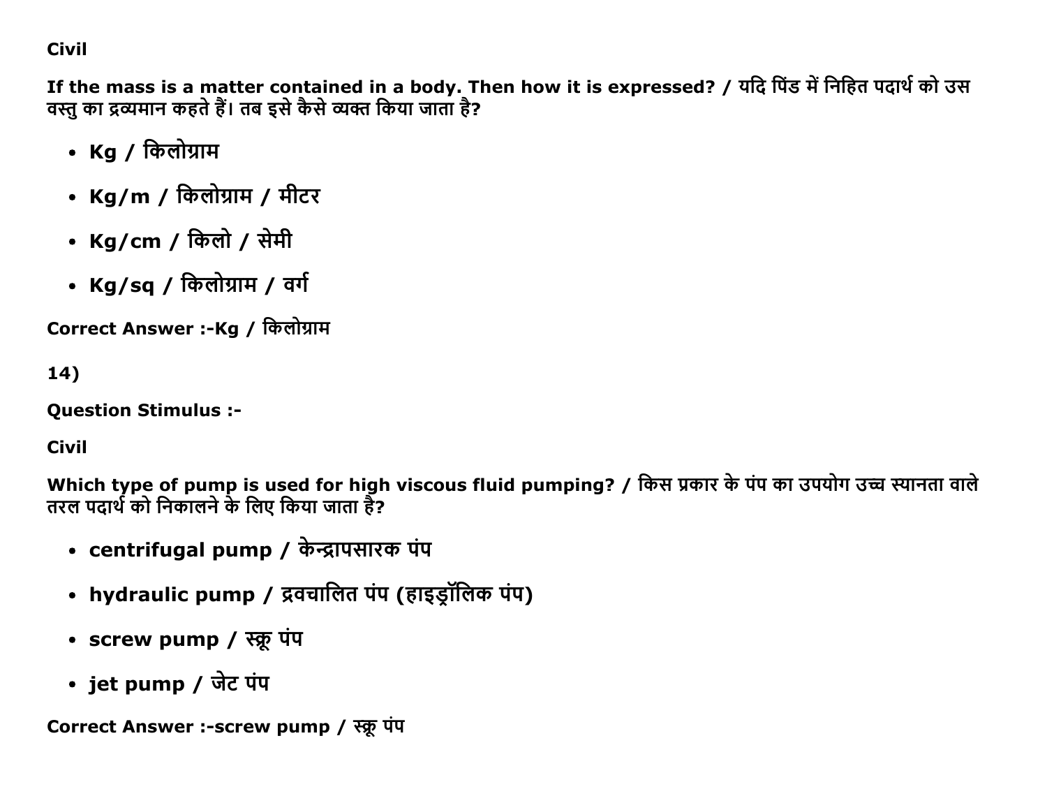**Civil**

**If the mass is a matter contained in a body. Then how it is expressed? / यदि पिंड में निहित पदार्थ को उस वस्तु का द्रव्यमान कहते हैं। तब इसे कैसे व्यक्त किया जाता है?**

- **Kg / किलोग्राम**
- **Kg/m / किलोग्राम / मीटर**
- **Kg/cm / किलो / सेमी**
- **Kg/sq / किलोग्राम / वर्ग**

**Correct Answer :-Kg / किलोग्राम**

**14)**

**Question Stimulus :-**

**Civil**

**Which type of pump is used for high viscous fluid pumping? / किस प्रकार के पंप का उपयोग उच्च स्यानता वाले तरल पदार्थ को निकालने के लिए किया जाता है?**

- **centrifugal pump / केन्द्रापसारक पंप**
- **hydraulic pump / द्रवचालित पंप (हाइड्रॉलिक पंप)**
- **screw pump / स्क्रू पंप**
- **jet pump / जेट पंप**

**Correct Answer :-screw pump / स्क्रू पंप**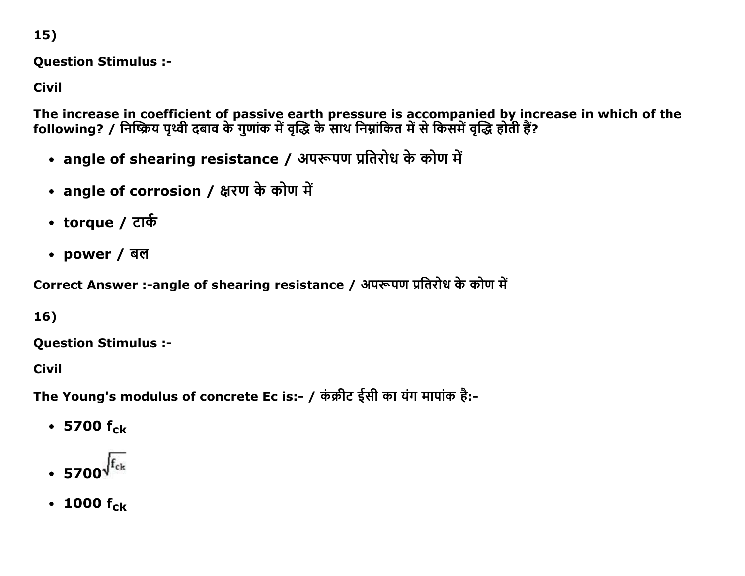15)

**Question Stimulus :-**

**Civil**

**The increase in coefficient of passive earth pressure is accompanied by increase in which of the following? / निष्क्रिय पृथ्वी दबाव के गुणांक में वृद्धि के साथ निम्नांकित में से किसमें वृद्धि होती हैं?**

- **angle of shearing resistance / अपरूपण प्रतिरोध के कोण में**
- **angle of corrosion / क्षरण के कोण में**
- **torque / टार्क**
- **power / बल**

**Correct Answer :-angle of shearing resistance / अपरूपण प्रतिरोध के कोण में**

16)

**Question Stimulus :-**

**Civil**

**The Young's modulus of concrete Ec is:- / कंक्रीट ईसी का यंग मापांक है:-**

- **5700 $f_{ck}$**
- **5700**$\sqrt{f_{ck}}$
- **1000 $f_{ck}$**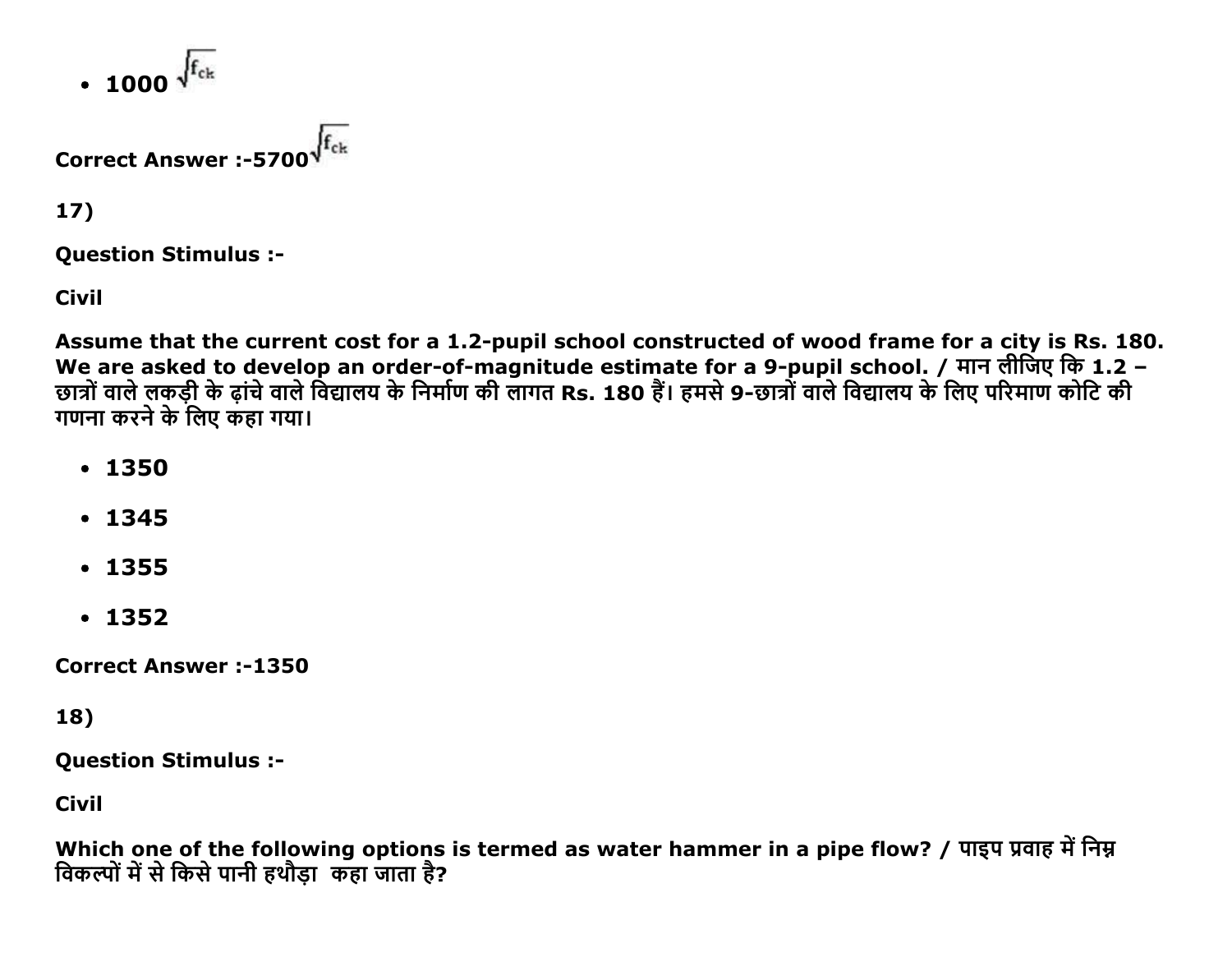- 1000 $\sqrt{f_{ck}}$

**Correct Answer :-5700$\sqrt{f_{ck}}$**

**17)**

**Question Stimulus :-**

**Civil**

**Assume that the current cost for a 1.2-pupil school constructed of wood frame for a city is Rs. 180. We are asked to develop an order-of-magnitude estimate for a 9-pupil school. / मान लीजिए कि 1.2 – छात्रों वाले लकड़ी के ढ़ांचे वाले विद्यालय के निर्माण की लागत Rs. 180 हैं। हमसे 9-छात्रों वाले विद्यालय के लिए परिमाण कोटि की गणना करने के लिए कहा गया।**

- **1350**
- **1345**
- **1355**
- **1352**

**Correct Answer :-1350**

**18)**

**Question Stimulus :-**

**Civil**

**Which one of the following options is termed as water hammer in a pipe flow? / पाइप प्रवाह में निम्न विकल्पों में से किसे पानी हथौड़ा कहा जाता है?**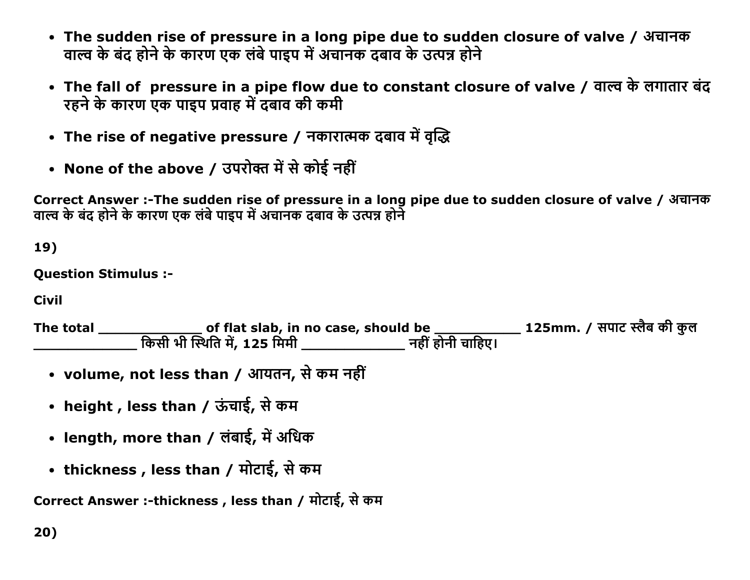- **The sudden rise of pressure in a long pipe due to sudden closure of valve / अचानक वाल्व के बंद होने के कारण एक लंबे पाइप में अचानक दबाव के उत्पन्न होने**
- **The fall of pressure in a pipe flow due to constant closure of valve / वाल्व के लगातार बंद रहने के कारण एक पाइप प्रवाह में दबाव की कमी**
- **The rise of negative pressure / नकारात्मक दबाव में वृद्धि**
- **None of the above / उपरोक्त में से कोई नहीं**

**Correct Answer :-The sudden rise of pressure in a long pipe due to sudden closure of valve / अचानक वाल्व के बंद होने के कारण एक लंबे पाइप में अचानक दबाव के उत्पन्न होने**

**19)**

**Question Stimulus :-**

**Civil**

**The total _____________ of flat slab, in no case, should be ___________ 125mm. / सपाट स्लैब की कुल _____________ किसी भी स्थिति में, 125 मिमी _____________ नहीं होनी चाहिए।**

- **volume, not less than / आयतन, से कम नहीं**
- **height , less than / ऊंचाई, से कम**
- **length, more than / लंबाई, में अधिक**
- **thickness , less than / मोटाई, से कम**

**Correct Answer :-thickness , less than / मोटाई, से कम**

**20)**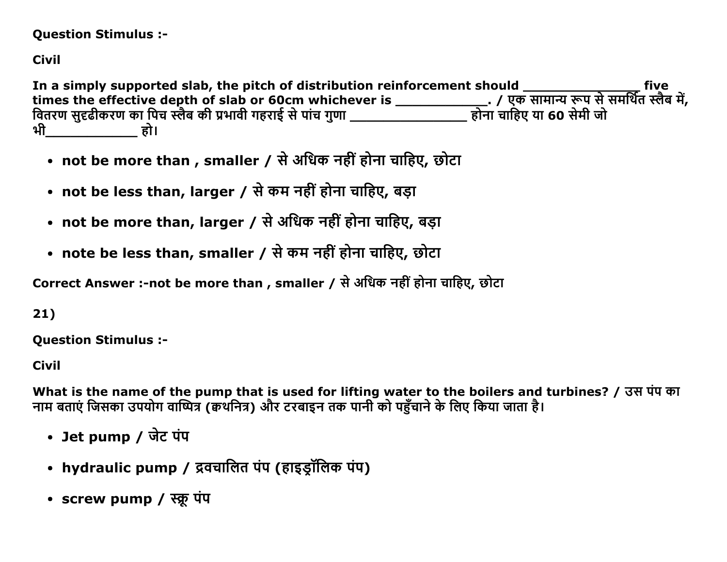**Question Stimulus :-**

**Civil**

**In a simply supported slab, the pitch of distribution reinforcement should ________________ five times the effective depth of slab or 60cm whichever is ____________. / एक सामान्य रूप से समर्थित स्लैब में, वितरण सुदृढीकरण का पिच स्लैब की प्रभावी गहराई से पांच गुणा ________________ होना चाहिए या 60 सेमी जो भी____________ हो।**

- **not be more than , smaller / से अधिक नहीं होना चाहिए, छोटा**
- **not be less than, larger / से कम नहीं होना चाहिए, बड़ा**
- **not be more than, larger / से अधिक नहीं होना चाहिए, बड़ा**
- **note be less than, smaller / से कम नहीं होना चाहिए, छोटा**

**Correct Answer :-not be more than , smaller / से अधिक नहीं होना चाहिए, छोटा**

**21)**

**Question Stimulus :-**

**Civil**

**What is the name of the pump that is used for lifting water to the boilers and turbines? / उस पंप का नाम बताएं जिसका उपयोग वाष्पित्र (क्वथनित्र) और टरबाइन तक पानी को पहुँचाने के लिए किया जाता है।**

- **Jet pump / जेट पंप**
- **hydraulic pump / द्रवचालित पंप (हाइड्रॉलिक पंप)**
- **screw pump / स्क्रू पंप**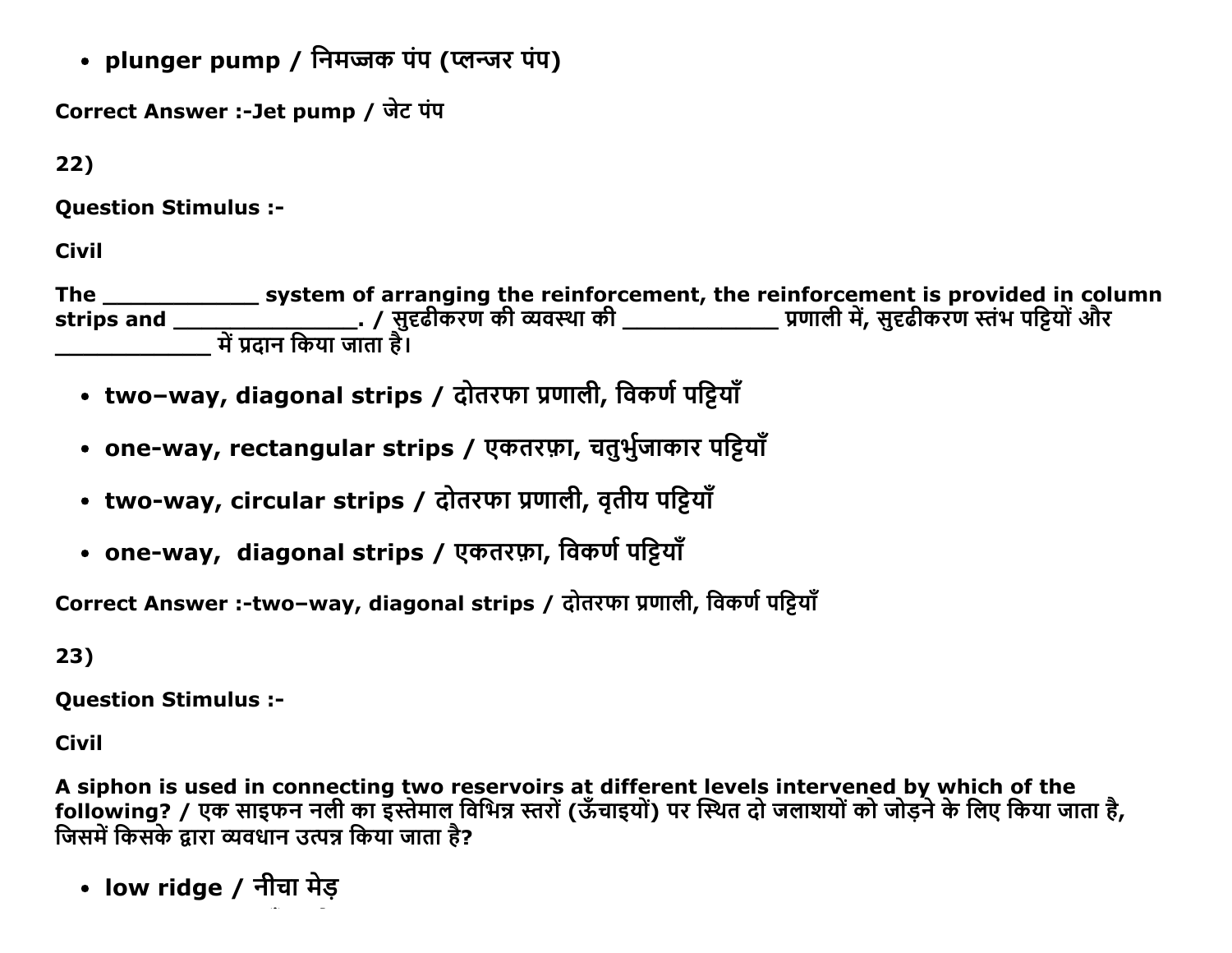- **plunger pump / निमज्जक पंप (प्लन्जर पंप)**

**Correct Answer :-Jet pump / जेट पंप**

**22)**

**Question Stimulus :-**

**Civil**

**The ____________ system of arranging the reinforcement, the reinforcement is provided in column strips and ______________. / सुदृढीकरण की व्यवस्था की ____________ प्रणाली में, सुदृढीकरण स्तंभ पट्टियों और ____________ में प्रदान किया जाता है।**

- **two–way, diagonal strips / दोतरफा प्रणाली, विकर्ण पट्टियाँ**
- **one-way, rectangular strips / एकतरफ़ा, चतुर्भुजाकार पट्टियाँ**
- **two-way, circular strips / दोतरफा प्रणाली, वृतीय पट्टियाँ**
- **one-way, diagonal strips / एकतरफ़ा, विकर्ण पट्टियाँ**

**Correct Answer :-two–way, diagonal strips / दोतरफा प्रणाली, विकर्ण पट्टियाँ**

**23)**

**Question Stimulus :-**

**Civil**

**A siphon is used in connecting two reservoirs at different levels intervened by which of the following? / एक साइफन नली का इस्तेमाल विभिन्न स्तरों (ऊँचाइयों) पर स्थित दो जलाशयों को जोड़ने के लिए किया जाता है, जिसमें किसके द्वारा व्यवधान उत्पन्न किया जाता है?**

- **low ridge / नीचा मेड़**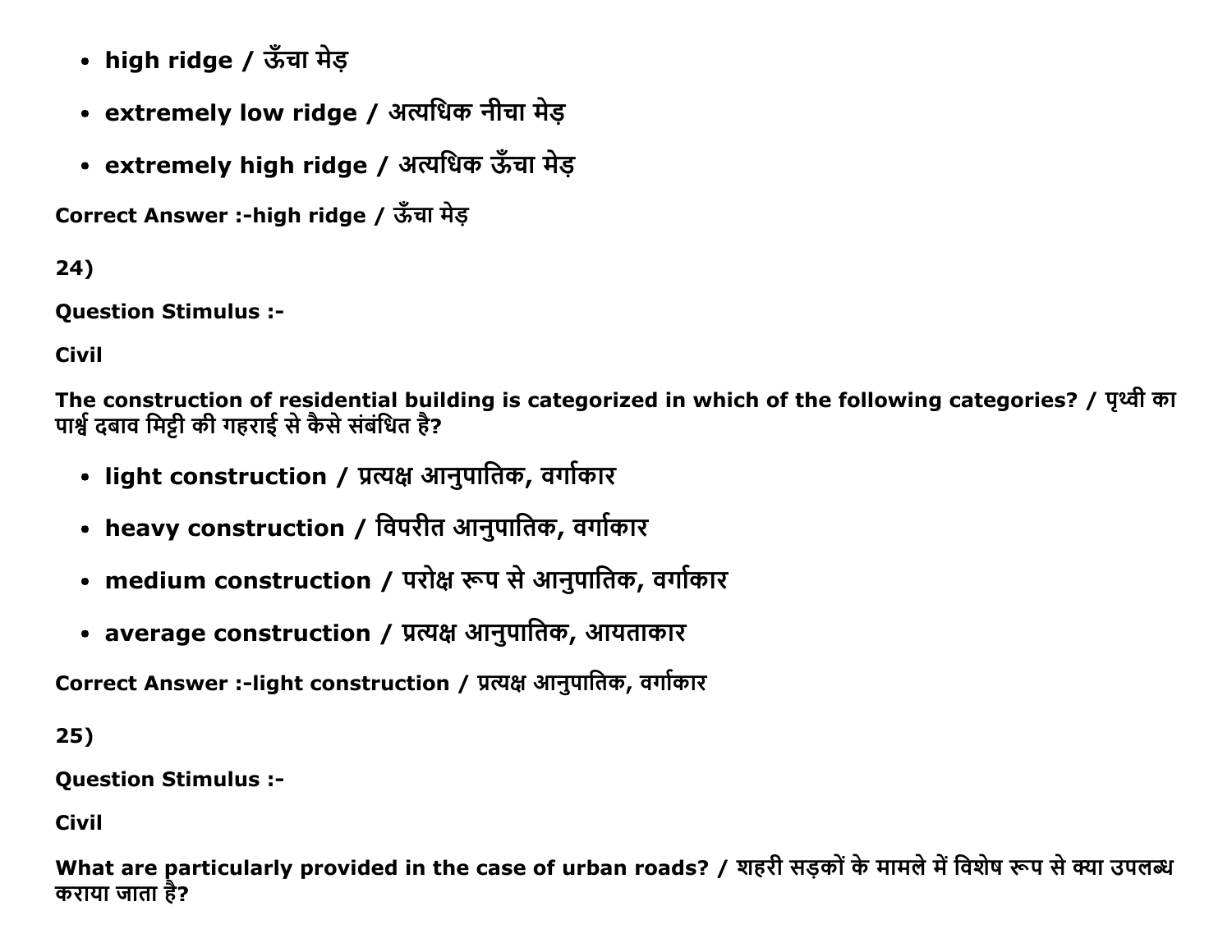- **high ridge / ऊँचा मेड़**
- **extremely low ridge / अत्यधिक नीचा मेड़**
- **extremely high ridge / अत्यधिक ऊँचा मेड़**

**Correct Answer :-high ridge / ऊँचा मेड़**

**24)**

**Question Stimulus :-**

**Civil**

**The construction of residential building is categorized in which of the following categories? / पृथ्वी का पार्श्व दबाव मिट्टी की गहराई से कैसे संबंधित है?**

- **light construction / प्रत्यक्ष आनुपातिक, वर्गाकार**
- **heavy construction / विपरीत आनुपातिक, वर्गाकार**
- **medium construction / परोक्ष रूप से आनुपातिक, वर्गाकार**
- **average construction / प्रत्यक्ष आनुपातिक, आयताकार**

**Correct Answer :-light construction / प्रत्यक्ष आनुपातिक, वर्गाकार**

**25)**

**Question Stimulus :-**

**Civil**

**What are particularly provided in the case of urban roads? / शहरी सड़कों के मामले में विशेष रूप से क्या उपलब्ध कराया जाता है?**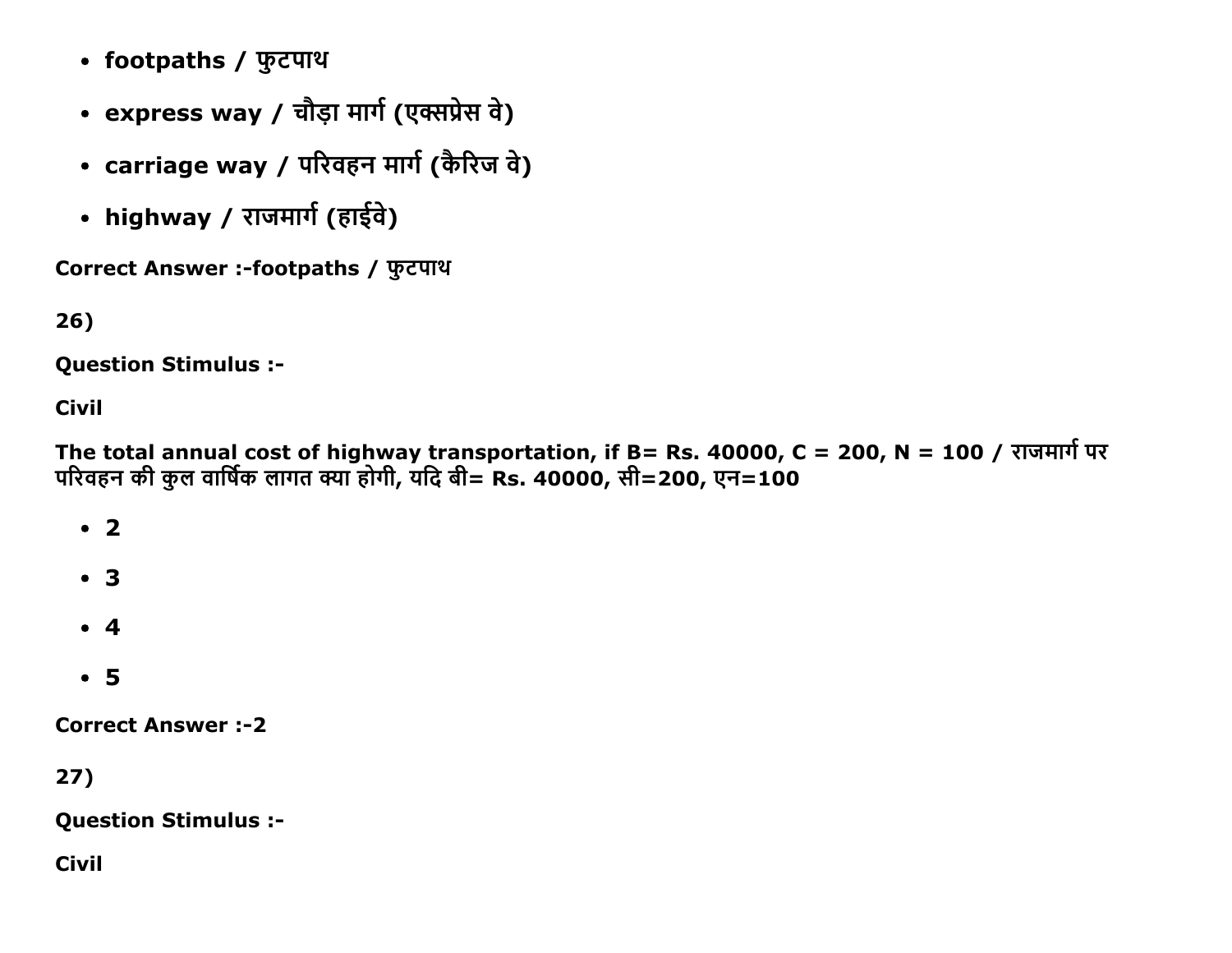- **footpaths / फुटपाथ**
- **express way / चौड़ा मार्ग (एक्सप्रेस वे)**
- **carriage way / परिवहन मार्ग (कैरिज वे)**
- **highway / राजमार्ग (हाईवे)**

**Correct Answer :-footpaths / फुटपाथ**

**26)**

**Question Stimulus :-**

**Civil**

**The total annual cost of highway transportation, if B= Rs. 40000, C = 200, N = 100 / राजमार्ग पर परिवहन की कुल वार्षिक लागत क्या होगी, यदि बी= Rs. 40000, सी=200, एन=100**

- **2**
- **3**
- **4**
- **5**

**Correct Answer :-2**

**27)**

**Question Stimulus :-**

**Civil**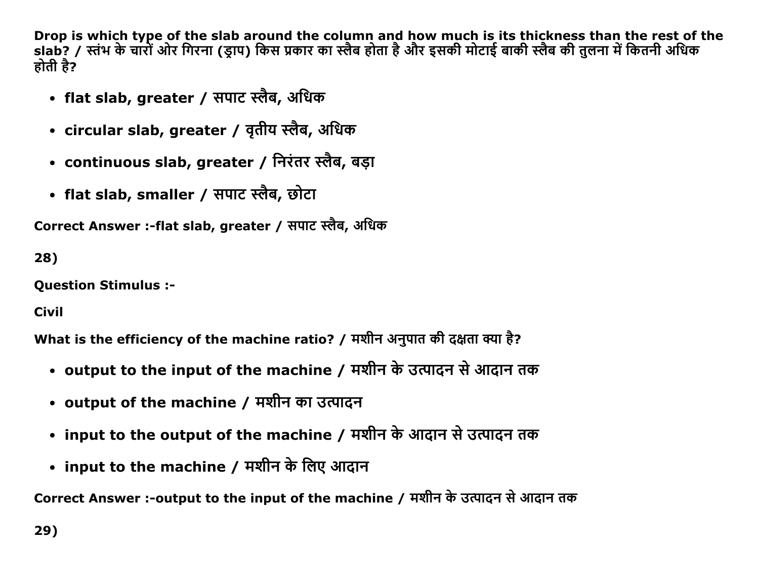**Drop is which type of the slab around the column and how much is its thickness than the rest of the slab? / स्तंभ के चारों ओर गिरना (ड्राप) किस प्रकार का स्लैब होता है और इसकी मोटाई बाकी स्लैब की तुलना में कितनी अधिक होती है?**

- **flat slab, greater / सपाट स्लैब, अधिक**
- **circular slab, greater / वृतीय स्लैब, अधिक**
- **continuous slab, greater / निरंतर स्लैब, बड़ा**
- **flat slab, smaller / सपाट स्लैब, छोटा**

**Correct Answer :-flat slab, greater / सपाट स्लैब, अधिक**

**28)**

**Question Stimulus :-**

**Civil**

**What is the efficiency of the machine ratio? / मशीन अनुपात की दक्षता क्या है?**

- **output to the input of the machine / मशीन के उत्पादन से आदान तक**
- **output of the machine / मशीन का उत्पादन**
- **input to the output of the machine / मशीन के आदान से उत्पादन तक**
- **input to the machine / मशीन के लिए आदान**

**Correct Answer :-output to the input of the machine / मशीन के उत्पादन से आदान तक**

**29)**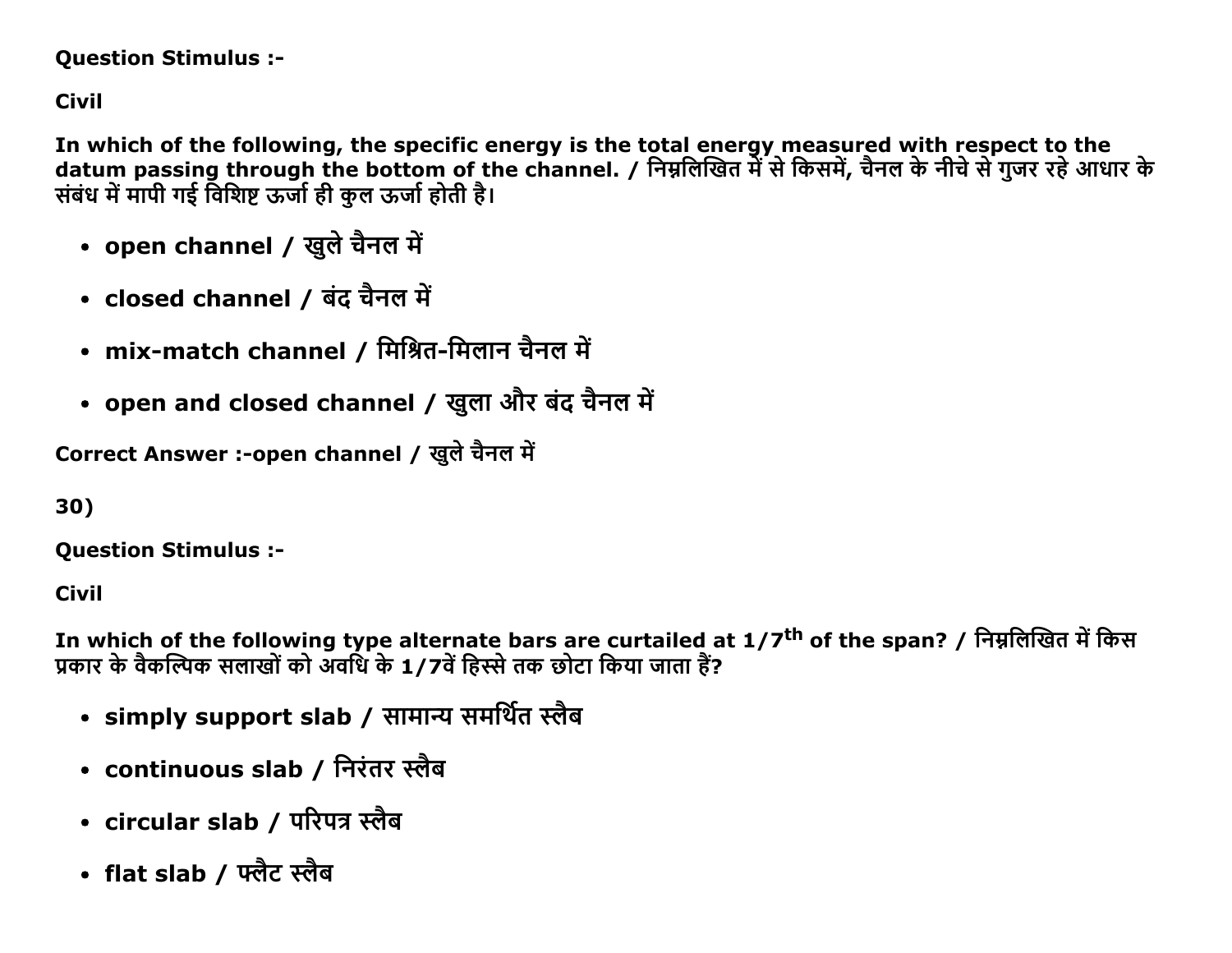**Question Stimulus :-**

**Civil**

**In which of the following, the specific energy is the total energy measured with respect to the datum passing through the bottom of the channel. / निम्नलिखित में से किसमें, चैनल के नीचे से गुजर रहे आधार के संबंध में मापी गई विशिष्ट ऊर्जा ही कुल ऊर्जा होती है।**

- **open channel / खुले चैनल में**
- **closed channel / बंद चैनल में**
- **mix-match channel / मिश्रित-मिलान चैनल में**
- **open and closed channel / खुला और बंद चैनल में**

**Correct Answer :-open channel / खुले चैनल में**

**30)**

**Question Stimulus :-**

**Civil**

**In which of the following type alternate bars are curtailed at 1/7$^{th}$ of the span? / निम्नलिखित में किस प्रकार के वैकल्पिक सलाखों को अवधि के 1/7वें हिस्से तक छोटा किया जाता हैं?**

- **simply support slab / सामान्य समर्थित स्लैब**
- **continuous slab / निरंतर स्लैब**
- **circular slab / परिपत्र स्लैब**
- **flat slab / फ्लैट स्लैब**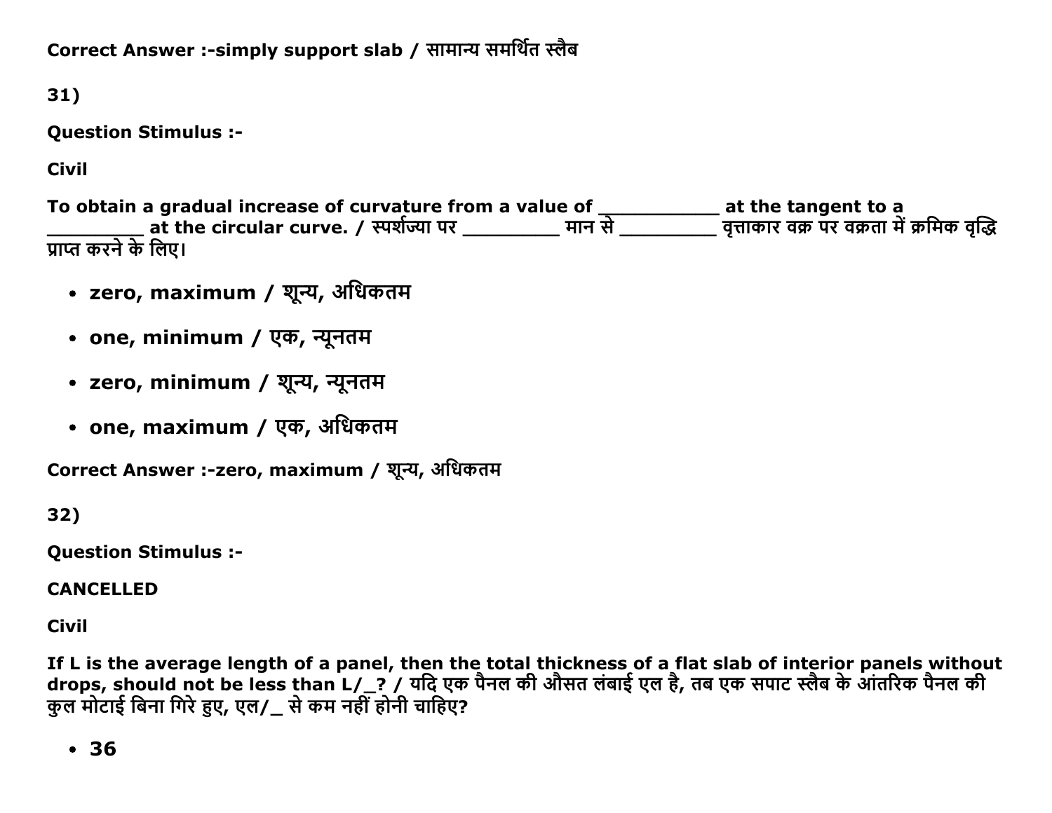Correct Answer :-simply support slab / सामान्य समर्थित स्लैब

31)

**Question Stimulus :-**

**Civil**

**To obtain a gradual increase of curvature from a value of ___________ at the tangent to a _________ at the circular curve. / स्पर्शज्या पर _________ मान से _________ वृत्ताकार वक्र पर वक्रता में क्रमिक वृद्धि प्राप्त करने के लिए।**

- **zero, maximum / शून्य, अधिकतम**
- **one, minimum / एक, न्यूनतम**
- **zero, minimum / शून्य, न्यूनतम**
- **one, maximum / एक, अधिकतम**

**Correct Answer :-zero, maximum / शून्य, अधिकतम**

32)

**Question Stimulus :-**

**CANCELLED**

**Civil**

**If L is the average length of a panel, then the total thickness of a flat slab of interior panels without drops, should not be less than L/_? / यदि एक पैनल की औसत लंबाई एल है, तब एक सपाट स्लैब के आंतरिक पैनल की कुल मोटाई बिना गिरे हुए, एल/_ से कम नहीं होनी चाहिए?**

- **36**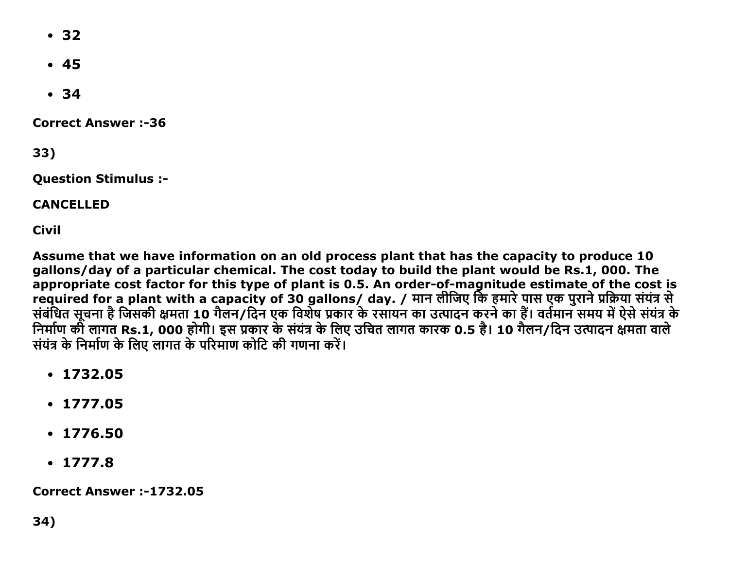- 32
- 45
- 34

**Correct Answer :-36**

**33)**

**Question Stimulus :-**

**CANCELLED**

**Civil**

**Assume that we have information on an old process plant that has the capacity to produce 10 gallons/day of a particular chemical. The cost today to build the plant would be Rs.1, 000. The appropriate cost factor for this type of plant is 0.5. An order-of-magnitude estimate of the cost is required for a plant with a capacity of 30 gallons/ day. / मान लीजिए कि हमारे पास एक पुराने प्रक्रिया संयंत्र से संबंधित सूचना है जिसकी क्षमता 10 गैलन/दिन एक विशेष प्रकार के रसायन का उत्पादन करने का हैं। वर्तमान समय में ऐसे संयंत्र के निर्माण की लागत Rs.1, 000 होगी। इस प्रकार के संयंत्र के लिए उचित लागत कारक 0.5 है। 10 गैलन/दिन उत्पादन क्षमता वाले संयंत्र के निर्माण के लिए लागत के परिमाण कोटि की गणना करें।**

- 1732.05
- 1777.05
- 1776.50
- 1777.8

**Correct Answer :-1732.05**

**34)**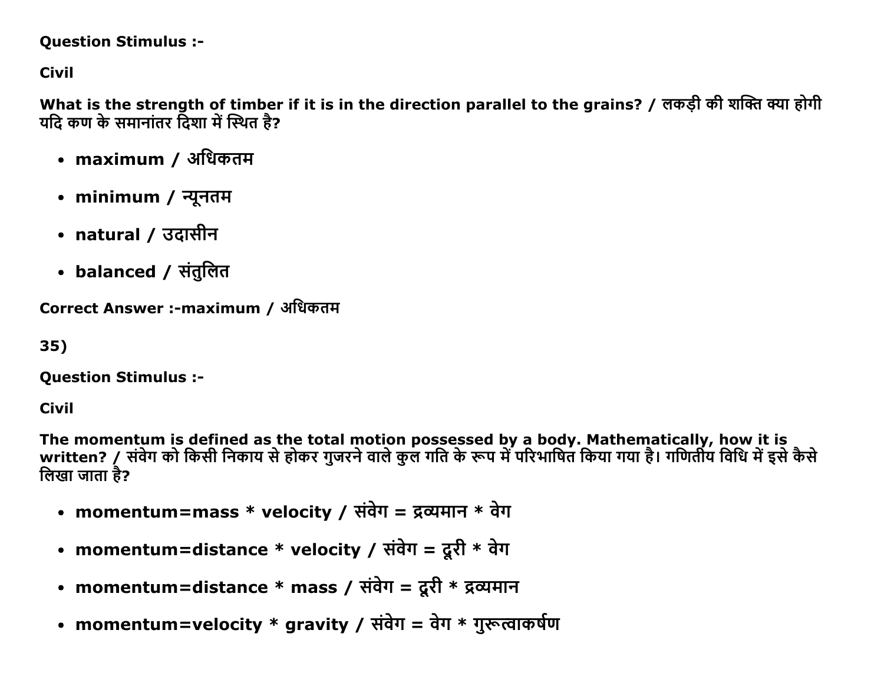**Question Stimulus :-**

**Civil**

**What is the strength of timber if it is in the direction parallel to the grains? / लकड़ी की शक्ति क्या होगी यदि कण के समानांतर दिशा में स्थित है?**

- **maximum / अधिकतम**
- **minimum / न्यूनतम**
- **natural / उदासीन**
- **balanced / संतुलित**

**Correct Answer :-maximum / अधिकतम**

**35)**

**Question Stimulus :-**

**Civil**

**The momentum is defined as the total motion possessed by a body. Mathematically, how it is written? / संवेग को किसी निकाय से होकर गुजरने वाले कुल गति के रूप में परिभाषित किया गया है। गणितीय विधि में इसे कैसे लिखा जाता है?**

- **momentum=mass * velocity / संवेग = द्रव्यमान * वेग**
- **momentum=distance * velocity / संवेग = दूरी * वेग**
- **momentum=distance * mass / संवेग = दूरी * द्रव्यमान**
- **momentum=velocity * gravity / संवेग = वेग * गुरूत्वाकर्षण**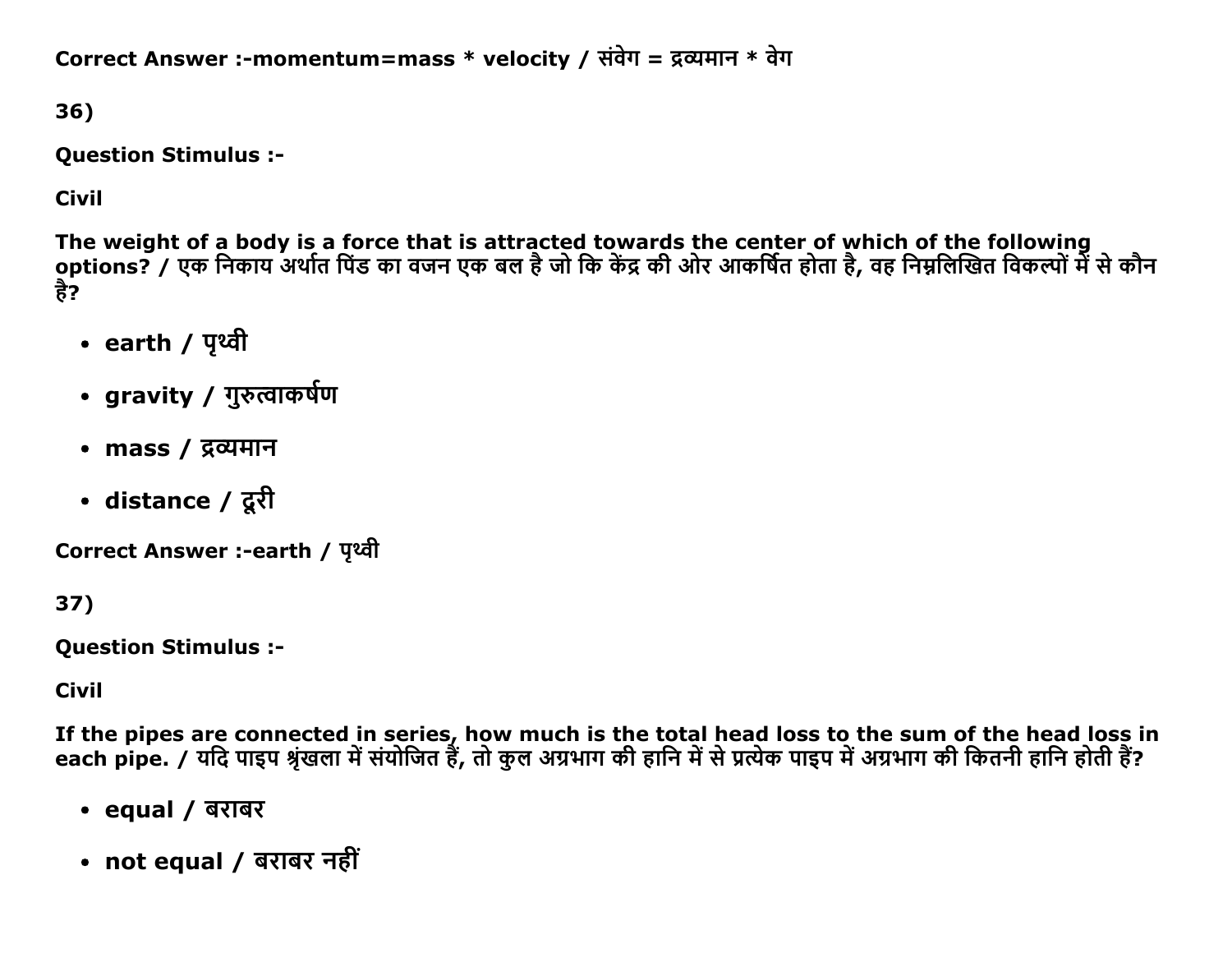Correct Answer :-momentum=mass * velocity / संवेग = द्रव्यमान * वेग

36)

**Question Stimulus :-**

**Civil**

**The weight of a body is a force that is attracted towards the center of which of the following options? / एक निकाय अर्थात पिंड का वजन एक बल है जो कि केंद्र की ओर आकर्षित होता है, वह निम्नलिखित विकल्पों में से कौन है?**

- earth / पृथ्वी
- gravity / गुरुत्वाकर्षण
- mass / द्रव्यमान
- distance / दूरी

**Correct Answer :-earth / पृथ्वी**

37)

**Question Stimulus :-**

**Civil**

**If the pipes are connected in series, how much is the total head loss to the sum of the head loss in each pipe. / यदि पाइप श्रृंखला में संयोजित हैं, तो कुल अग्रभाग की हानि में से प्रत्येक पाइप में अग्रभाग की कितनी हानि होती हैं?**

- equal / बराबर
- not equal / बराबर नहीं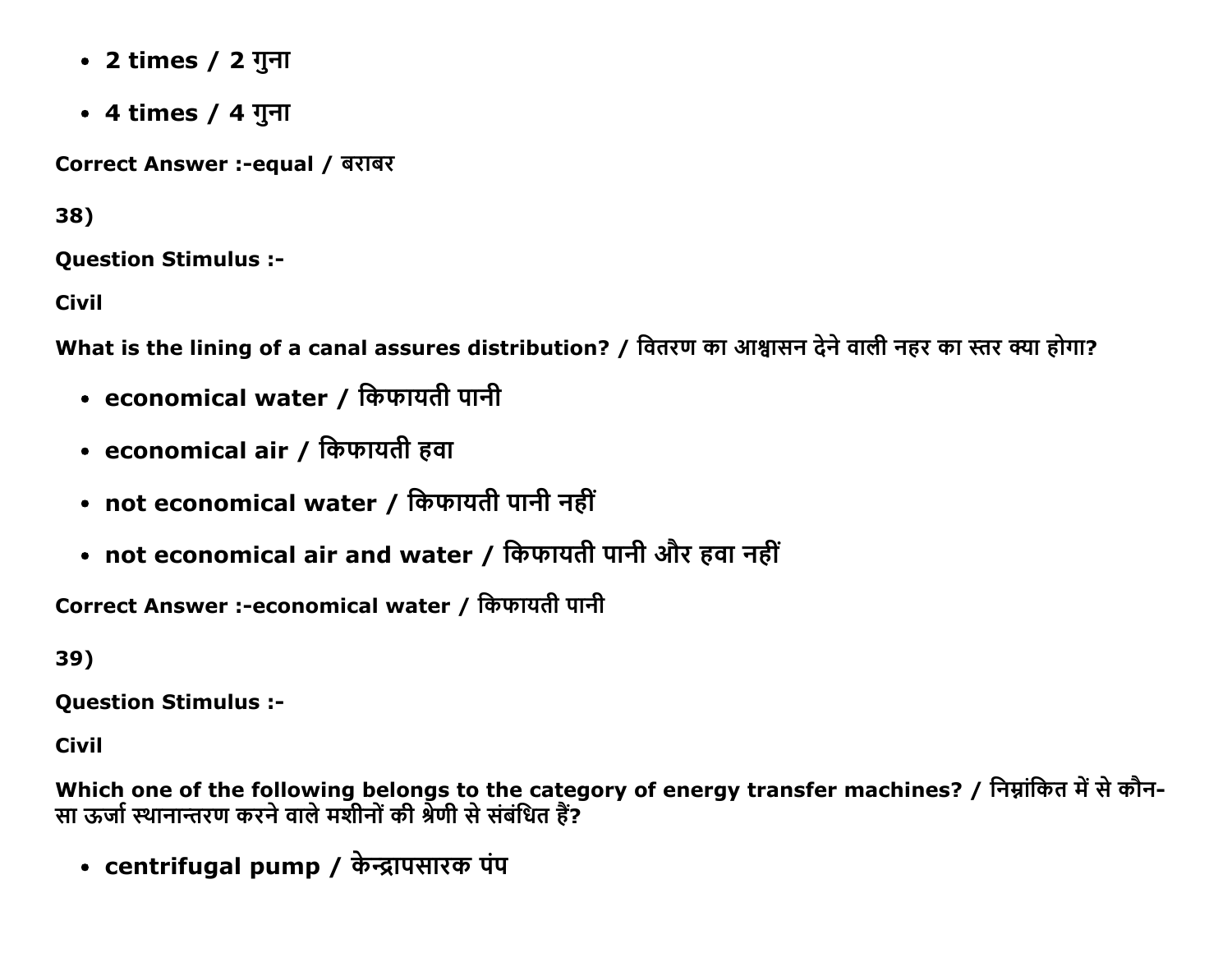- 2 times / 2 गुना
- 4 times / 4 गुना

Correct Answer :-equal / बराबर

38)

Question Stimulus :-

Civil

What is the lining of a canal assures distribution? / वितरण का आश्वासन देने वाली नहर का स्तर क्या होगा?

- economical water / किफायती पानी
- economical air / किफायती हवा
- not economical water / किफायती पानी नहीं
- not economical air and water / किफायती पानी और हवा नहीं

Correct Answer :-economical water / किफायती पानी

39)

Question Stimulus :-

Civil

Which one of the following belongs to the category of energy transfer machines? / निम्नांकित में से कौन-सा ऊर्जा स्थानान्तरण करने वाले मशीनों की श्रेणी से संबंधित हैं?

- centrifugal pump / केन्द्रापसारक पंप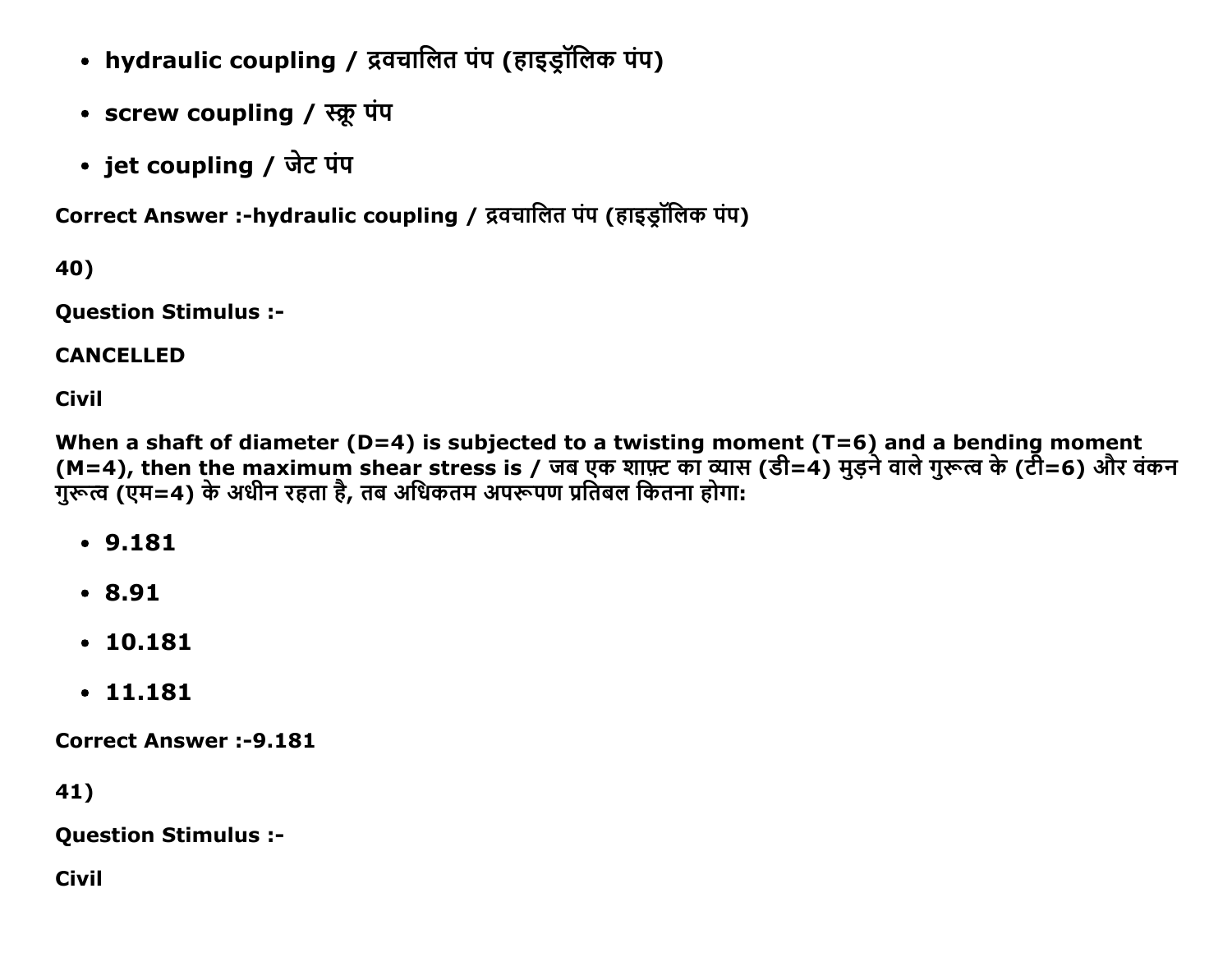- **hydraulic coupling / द्रवचालित पंप (हाइड्रॉलिक पंप)**
- **screw coupling / स्क्रू पंप**
- **jet coupling / जेट पंप**

**Correct Answer :-hydraulic coupling / द्रवचालित पंप (हाइड्रॉलिक पंप)**

**40)**

**Question Stimulus :-**

**CANCELLED**

**Civil**

**When a shaft of diameter (D=4) is subjected to a twisting moment (T=6) and a bending moment (M=4), then the maximum shear stress is / जब एक शाफ़्ट का व्यास (डी=4) मुड़ने वाले गुरूत्व के (टी=6) और वंकन गुरूत्व (एम=4) के अधीन रहता है, तब अधिकतम अपरूपण प्रतिबल कितना होगा:**

- **9.181**
- **8.91**
- **10.181**
- **11.181**

**Correct Answer :-9.181**

**41)**

**Question Stimulus :-**

**Civil**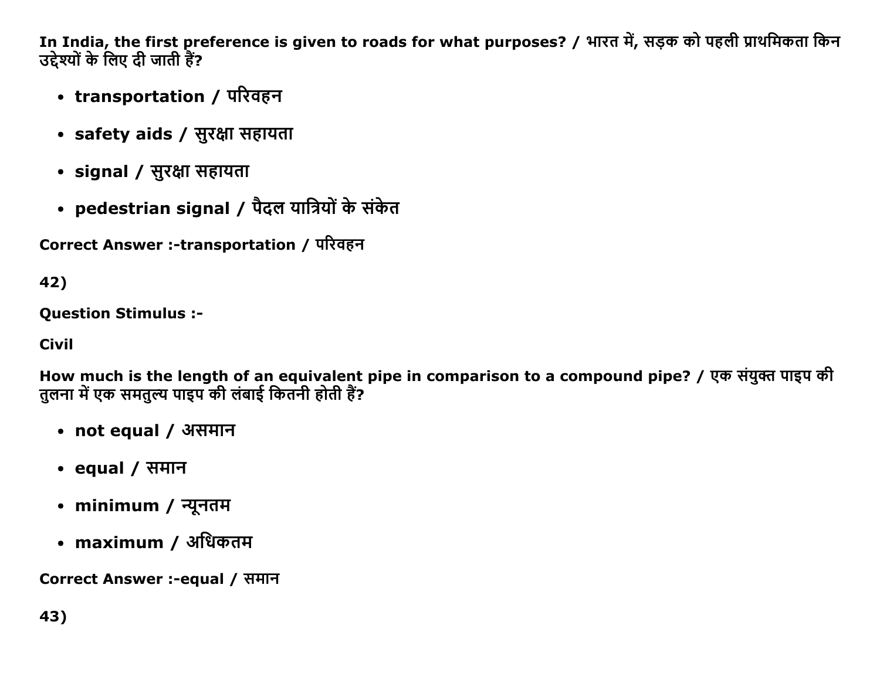**In India, the first preference is given to roads for what purposes? / भारत में, सड़क को पहली प्राथमिकता किन उद्देश्यों के लिए दी जाती हैं?**

- **transportation / परिवहन**
- **safety aids / सुरक्षा सहायता**
- **signal / सुरक्षा सहायता**
- **pedestrian signal / पैदल यात्रियों के संकेत**

**Correct Answer :-transportation / परिवहन**

**42)**

**Question Stimulus :-**

**Civil**

**How much is the length of an equivalent pipe in comparison to a compound pipe? / एक संयुक्त पाइप की तुलना में एक समतुल्य पाइप की लंबाई कितनी होती हैं?**

- **not equal / असमान**
- **equal / समान**
- **minimum / न्यूनतम**
- **maximum / अधिकतम**

**Correct Answer :-equal / समान**

**43)**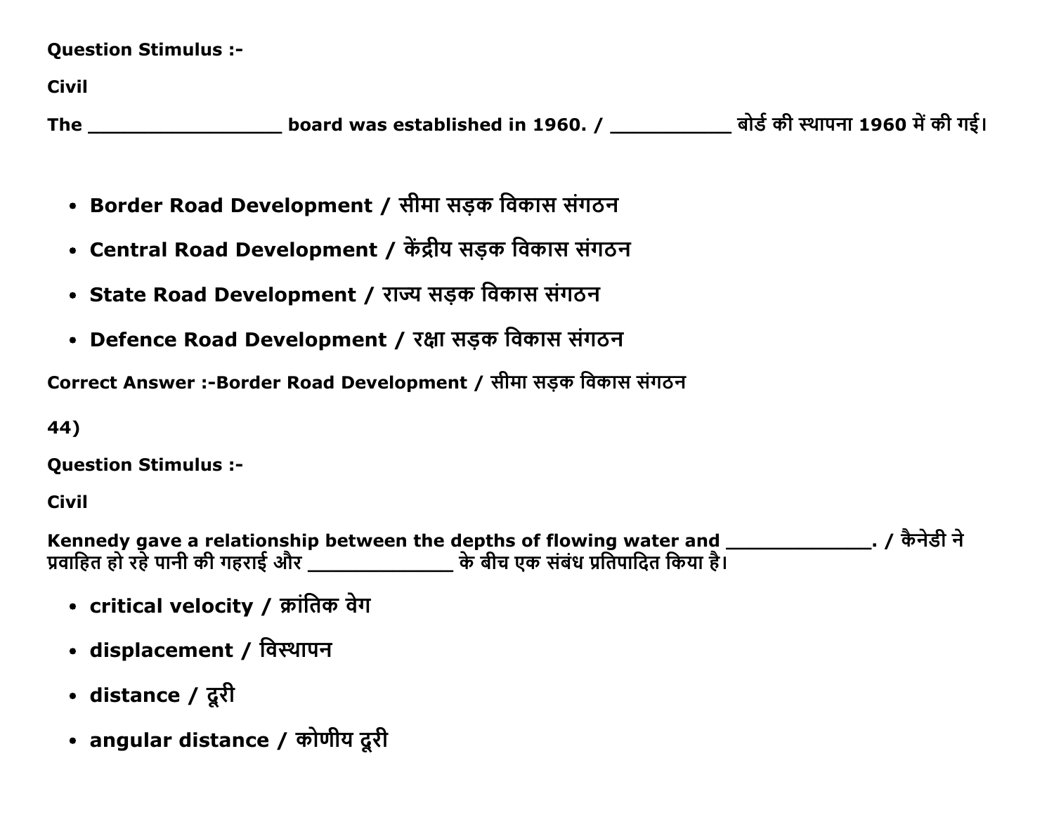**Question Stimulus :-**

**Civil**

**The \_\_\_\_\_\_\_\_\_\_\_\_\_\_\_\_\_\_ board was established in 1960. / \_\_\_\_\_\_\_\_\_\_\_\_ बोर्ड की स्थापना 1960 में की गई।**

- **Border Road Development / सीमा सड़क विकास संगठन**
- **Central Road Development / केंद्रीय सड़क विकास संगठन**
- **State Road Development / राज्य सड़क विकास संगठन**
- **Defence Road Development / रक्षा सड़क विकास संगठन**

**Correct Answer :-Border Road Development / सीमा सड़क विकास संगठन**

**44)**

**Question Stimulus :-**

**Civil**

**Kennedy gave a relationship between the depths of flowing water and \_\_\_\_\_\_\_\_\_\_\_\_\_\_. / कैनेडी ने प्रवाहित हो रहे पानी की गहराई और \_\_\_\_\_\_\_\_\_\_\_\_\_\_ के बीच एक संबंध प्रतिपादित किया है।**

- **critical velocity / क्रांतिक वेग**
- **displacement / विस्थापन**
- **distance / दूरी**
- **angular distance / कोणीय दूरी**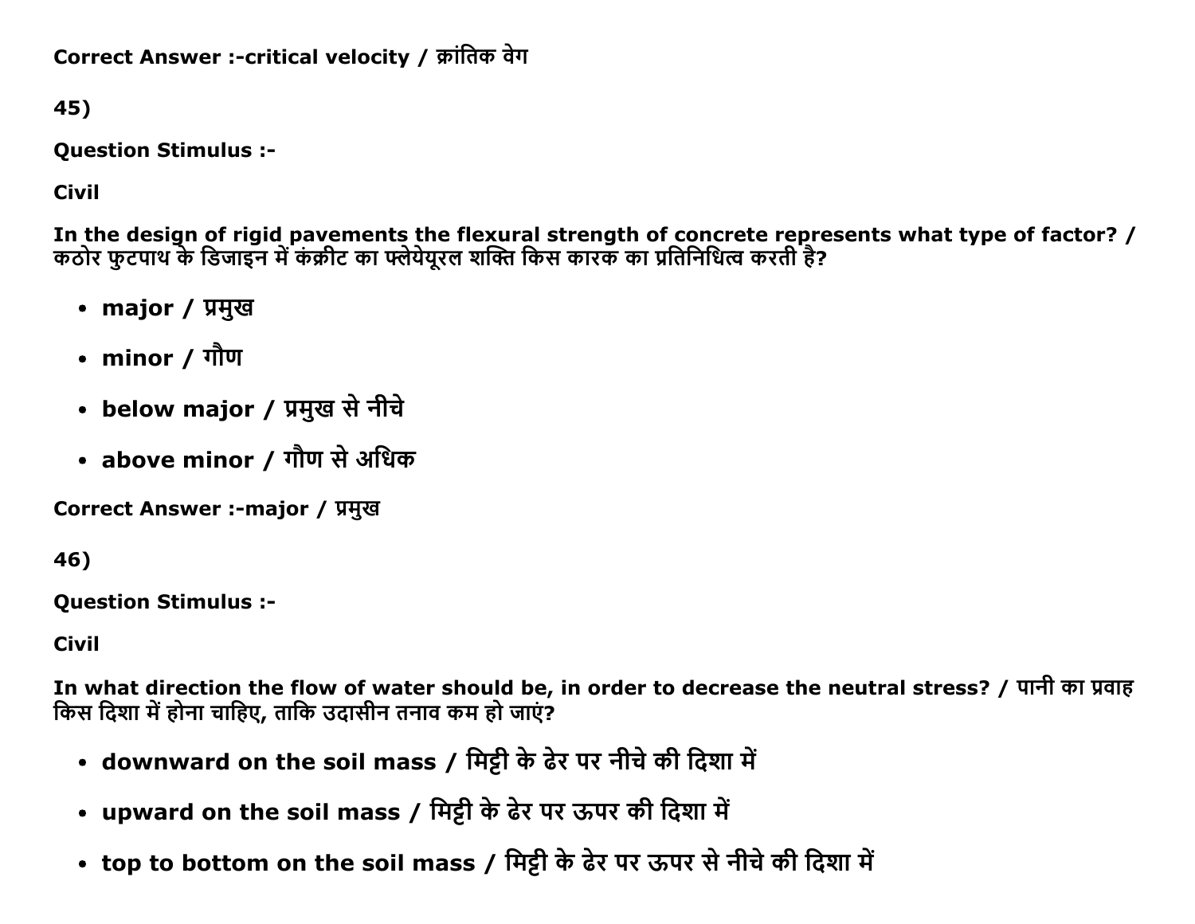**Correct Answer :-critical velocity / क्रांतिक वेग**

**45)**

**Question Stimulus :-**

**Civil**

**In the design of rigid pavements the flexural strength of concrete represents what type of factor? / कठोर फुटपाथ के डिजाइन में कंक्रीट का फ्लेयेयूरल शक्ति किस कारक का प्रतिनिधित्व करती है?**

- **major / प्रमुख**
- **minor / गौण**
- **below major / प्रमुख से नीचे**
- **above minor / गौण से अधिक**

**Correct Answer :-major / प्रमुख**

**46)**

**Question Stimulus :-**

**Civil**

**In what direction the flow of water should be, in order to decrease the neutral stress? / पानी का प्रवाह किस दिशा में होना चाहिए, ताकि उदासीन तनाव कम हो जाएं?**

- **downward on the soil mass / मिट्टी के ढेर पर नीचे की दिशा में**
- **upward on the soil mass / मिट्टी के ढेर पर ऊपर की दिशा में**
- **top to bottom on the soil mass / मिट्टी के ढेर पर ऊपर से नीचे की दिशा में**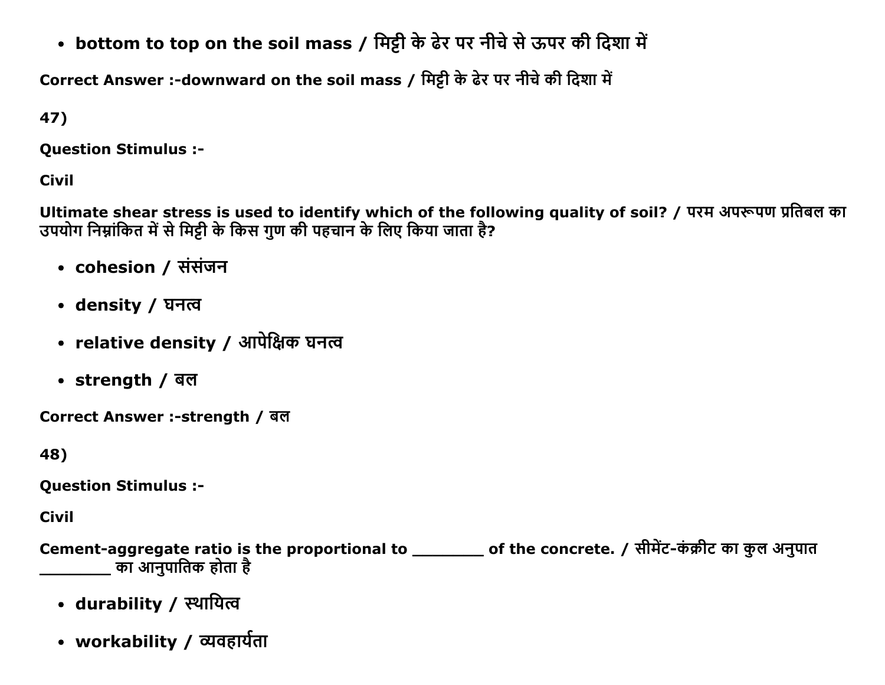- **bottom to top on the soil mass / मिट्टी के ढेर पर नीचे से ऊपर की दिशा में**

**Correct Answer :-downward on the soil mass / मिट्टी के ढेर पर नीचे की दिशा में**

**47)**

**Question Stimulus :-**

**Civil**

**Ultimate shear stress is used to identify which of the following quality of soil? / परम अपरूपण प्रतिबल का उपयोग निम्नांकित में से मिट्टी के किस गुण की पहचान के लिए किया जाता है?**

- **cohesion / संसंजन**
- **density / घनत्व**
- **relative density / आपेक्षिक घनत्व**
- **strength / बल**

**Correct Answer :-strength / बल**

**48)**

**Question Stimulus :-**

**Civil**

**Cement-aggregate ratio is the proportional to ________ of the concrete. / सीमेंट-कंक्रीट का कुल अनुपात ________ का आनुपातिक होता है**

- **durability / स्थायित्व**
- **workability / व्यवहार्यता**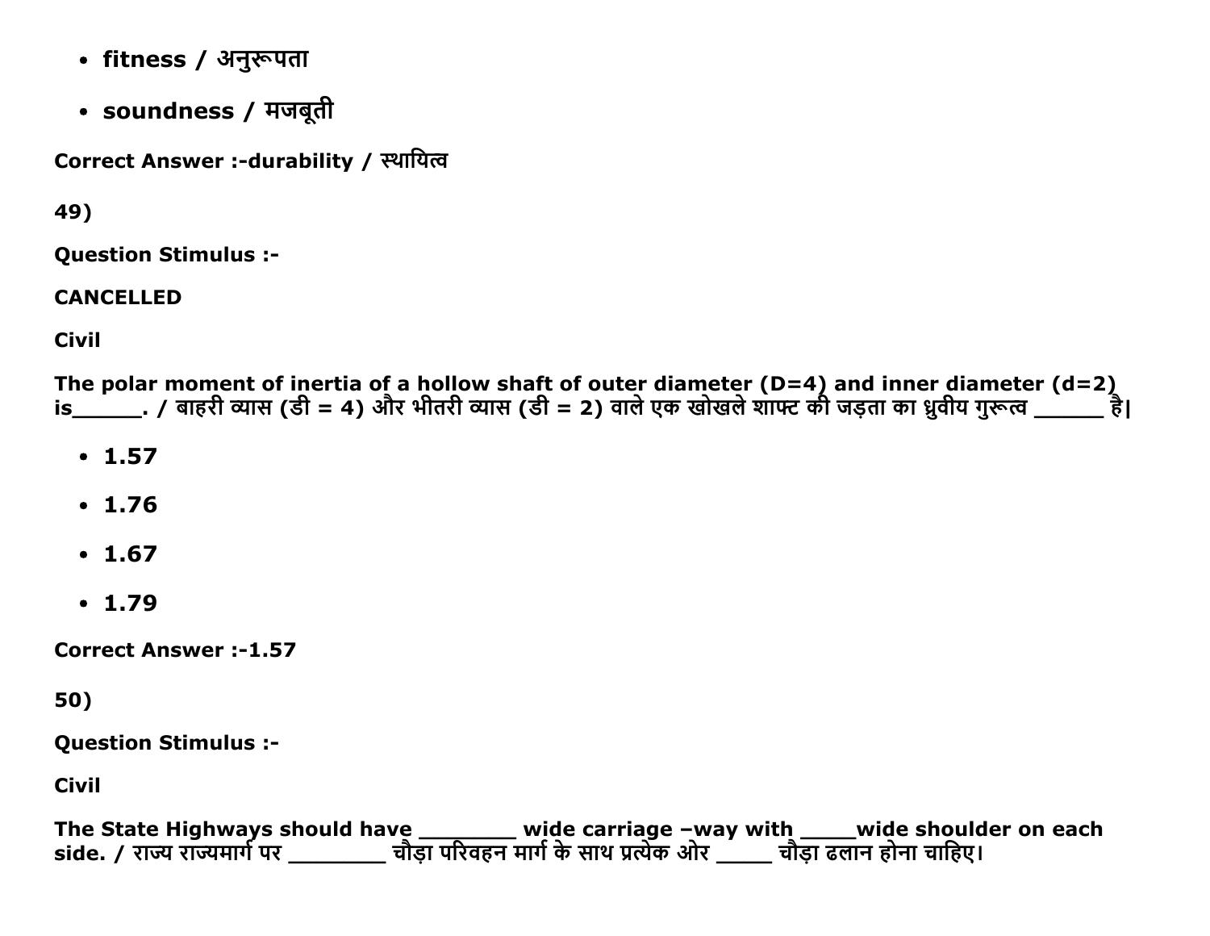- fitness / अनुरूपता
- soundness / मजबूती

**Correct Answer :-durability / स्थायित्व**

**49)**

**Question Stimulus :-**

**CANCELLED**

**Civil**

**The polar moment of inertia of a hollow shaft of outer diameter (D=4) and inner diameter (d=2) is______. / बाहरी व्यास (डी = 4) और भीतरी व्यास (डी = 2) वाले एक खोखले शाफ्ट की जड़ता का ध्रुवीय गुरूत्व ______ है|**

- **1.57**
- **1.76**
- **1.67**
- **1.79**

**Correct Answer :-1.57**

**50)**

**Question Stimulus :-**

**Civil**

**The State Highways should have ________ wide carriage –way with _____wide shoulder on each side. / राज्य राज्यमार्ग पर ________ चौड़ा परिवहन मार्ग के साथ प्रत्येक ओर _____ चौड़ा ढलान होना चाहिए।**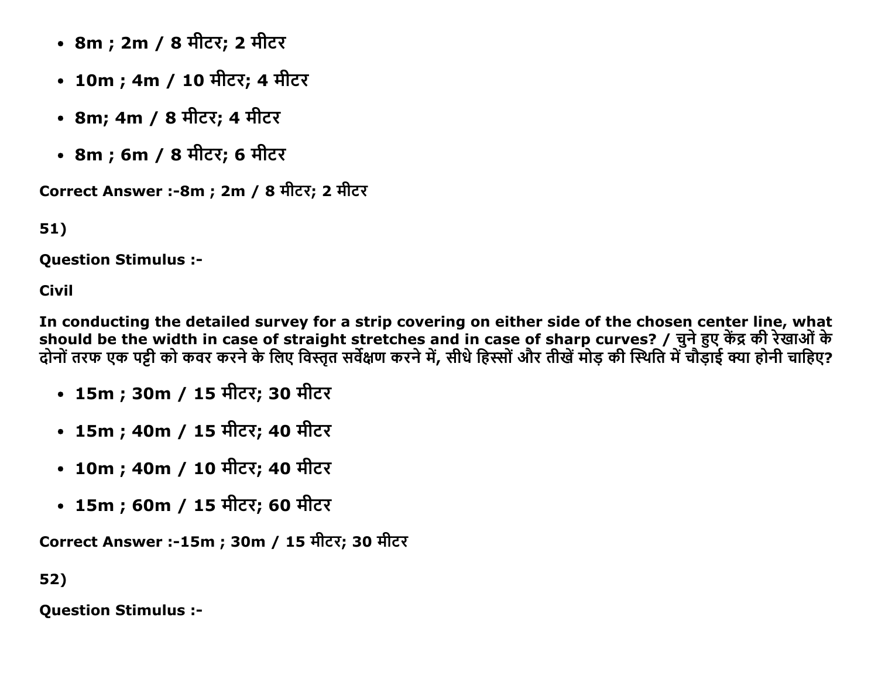- **8m ; 2m / 8 मीटर; 2 मीटर**
- **10m ; 4m / 10 मीटर; 4 मीटर**
- **8m; 4m / 8 मीटर; 4 मीटर**
- **8m ; 6m / 8 मीटर; 6 मीटर**

**Correct Answer :-8m ; 2m / 8 मीटर; 2 मीटर**

**51)**

**Question Stimulus :-**

**Civil**

**In conducting the detailed survey for a strip covering on either side of the chosen center line, what should be the width in case of straight stretches and in case of sharp curves? / चुने हुए केंद्र की रेखाओं के दोनों तरफ एक पट्टी को कवर करने के लिए विस्तृत सर्वेक्षण करने में, सीधे हिस्सों और तीखें मोड़ की स्थिति में चौड़ाई क्या होनी चाहिए?**

- **15m ; 30m / 15 मीटर; 30 मीटर**
- **15m ; 40m / 15 मीटर; 40 मीटर**
- **10m ; 40m / 10 मीटर; 40 मीटर**
- **15m ; 60m / 15 मीटर; 60 मीटर**

**Correct Answer :-15m ; 30m / 15 मीटर; 30 मीटर**

**52)**

**Question Stimulus :-**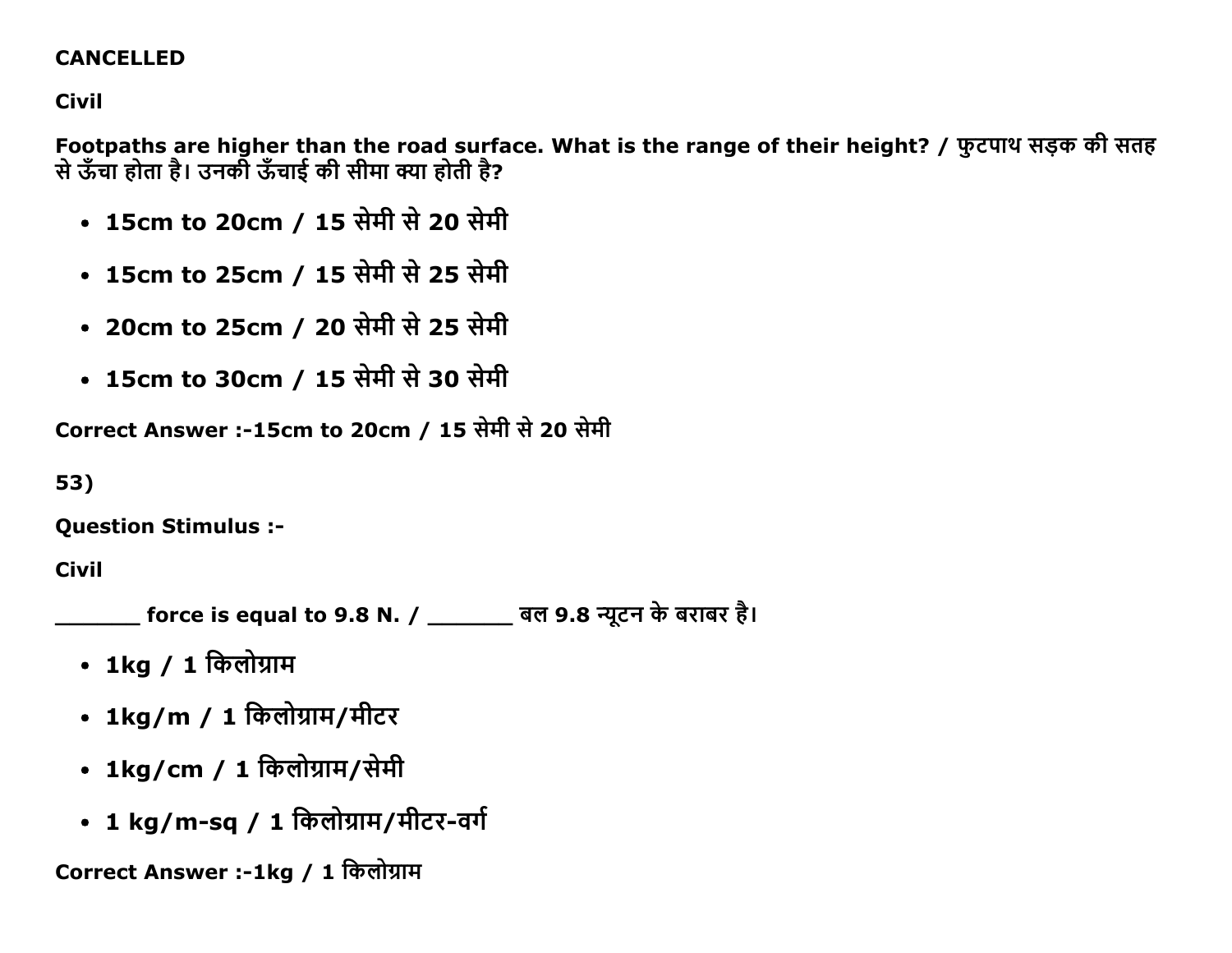**CANCELLED**

**Civil**

**Footpaths are higher than the road surface. What is the range of their height? / फुटपाथ सड़क की सतह से ऊँचा होता है। उनकी ऊँचाई की सीमा क्या होती है?**

- **15cm to 20cm / 15 सेमी से 20 सेमी**
- **15cm to 25cm / 15 सेमी से 25 सेमी**
- **20cm to 25cm / 20 सेमी से 25 सेमी**
- **15cm to 30cm / 15 सेमी से 30 सेमी**

**Correct Answer :-15cm to 20cm / 15 सेमी से 20 सेमी**

**53)**

**Question Stimulus :-**

**Civil**

**_______ force is equal to 9.8 N. / _______ बल 9.8 न्यूटन के बराबर है।**

- **1kg / 1 किलोग्राम**
- **1kg/m / 1 किलोग्राम/मीटर**
- **1kg/cm / 1 किलोग्राम/सेमी**
- **1 kg/m-sq / 1 किलोग्राम/मीटर-वर्ग**

**Correct Answer :-1kg / 1 किलोग्राम**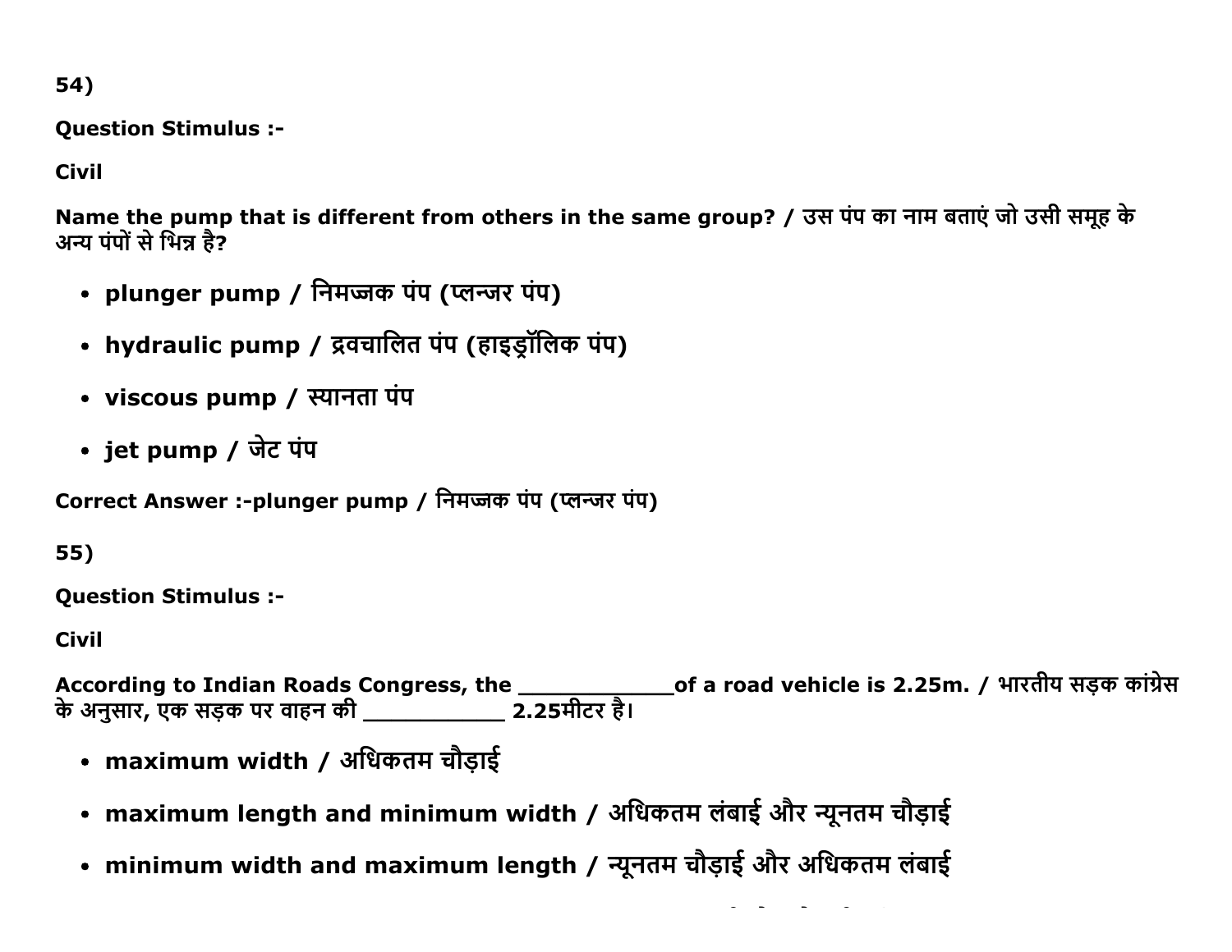54)

**Question Stimulus :-**

**Civil**

**Name the pump that is different from others in the same group? / उस पंप का नाम बताएं जो उसी समूह के अन्य पंपों से भिन्न है?**

- **plunger pump / निमज्जक पंप (प्लन्जर पंप)**
- **hydraulic pump / द्रवचालित पंप (हाइड्रॉलिक पंप)**
- **viscous pump / स्यानता पंप**
- **jet pump / जेट पंप**

**Correct Answer :-plunger pump / निमज्जक पंप (प्लन्जर पंप)**

55)

**Question Stimulus :-**

**Civil**

**According to Indian Roads Congress, the ____________of a road vehicle is 2.25m. / भारतीय सड़क कांग्रेस के अनुसार, एक सड़क पर वाहन की ___________ 2.25मीटर है।**

- **maximum width / अधिकतम चौड़ाई**
- **maximum length and minimum width / अधिकतम लंबाई और न्यूनतम चौड़ाई**
- **minimum width and maximum length / न्यूनतम चौड़ाई और अधिकतम लंबाई**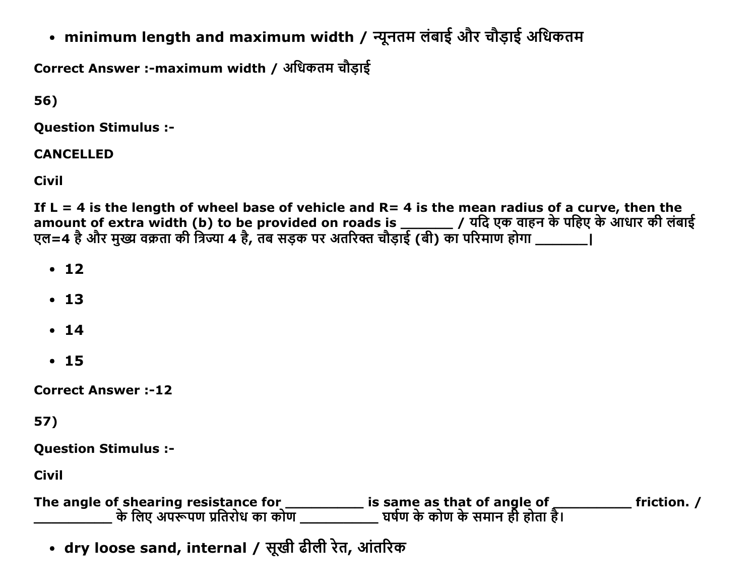- **minimum length and maximum width / न्यूनतम लंबाई और चौड़ाई अधिकतम**

**Correct Answer :-maximum width / अधिकतम चौड़ाई**

**56)**

**Question Stimulus :-**

**CANCELLED**

**Civil**

**If L = 4 is the length of wheel base of vehicle and R= 4 is the mean radius of a curve, then the amount of extra width (b) to be provided on roads is _______ / यदि एक वाहन के पहिए के आधार की लंबाई एल=4 है और मुख्य वक्रता की त्रिज्या 4 है, तब सड़क पर अतिरिक्त चौड़ाई (बी) का परिमाण होगा _______|**

- **12**
- **13**
- **14**
- **15**

**Correct Answer :-12**

**57)**

**Question Stimulus :-**

**Civil**

**The angle of shearing resistance for __________ is same as that of angle of __________ friction. / __________ के लिए अपरूपण प्रतिरोध का कोण __________ घर्षण के कोण के समान ही होता है।**

- **dry loose sand, internal / सूखी ढीली रेत, आंतरिक**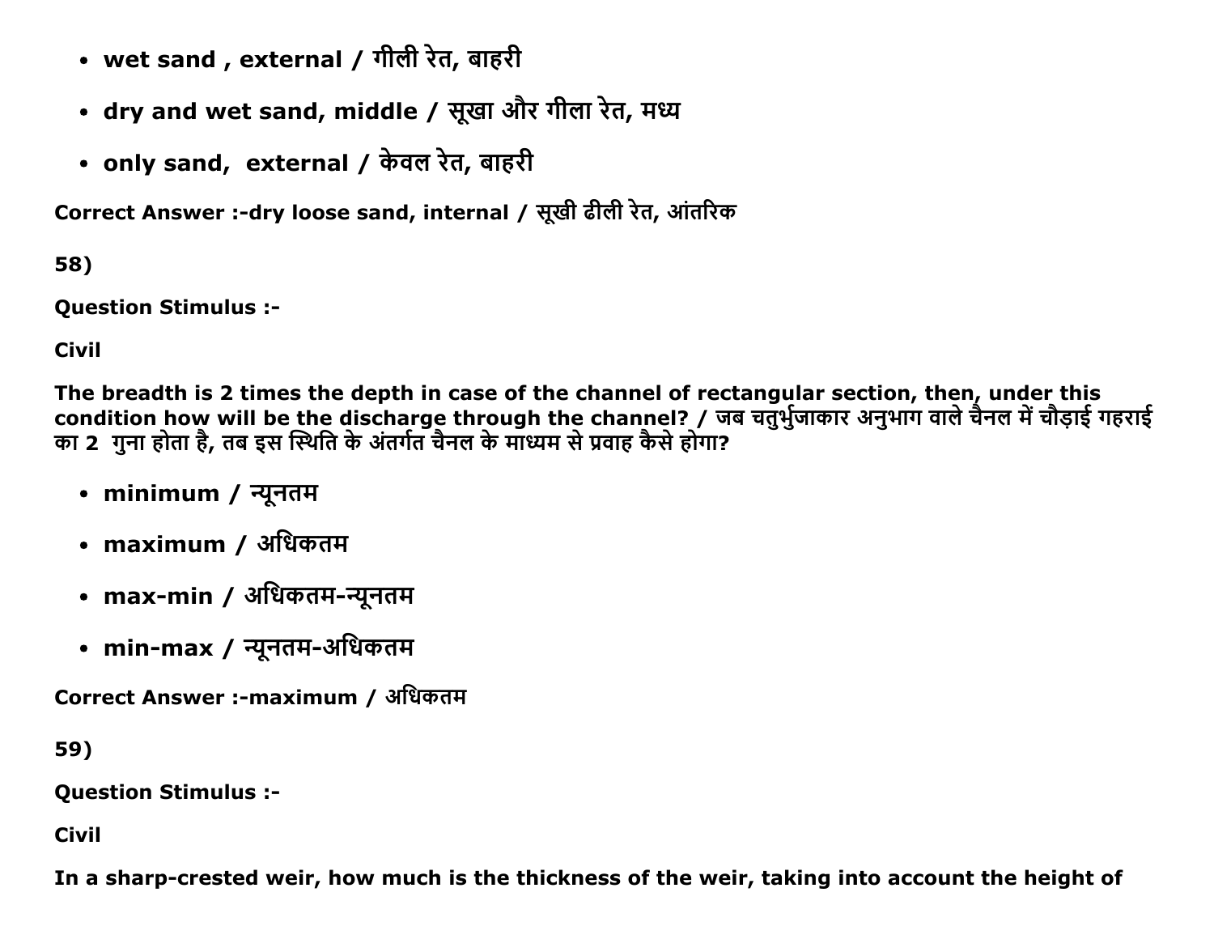- **wet sand , external / गीली रेत, बाहरी**
- **dry and wet sand, middle / सूखा और गीला रेत, मध्य**
- **only sand,  external / केवल रेत, बाहरी**

**Correct Answer :-dry loose sand, internal / सूखी ढीली रेत, आंतरिक**

**58)**

**Question Stimulus :-**

**Civil**

**The breadth is 2 times the depth in case of the channel of rectangular section, then, under this condition how will be the discharge through the channel? / जब चतुर्भुजाकार अनुभाग वाले चैनल में चौड़ाई गहराई का 2  गुना होता है, तब इस स्थिति के अंतर्गत चैनल के माध्यम से प्रवाह कैसे होगा?**

- **minimum / न्यूनतम**
- **maximum / अधिकतम**
- **max-min / अधिकतम-न्यूनतम**
- **min-max / न्यूनतम-अधिकतम**

**Correct Answer :-maximum / अधिकतम**

**59)**

**Question Stimulus :-**

**Civil**

**In a sharp-crested weir, how much is the thickness of the weir, taking into account the height of**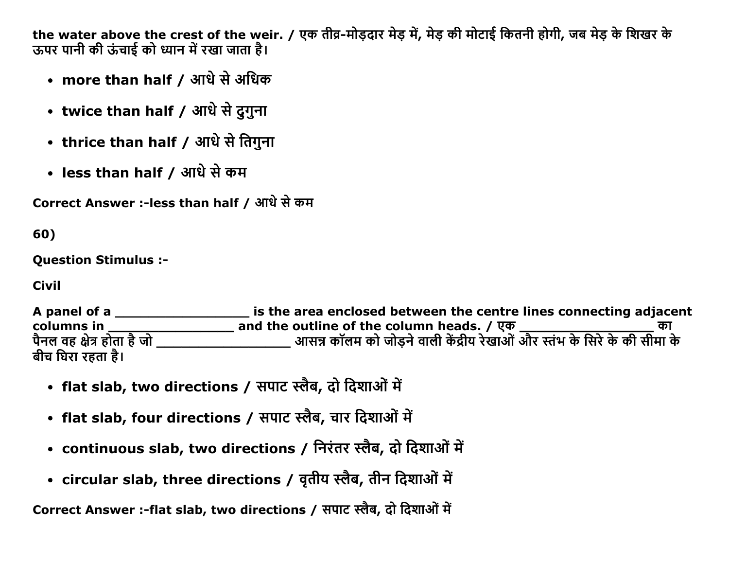**the water above the crest of the weir. / एक तीव्र-मोड़दार मेड़ में, मेड़ की मोटाई कितनी होगी, जब मेड़ के शिखर के ऊपर पानी की ऊंचाई को ध्यान में रखा जाता है।**

- **more than half / आधे से अधिक**
- **twice than half / आधे से दुगुना**
- **thrice than half / आधे से तिगुना**
- **less than half / आधे से कम**

**Correct Answer :-less than half / आधे से कम**

**60)**

**Question Stimulus :-**

**Civil**

**A panel of a _________________ is the area enclosed between the centre lines connecting adjacent columns in _________________ and the outline of the column heads. / एक _________________ का पैनल वह क्षेत्र होता है जो _________________ आसन्न कॉलम को जोड़ने वाली केंद्रीय रेखाओं और स्तंभ के सिरे के की सीमा के बीच घिरा रहता है।**

- **flat slab, two directions / सपाट स्लैब, दो दिशाओं में**
- **flat slab, four directions / सपाट स्लैब, चार दिशाओं में**
- **continuous slab, two directions / निरंतर स्लैब, दो दिशाओं में**
- **circular slab, three directions / वृतीय स्लैब, तीन दिशाओं में**

**Correct Answer :-flat slab, two directions / सपाट स्लैब, दो दिशाओं में**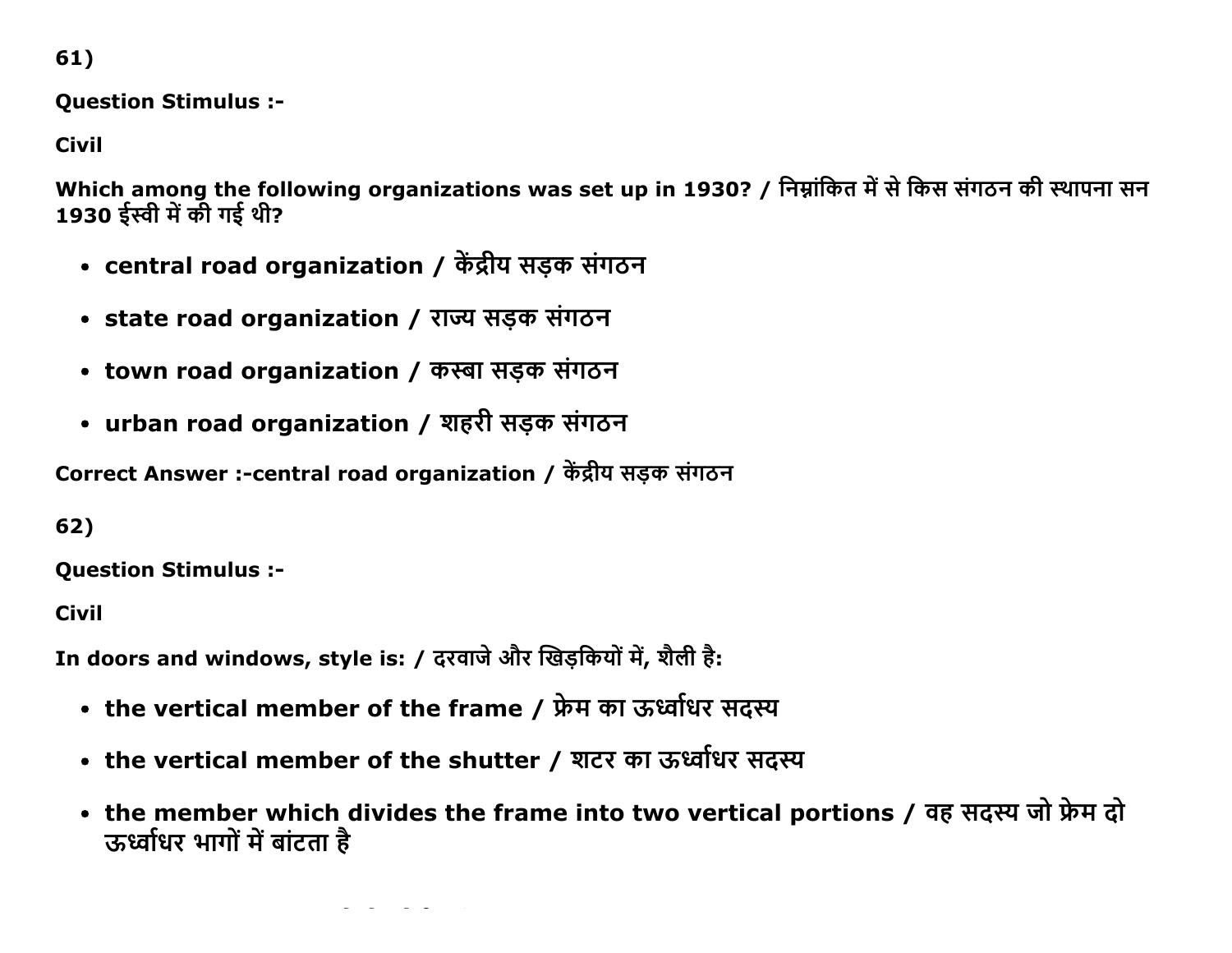61)

**Question Stimulus :-**

**Civil**

**Which among the following organizations was set up in 1930? / निम्नांकित में से किस संगठन की स्थापना सन 1930 ईस्वी में की गई थी?**

- **central road organization / केंद्रीय सड़क संगठन**
- **state road organization / राज्य सड़क संगठन**
- **town road organization / कस्बा सड़क संगठन**
- **urban road organization / शहरी सड़क संगठन**

**Correct Answer :-central road organization / केंद्रीय सड़क संगठन**

62)

**Question Stimulus :-**

**Civil**

**In doors and windows, style is: / दरवाजे और खिड़कियों में, शैली है:**

- **the vertical member of the frame / फ्रेम का ऊर्ध्वाधर सदस्य**
- **the vertical member of the shutter / शटर का ऊर्ध्वाधर सदस्य**
- **the member which divides the frame into two vertical portions / वह सदस्य जो फ्रेम दो ऊर्ध्वाधर भागों में बांटता है**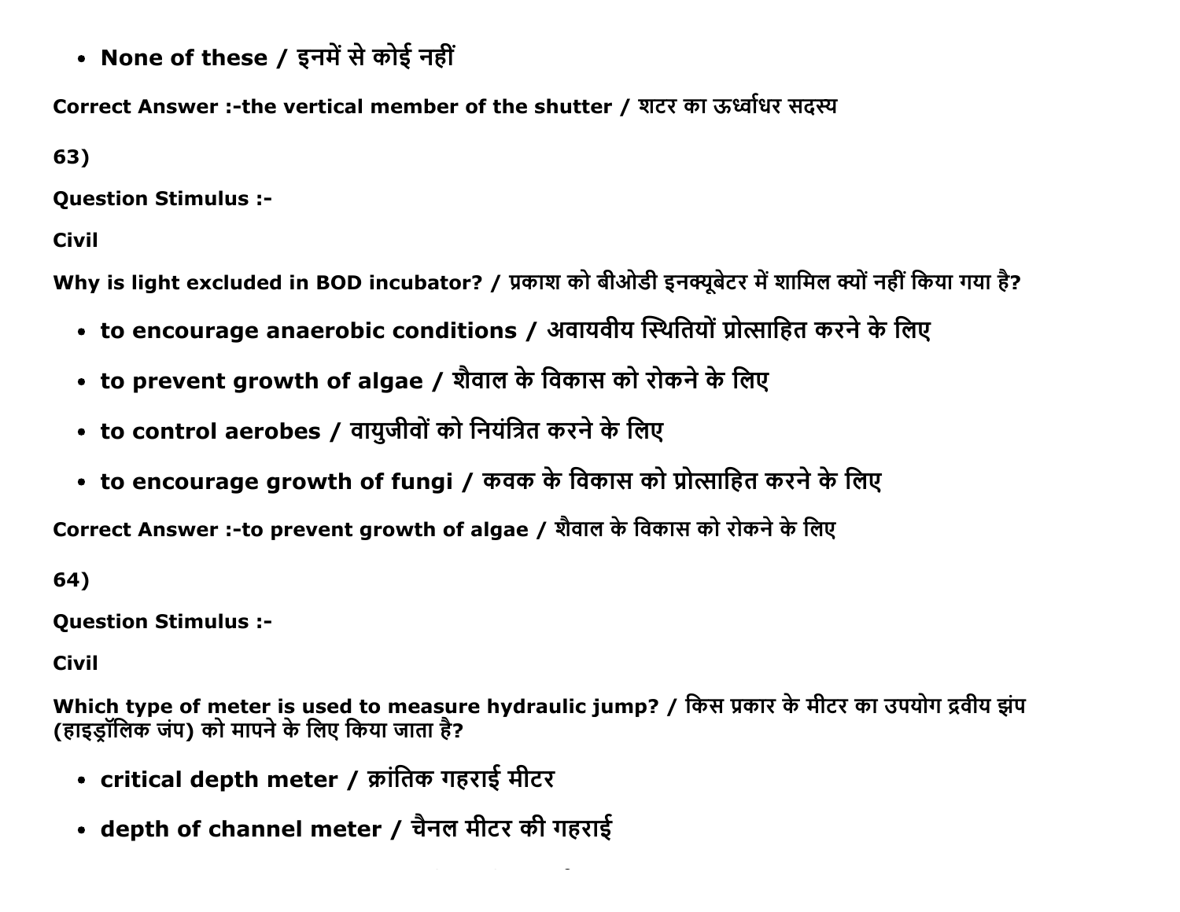- **None of these / इनमें से कोई नहीं**

**Correct Answer :-the vertical member of the shutter / शटर का ऊर्ध्वाधर सदस्य**

**63)**

**Question Stimulus :-**

**Civil**

**Why is light excluded in BOD incubator? / प्रकाश को बीओडी इनक्यूबेटर में शामिल क्यों नहीं किया गया है?**

- **to encourage anaerobic conditions / अवायवीय स्थितियों प्रोत्साहित करने के लिए**
- **to prevent growth of algae / शैवाल के विकास को रोकने के लिए**
- **to control aerobes / वायुजीवों को नियंत्रित करने के लिए**
- **to encourage growth of fungi / कवक के विकास को प्रोत्साहित करने के लिए**

**Correct Answer :-to prevent growth of algae / शैवाल के विकास को रोकने के लिए**

**64)**

**Question Stimulus :-**

**Civil**

**Which type of meter is used to measure hydraulic jump? / किस प्रकार के मीटर का उपयोग द्रवीय झंप (हाइड्रॉलिक जंप) को मापने के लिए किया जाता है?**

- **critical depth meter / क्रांतिक गहराई मीटर**
- **depth of channel meter / चैनल मीटर की गहराई**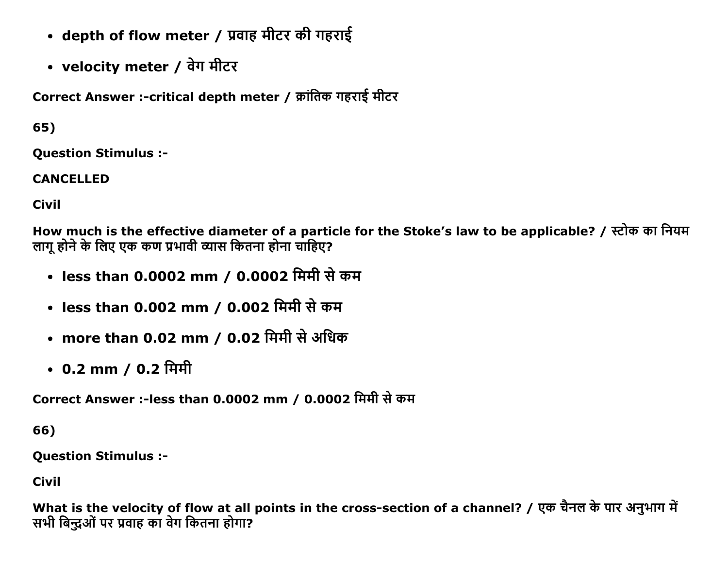- depth of flow meter / प्रवाह मीटर की गहराई
- velocity meter / वेग मीटर

**Correct Answer :-critical depth meter / क्रांतिक गहराई मीटर**

**65)**

**Question Stimulus :-**

**CANCELLED**

**Civil**

**How much is the effective diameter of a particle for the Stoke's law to be applicable? / स्टोक का नियम लागू होने के लिए एक कण प्रभावी व्यास कितना होना चाहिए?**

- less than 0.0002 mm / 0.0002 मिमी से कम
- less than 0.002 mm / 0.002 मिमी से कम
- more than 0.02 mm / 0.02 मिमी से अधिक
- 0.2 mm / 0.2 मिमी

**Correct Answer :-less than 0.0002 mm / 0.0002 मिमी से कम**

**66)**

**Question Stimulus :-**

**Civil**

**What is the velocity of flow at all points in the cross-section of a channel? / एक चैनल के पार अनुभाग में सभी बिन्दुओं पर प्रवाह का वेग कितना होगा?**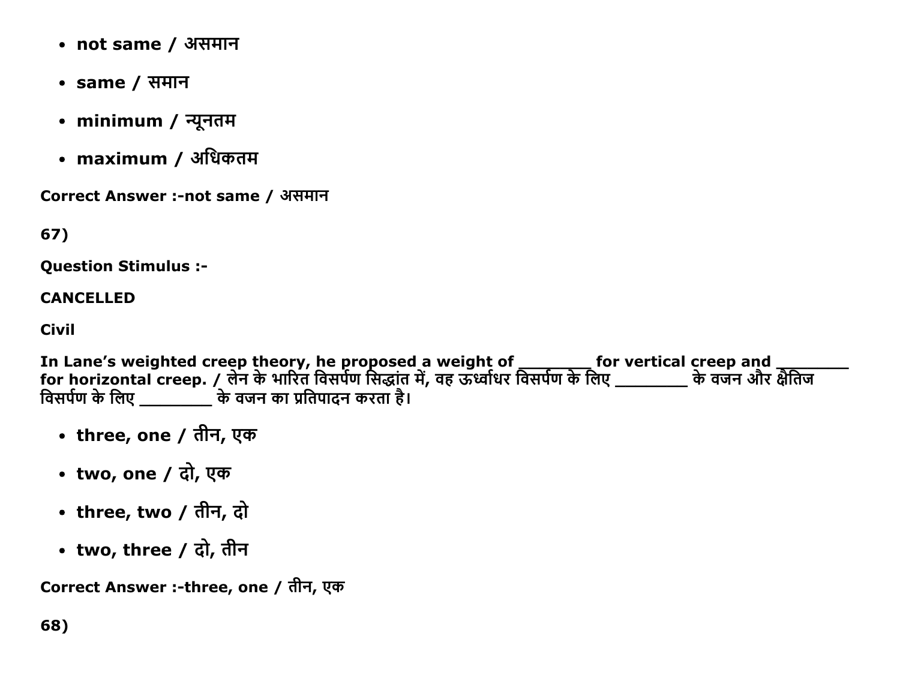- **not same / असमान**
- **same / समान**
- **minimum / न्यूनतम**
- **maximum / अधिकतम**

**Correct Answer :-not same / असमान**

**67)**

**Question Stimulus :-**

**CANCELLED**

**Civil**

**In Lane's weighted creep theory, he proposed a weight of ________ for vertical creep and ________ for horizontal creep. / लेन के भारित विसर्पण सिद्धांत में, वह ऊर्ध्वाधर विसर्पण के लिए ________ के वजन और क्षैतिज विसर्पण के लिए ________ के वजन का प्रतिपादन करता है।**

- **three, one / तीन, एक**
- **two, one / दो, एक**
- **three, two / तीन, दो**
- **two, three / दो, तीन**

**Correct Answer :-three, one / तीन, एक**

**68)**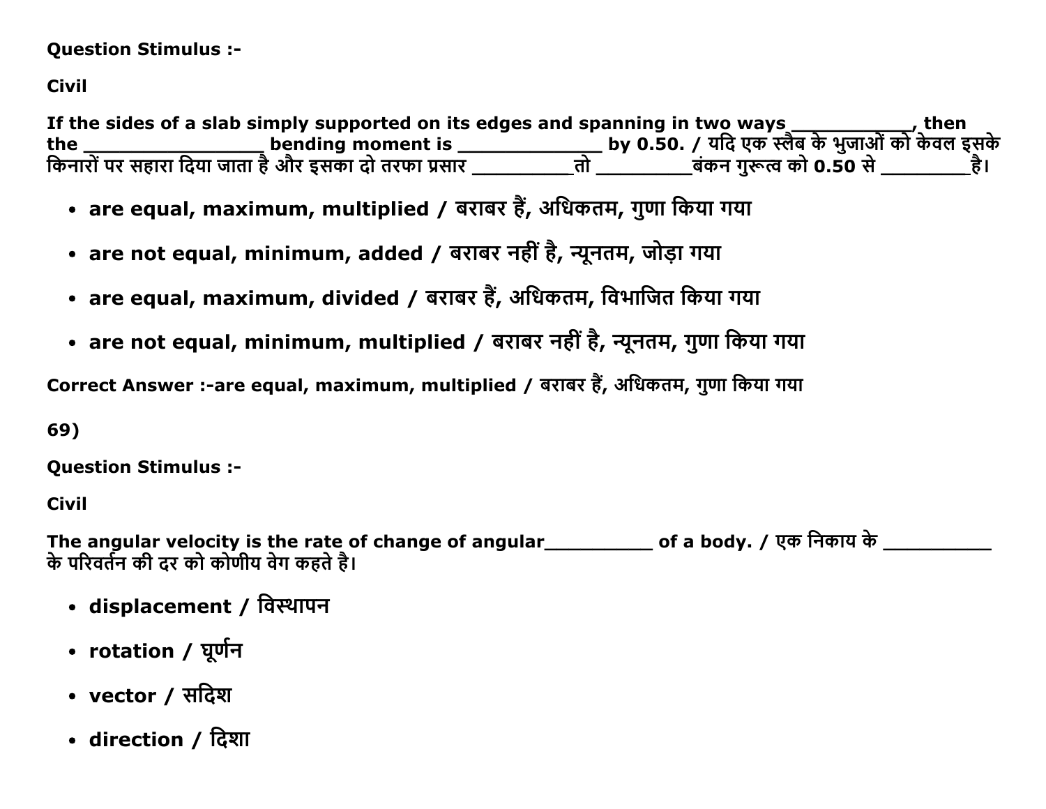**Question Stimulus :-**

**Civil**

**If the sides of a slab simply supported on its edges and spanning in two ways ____________, then the _________________ bending moment is _____________ by 0.50. / यदि एक स्लैब के भुजाओं को केवल इसके किनारों पर सहारा दिया जाता है और इसका दो तरफा प्रसार __________तो _________बंकन गुरूत्व को 0.50 से ________है।**

- **are equal, maximum, multiplied / बराबर हैं, अधिकतम, गुणा किया गया**
- **are not equal, minimum, added / बराबर नहीं है, न्यूनतम, जोड़ा गया**
- **are equal, maximum, divided / बराबर हैं, अधिकतम, विभाजित किया गया**
- **are not equal, minimum, multiplied / बराबर नहीं है, न्यूनतम, गुणा किया गया**

**Correct Answer :-are equal, maximum, multiplied / बराबर हैं, अधिकतम, गुणा किया गया**

**69)**

**Question Stimulus :-**

**Civil**

**The angular velocity is the rate of change of angular__________ of a body. / एक निकाय के __________ के परिवर्तन की दर को कोणीय वेग कहते है।**

- **displacement / विस्थापन**
- **rotation / घूर्णन**
- **vector / सदिश**
- **direction / दिशा**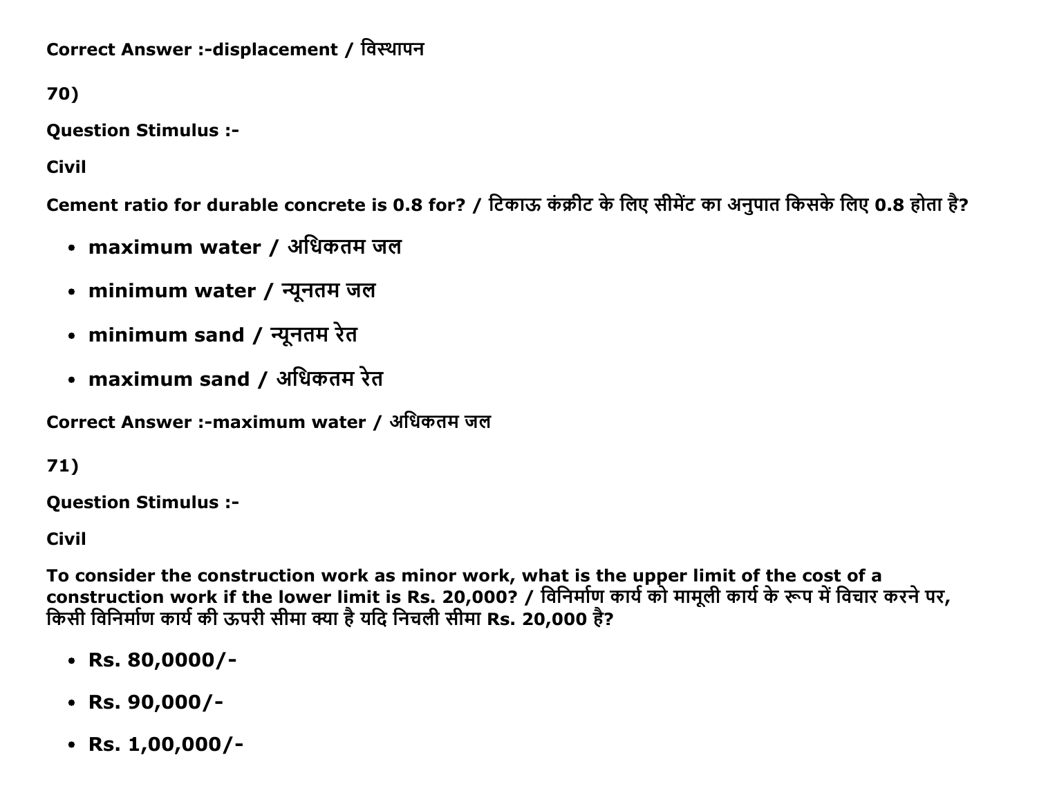**Correct Answer :-displacement / विस्थापन**

**70)**

**Question Stimulus :-**

**Civil**

**Cement ratio for durable concrete is 0.8 for? / टिकाऊ कंक्रीट के लिए सीमेंट का अनुपात किसके लिए 0.8 होता है?**

- **maximum water / अधिकतम जल**
- **minimum water / न्यूनतम जल**
- **minimum sand / न्यूनतम रेत**
- **maximum sand / अधिकतम रेत**

**Correct Answer :-maximum water / अधिकतम जल**

**71)**

**Question Stimulus :-**

**Civil**

**To consider the construction work as minor work, what is the upper limit of the cost of a construction work if the lower limit is Rs. 20,000? / विनिर्माण कार्य को मामूली कार्य के रूप में विचार करने पर, किसी विनिर्माण कार्य की ऊपरी सीमा क्या है यदि निचली सीमा Rs. 20,000 है?**

- **Rs. 80,0000/-**
- **Rs. 90,000/-**
- **Rs. 1,00,000/-**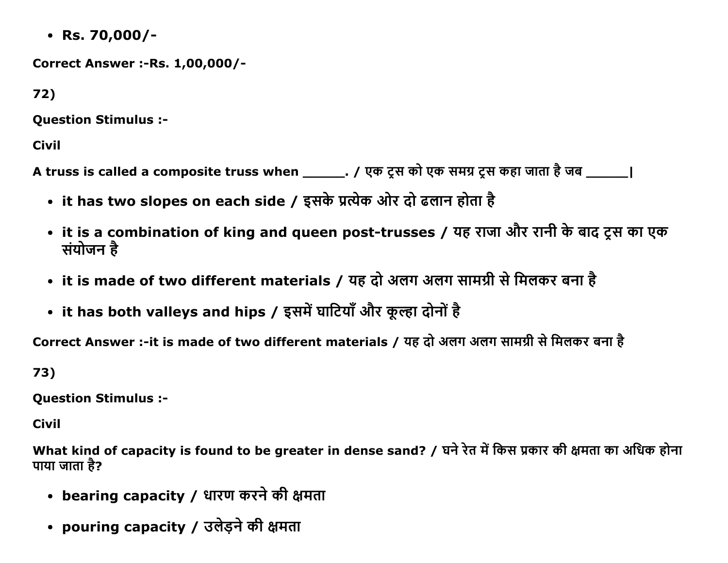- **Rs. 70,000/-**

**Correct Answer :-Rs. 1,00,000/-**

**72)**

**Question Stimulus :-**

**Civil**

**A truss is called a composite truss when ______. / एक ट्रस को एक समग्र ट्रस कहा जाता है जब ______|**

- **it has two slopes on each side / इसके प्रत्येक ओर दो ढलान होता है**
- **it is a combination of king and queen post-trusses / यह राजा और रानी के बाद ट्रस का एक संयोजन है**
- **it is made of two different materials / यह दो अलग अलग सामग्री से मिलकर बना है**
- **it has both valleys and hips / इसमें घाटियाँ और कूल्हा दोनों है**

**Correct Answer :-it is made of two different materials / यह दो अलग अलग सामग्री से मिलकर बना है**

**73)**

**Question Stimulus :-**

**Civil**

**What kind of capacity is found to be greater in dense sand? / घने रेत में किस प्रकार की क्षमता का अधिक होना पाया जाता है?**

- **bearing capacity / धारण करने की क्षमता**
- **pouring capacity / उलेड़ने की क्षमता**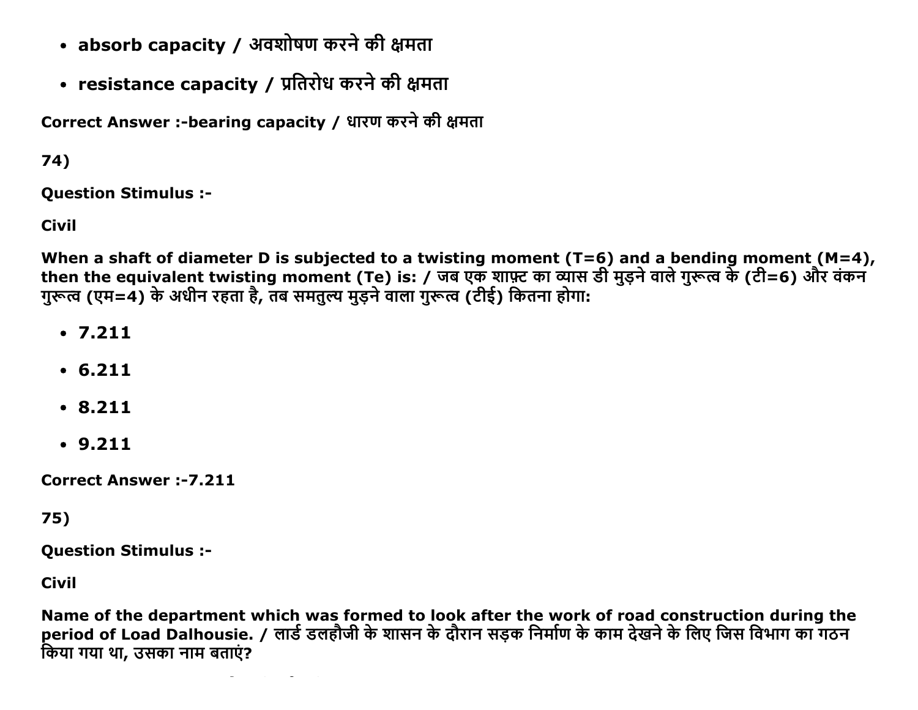- **absorb capacity / अवशोषण करने की क्षमता**
- **resistance capacity / प्रतिरोध करने की क्षमता**

**Correct Answer :-bearing capacity / धारण करने की क्षमता**

**74)**

**Question Stimulus :-**

**Civil**

**When a shaft of diameter D is subjected to a twisting moment (T=6) and a bending moment (M=4), then the equivalent twisting moment (Te) is: / जब एक शाफ़्ट का व्यास डी मुड़ने वाले गुरूत्व के (टी=6) और वंकन गुरूत्व (एम=4) के अधीन रहता है, तब समतुल्य मुड़ने वाला गुरूत्व (टीई) कितना होगा:**

- **7.211**
- **6.211**
- **8.211**
- **9.211**

**Correct Answer :-7.211**

**75)**

**Question Stimulus :-**

**Civil**

**Name of the department which was formed to look after the work of road construction during the period of Load Dalhousie. / लार्ड डलहौजी के शासन के दौरान सड़क निर्माण के काम देखने के लिए जिस विभाग का गठन किया गया था, उसका नाम बताएं?**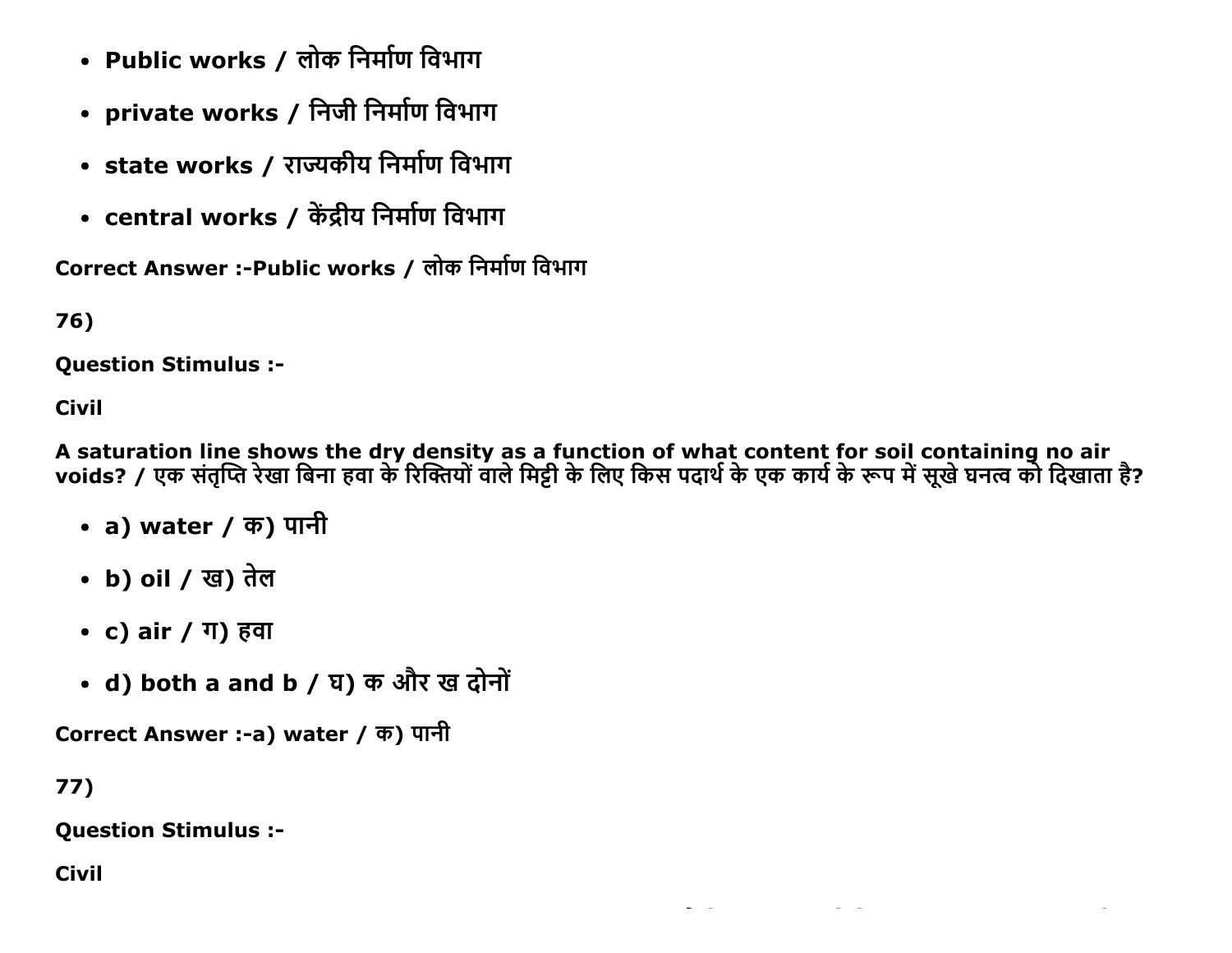- Public works / लोक निर्माण विभाग
- private works / निजी निर्माण विभाग
- state works / राज्यकीय निर्माण विभाग
- central works / केंद्रीय निर्माण विभाग

Correct Answer :-Public works / लोक निर्माण विभाग

76)

Question Stimulus :-

Civil

A saturation line shows the dry density as a function of what content for soil containing no air voids? / एक संतृप्ति रेखा बिना हवा के रिक्तियों वाले मिट्टी के लिए किस पदार्थ के एक कार्य के रूप में सूखे घनत्व को दिखाता है?

- a) water / क) पानी
- b) oil / ख) तेल
- c) air / ग) हवा
- d) both a and b / घ) क और ख दोनों

Correct Answer :-a) water / क) पानी

77)

Question Stimulus :-

Civil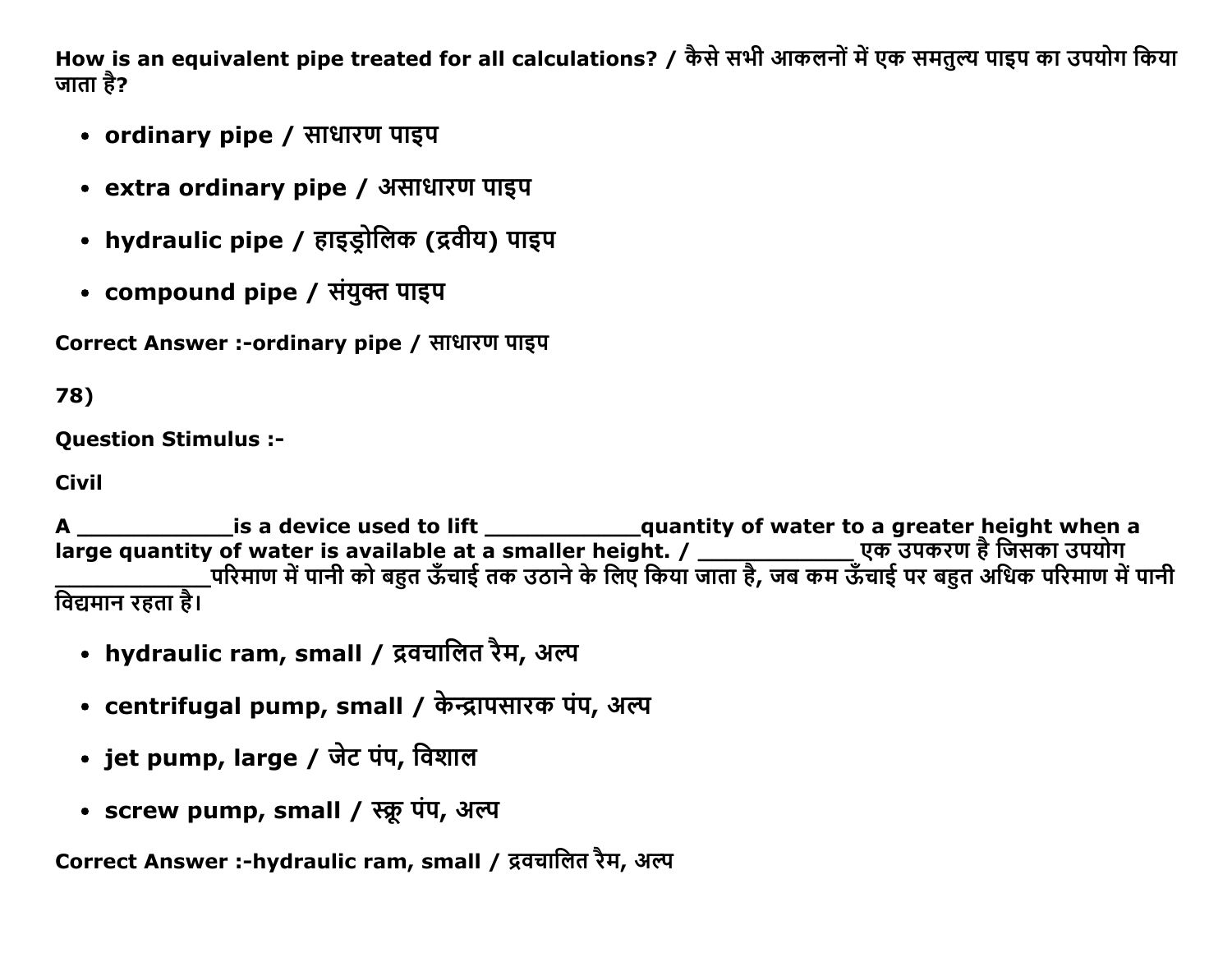**How is an equivalent pipe treated for all calculations? / कैसे सभी आकलनों में एक समतुल्य पाइप का उपयोग किया जाता है?**

- **ordinary pipe / साधारण पाइप**
- **extra ordinary pipe / असाधारण पाइप**
- **hydraulic pipe / हाइड्रोलिक (द्रवीय) पाइप**
- **compound pipe / संयुक्त पाइप**

**Correct Answer :-ordinary pipe / साधारण पाइप**

**78)**

**Question Stimulus :-**

**Civil**

**A ____________is a device used to lift ____________quantity of water to a greater height when a large quantity of water is available at a smaller height. / ____________ एक उपकरण है जिसका उपयोग ____________परिमाण में पानी को बहुत ऊँचाई तक उठाने के लिए किया जाता है, जब कम ऊँचाई पर बहुत अधिक परिमाण में पानी विद्यमान रहता है।**

- **hydraulic ram, small / द्रवचालित रैम, अल्प**
- **centrifugal pump, small / केन्द्रापसारक पंप, अल्प**
- **jet pump, large / जेट पंप, विशाल**
- **screw pump, small / स्क्रू पंप, अल्प**

**Correct Answer :-hydraulic ram, small / द्रवचालित रैम, अल्प**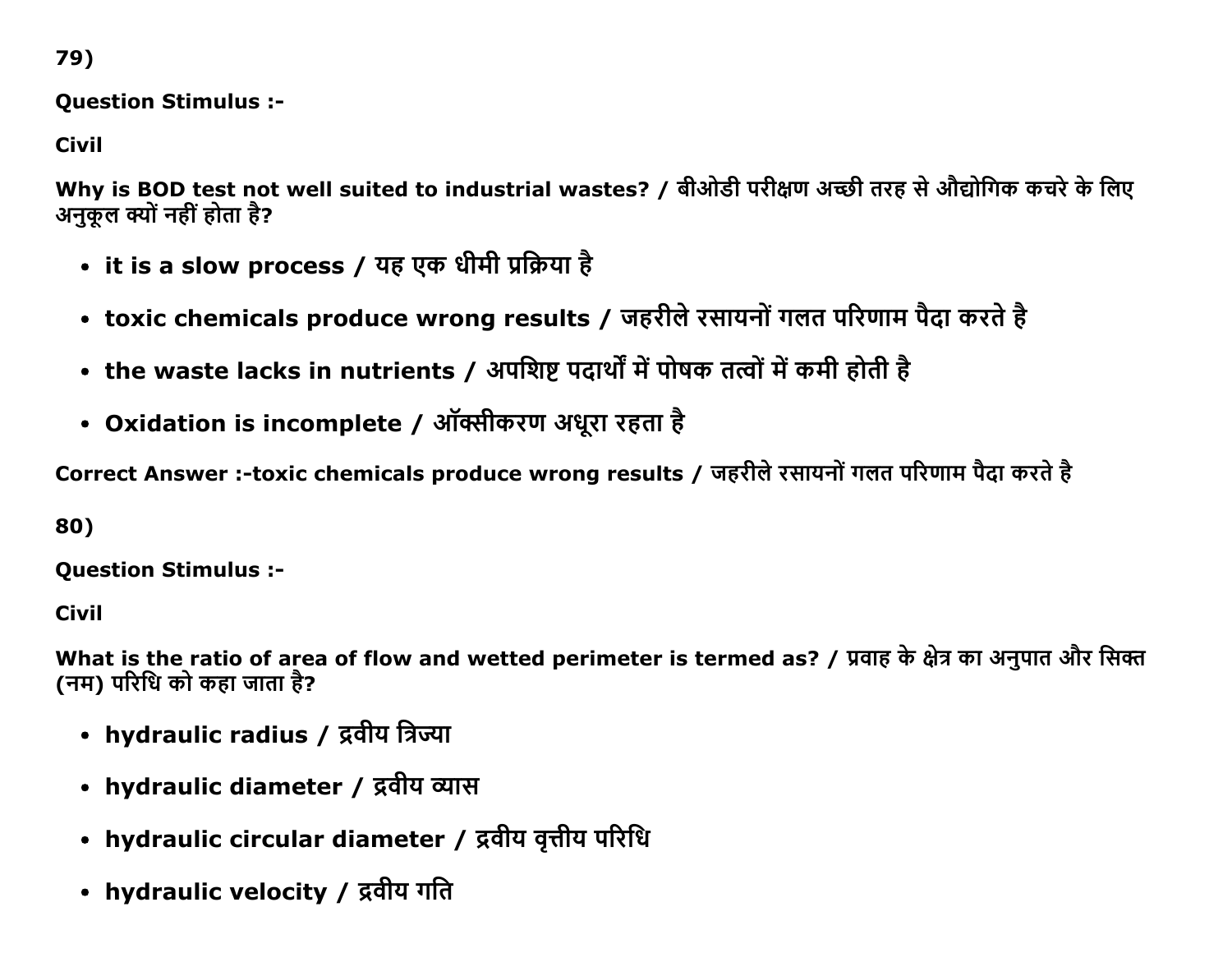79)

**Question Stimulus :-**

**Civil**

**Why is BOD test not well suited to industrial wastes? / बीओडी परीक्षण अच्छी तरह से औद्योगिक कचरे के लिए अनुकूल क्यों नहीं होता है?**

- **it is a slow process / यह एक धीमी प्रक्रिया है**
- **toxic chemicals produce wrong results / जहरीले रसायनों गलत परिणाम पैदा करते है**
- **the waste lacks in nutrients / अपशिष्ट पदार्थों में पोषक तत्वों में कमी होती है**
- **Oxidation is incomplete / ऑक्सीकरण अधूरा रहता है**

**Correct Answer :-toxic chemicals produce wrong results / जहरीले रसायनों गलत परिणाम पैदा करते है**

80)

**Question Stimulus :-**

**Civil**

**What is the ratio of area of flow and wetted perimeter is termed as? / प्रवाह के क्षेत्र का अनुपात और सिक्त (नम) परिधि को कहा जाता है?**

- **hydraulic radius / द्रवीय त्रिज्या**
- **hydraulic diameter / द्रवीय व्यास**
- **hydraulic circular diameter / द्रवीय वृत्तीय परिधि**
- **hydraulic velocity / द्रवीय गति**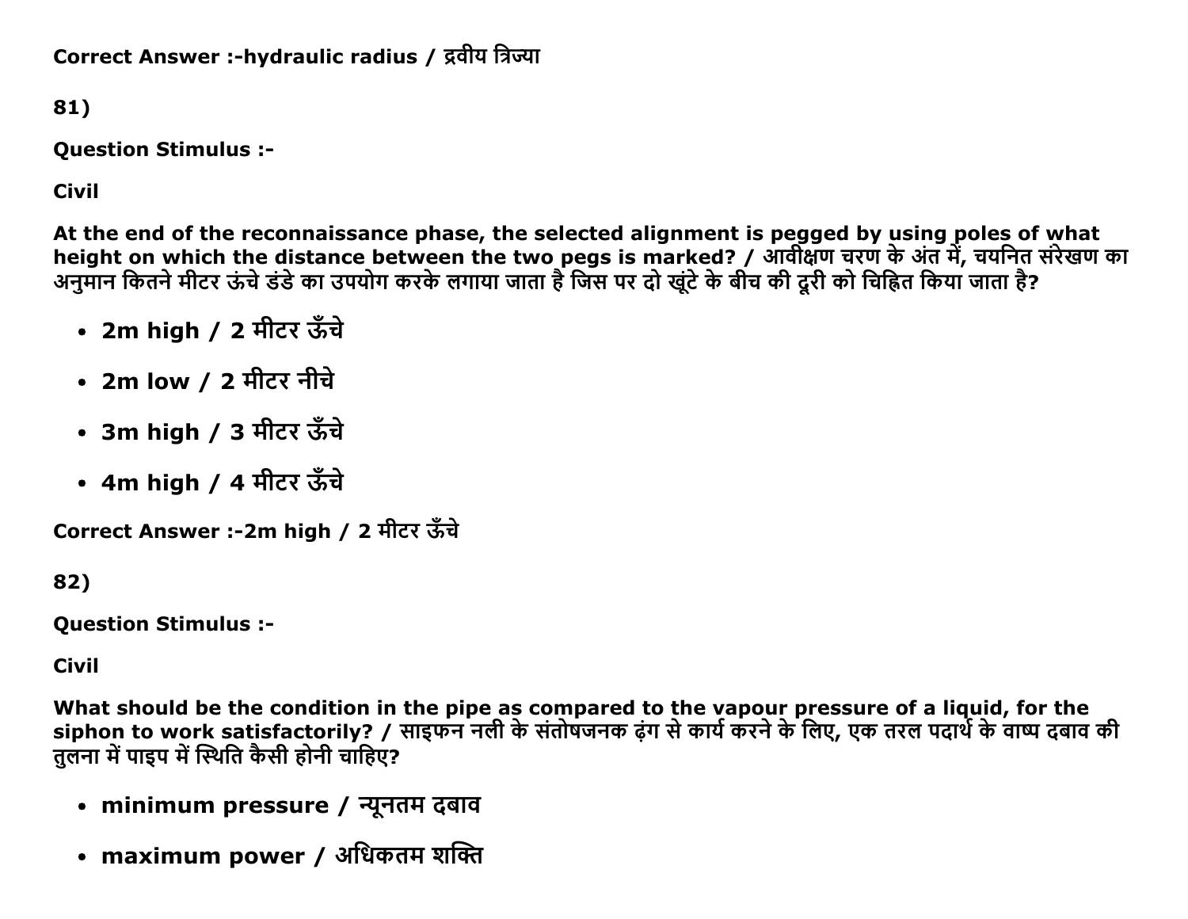**Correct Answer :-hydraulic radius / द्रवीय त्रिज्या**

**81)**

**Question Stimulus :-**

**Civil**

**At the end of the reconnaissance phase, the selected alignment is pegged by using poles of what height on which the distance between the two pegs is marked? / आवीक्षण चरण के अंत में, चयनित संरेखण का अनुमान कितने मीटर ऊंचे डंडे का उपयोग करके लगाया जाता है जिस पर दो खूंटे के बीच की दूरी को चिह्नित किया जाता है?**

- **2m high / 2 मीटर ऊँचे**
- **2m low / 2 मीटर नीचे**
- **3m high / 3 मीटर ऊँचे**
- **4m high / 4 मीटर ऊँचे**

**Correct Answer :-2m high / 2 मीटर ऊँचे**

**82)**

**Question Stimulus :-**

**Civil**

**What should be the condition in the pipe as compared to the vapour pressure of a liquid, for the siphon to work satisfactorily? / साइफन नली के संतोषजनक ढ़ंग से कार्य करने के लिए, एक तरल पदार्थ के वाष्प दबाव की तुलना में पाइप में स्थिति कैसी होनी चाहिए?**

- **minimum pressure / न्यूनतम दबाव**
- **maximum power / अधिकतम शक्ति**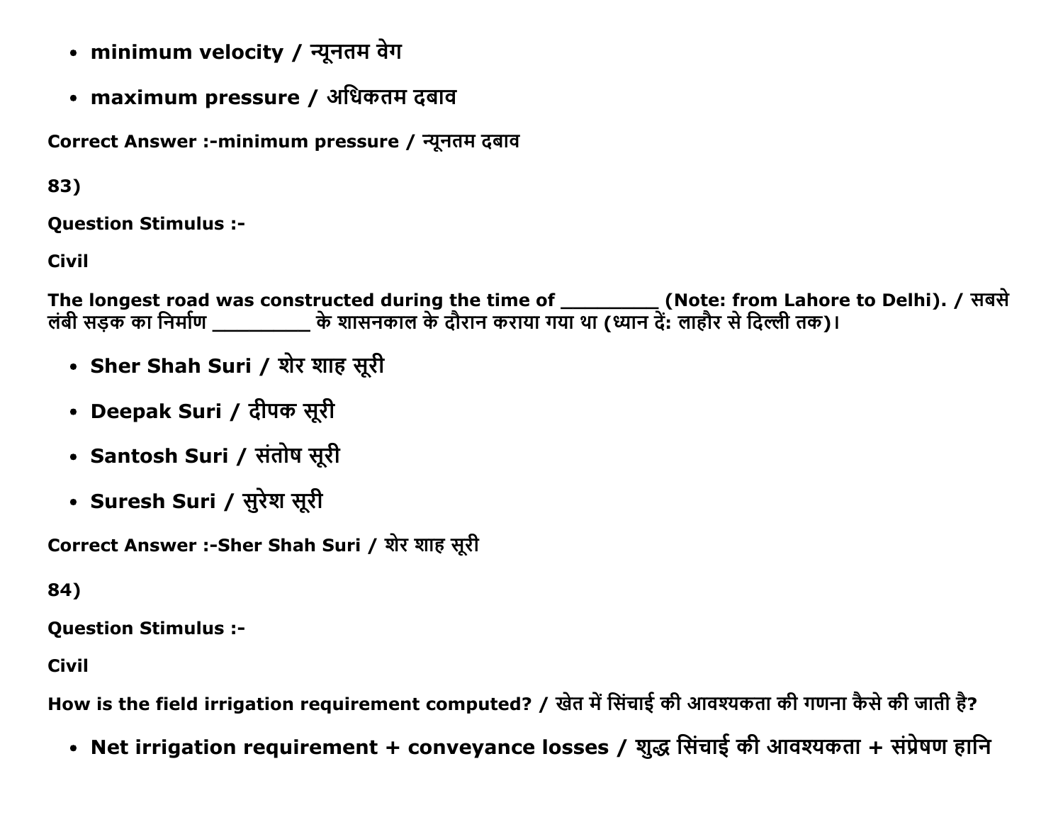- minimum velocity / न्यूनतम वेग
- maximum pressure / अधिकतम दबाव

**Correct Answer :-minimum pressure / न्यूनतम दबाव**

**83)**

**Question Stimulus :-**

**Civil**

**The longest road was constructed during the time of _________ (Note: from Lahore to Delhi). / सबसे लंबी सड़क का निर्माण _________ के शासनकाल के दौरान कराया गया था (ध्यान दें: लाहौर से दिल्ली तक)।**

- **Sher Shah Suri / शेर शाह सूरी**
- **Deepak Suri / दीपक सूरी**
- **Santosh Suri / संतोष सूरी**
- **Suresh Suri / सुरेश सूरी**

**Correct Answer :-Sher Shah Suri / शेर शाह सूरी**

**84)**

**Question Stimulus :-**

**Civil**

**How is the field irrigation requirement computed? / खेत में सिंचाई की आवश्यकता की गणना कैसे की जाती है?**

- **Net irrigation requirement + conveyance losses / शुद्ध सिंचाई की आवश्यकता + संप्रेषण हानि**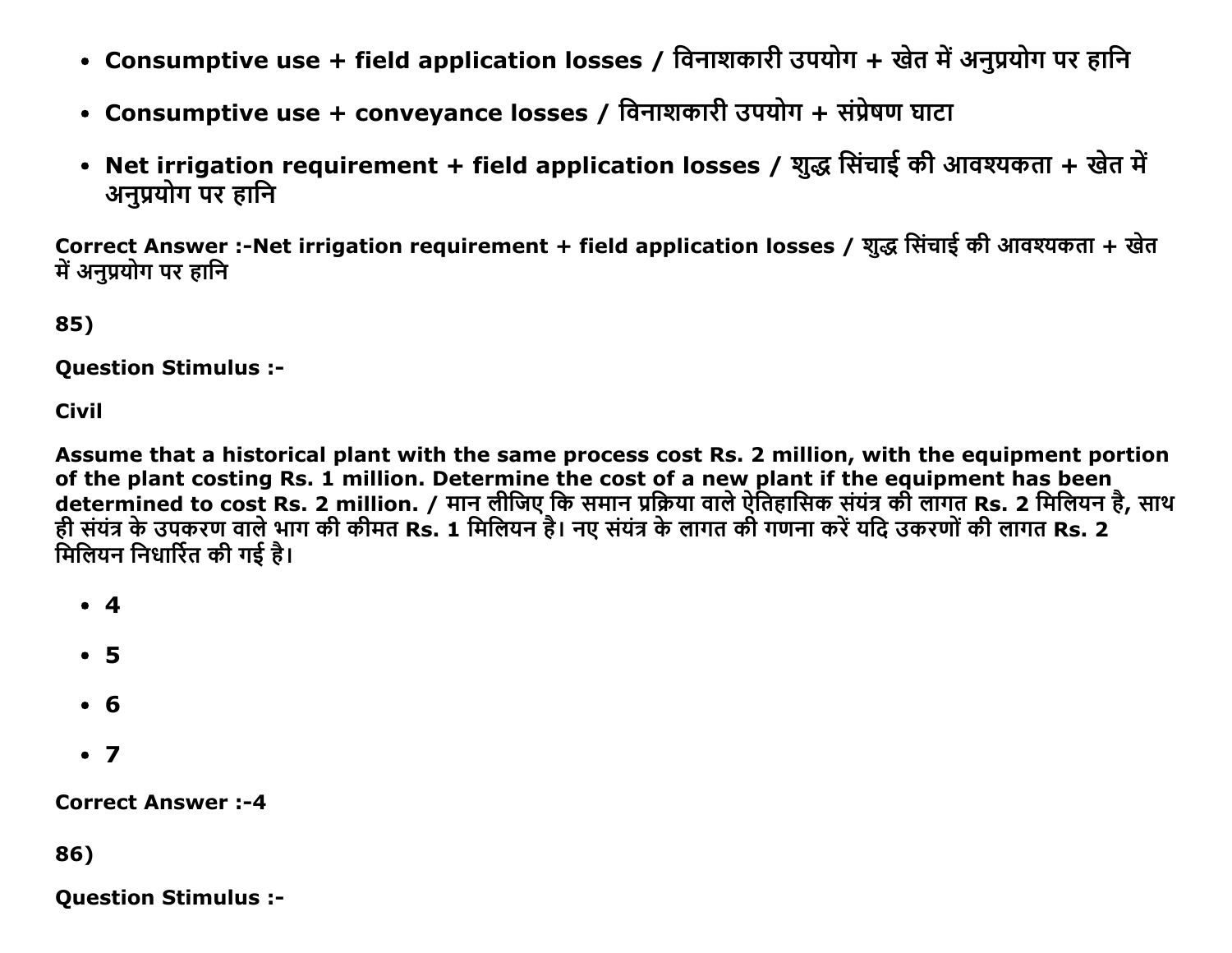- **Consumptive use + field application losses / विनाशकारी उपयोग + खेत में अनुप्रयोग पर हानि**
- **Consumptive use + conveyance losses / विनाशकारी उपयोग + संप्रेषण घाटा**
- **Net irrigation requirement + field application losses / शुद्ध सिंचाई की आवश्यकता + खेत में अनुप्रयोग पर हानि**

**Correct Answer :-Net irrigation requirement + field application losses / शुद्ध सिंचाई की आवश्यकता + खेत में अनुप्रयोग पर हानि**

**85)**

**Question Stimulus :-**

**Civil**

**Assume that a historical plant with the same process cost Rs. 2 million, with the equipment portion of the plant costing Rs. 1 million. Determine the cost of a new plant if the equipment has been determined to cost Rs. 2 million. / मान लीजिए कि समान प्रक्रिया वाले ऐतिहासिक संयंत्र की लागत Rs. 2 मिलियन है, साथ ही संयंत्र के उपकरण वाले भाग की कीमत Rs. 1 मिलियन है। नए संयंत्र के लागत की गणना करें यदि उकरणों की लागत Rs. 2 मिलियन निधार्रित की गई है।**

- **4**
- **5**
- **6**
- **7**

**Correct Answer :-4**

**86)**

**Question Stimulus :-**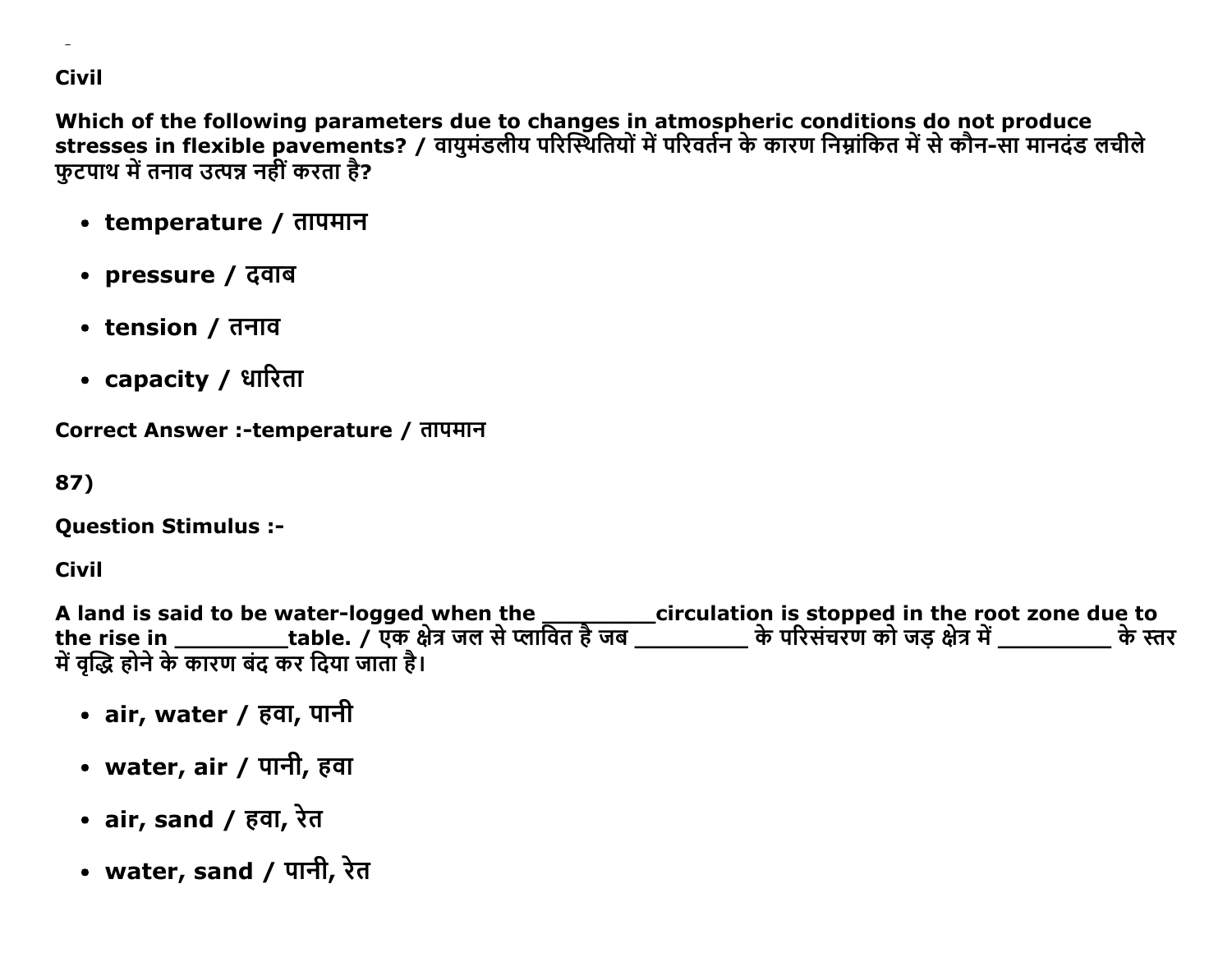Civil

**Which of the following parameters due to changes in atmospheric conditions do not produce stresses in flexible pavements? / वायुमंडलीय परिस्थितियों में परिवर्तन के कारण निम्नांकित में से कौन-सा मानदंड लचीले फुटपाथ में तनाव उत्पन्न नहीं करता है?**

- **temperature / तापमान**
- **pressure / दवाब**
- **tension / तनाव**
- **capacity / धारिता**

**Correct Answer :-temperature / तापमान**

**87)**

**Question Stimulus :-**

**Civil**

**A land is said to be water-logged when the _________circulation is stopped in the root zone due to the rise in _________table. / एक क्षेत्र जल से प्लावित है जब _________ के परिसंचरण को जड़ क्षेत्र में _________ के स्तर में वृद्धि होने के कारण बंद कर दिया जाता है।**

- **air, water / हवा, पानी**
- **water, air / पानी, हवा**
- **air, sand / हवा, रेत**
- **water, sand / पानी, रेत**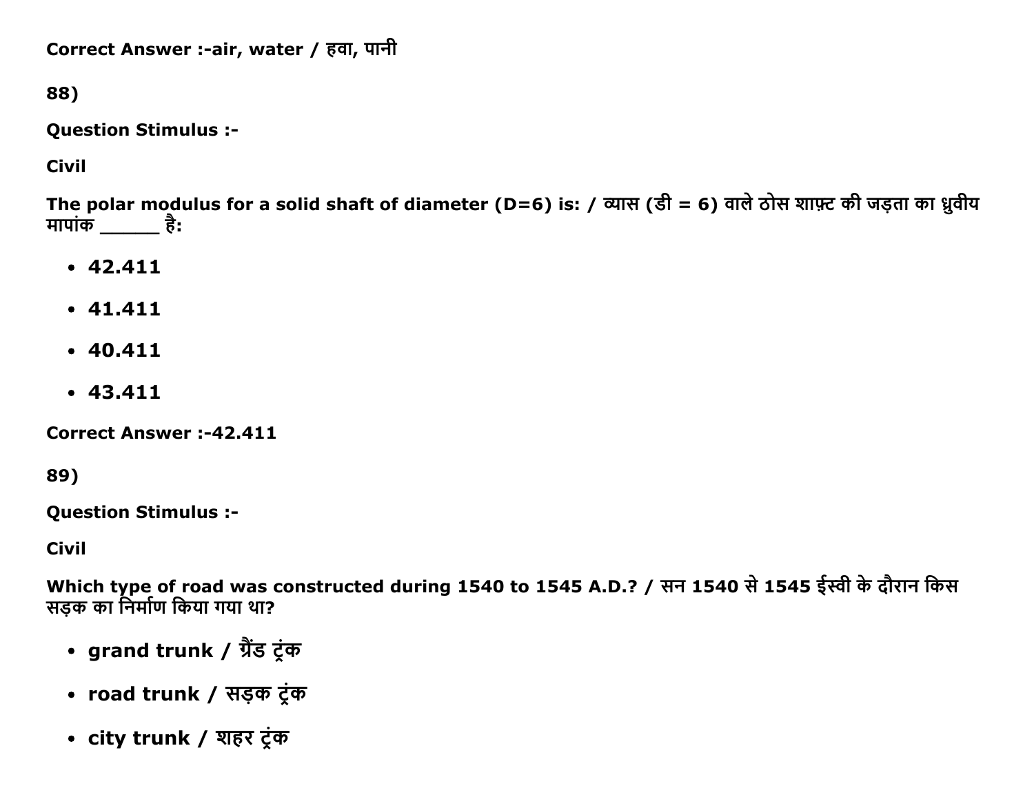**Correct Answer :-air, water / हवा, पानी**

**88)**

**Question Stimulus :-**

**Civil**

**The polar modulus for a solid shaft of diameter (D=6) is: / व्यास (डी = 6) वाले ठोस शाफ़्ट की जड़ता का ध्रुवीय मापांक ______ है:**

- **42.411**
- **41.411**
- **40.411**
- **43.411**

**Correct Answer :-42.411**

**89)**

**Question Stimulus :-**

**Civil**

**Which type of road was constructed during 1540 to 1545 A.D.? / सन 1540 से 1545 ईस्वी के दौरान किस सड़क का निर्माण किया गया था?**

- **grand trunk / ग्रैंड ट्रंक**
- **road trunk / सड़क ट्रंक**
- **city trunk / शहर ट्रंक**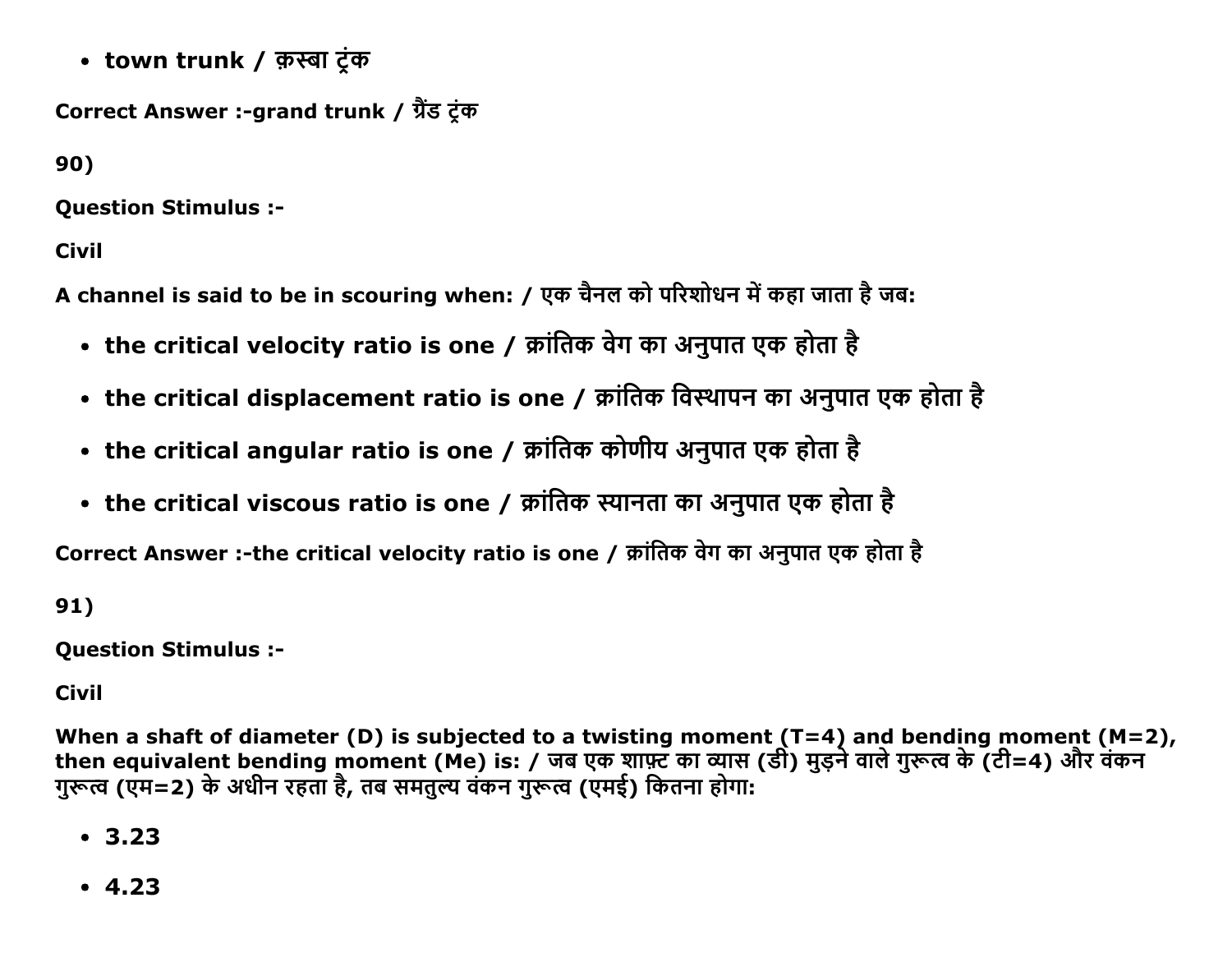- town trunk / क़स्बा ट्रंक

**Correct Answer :-grand trunk / ग्रैंड ट्रंक**

**90)**

**Question Stimulus :-**

**Civil**

**A channel is said to be in scouring when: / एक चैनल को परिशोधन में कहा जाता है जब:**

- **the critical velocity ratio is one / क्रांतिक वेग का अनुपात एक होता है**
- **the critical displacement ratio is one / क्रांतिक विस्थापन का अनुपात एक होता है**
- **the critical angular ratio is one / क्रांतिक कोणीय अनुपात एक होता है**
- **the critical viscous ratio is one / क्रांतिक स्यानता का अनुपात एक होता है**

**Correct Answer :-the critical velocity ratio is one / क्रांतिक वेग का अनुपात एक होता है**

**91)**

**Question Stimulus :-**

**Civil**

**When a shaft of diameter (D) is subjected to a twisting moment (T=4) and bending moment (M=2), then equivalent bending moment (Me) is: / जब एक शाफ़्ट का व्यास (डी) मुड़ने वाले गुरूत्व के (टी=4) और वंकन गुरूत्व (एम=2) के अधीन रहता है, तब समतुल्य वंकन गुरूत्व (एमई) कितना होगा:**

- **3.23**
- **4.23**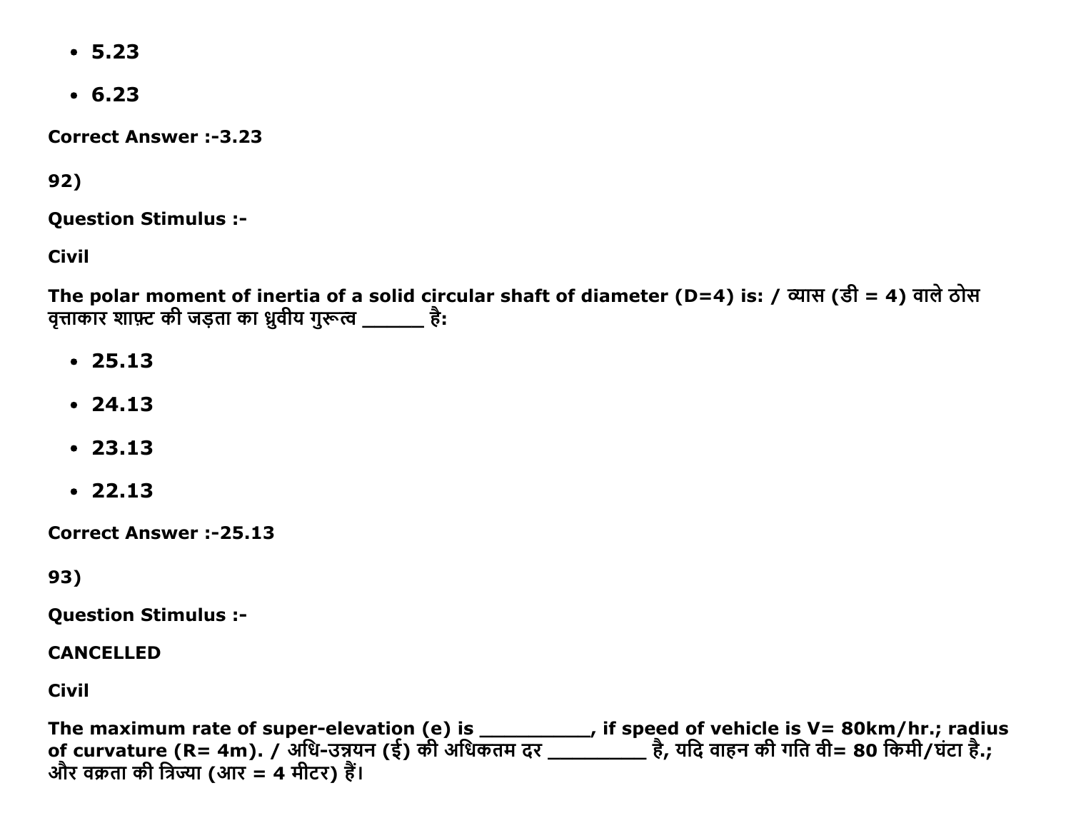- 5.23
- 6.23

**Correct Answer :-3.23**

92)

**Question Stimulus :-**

**Civil**

**The polar moment of inertia of a solid circular shaft of diameter (D=4) is: / व्यास (डी = 4) वाले ठोस वृत्ताकार शाफ़्ट की जड़ता का ध्रुवीय गुरूत्व ______ है:**

- 25.13
- 24.13
- 23.13
- 22.13

**Correct Answer :-25.13**

93)

**Question Stimulus :-**

**CANCELLED**

**Civil**

**The maximum rate of super-elevation (e) is __________, if speed of vehicle is V= 80km/hr.; radius of curvature (R= 4m). / अधि-उन्नयन (ई) की अधिकतम दर _________ है, यदि वाहन की गति वी= 80 किमी/घंटा है.; और वक्रता की त्रिज्या (आर = 4 मीटर) हैं।**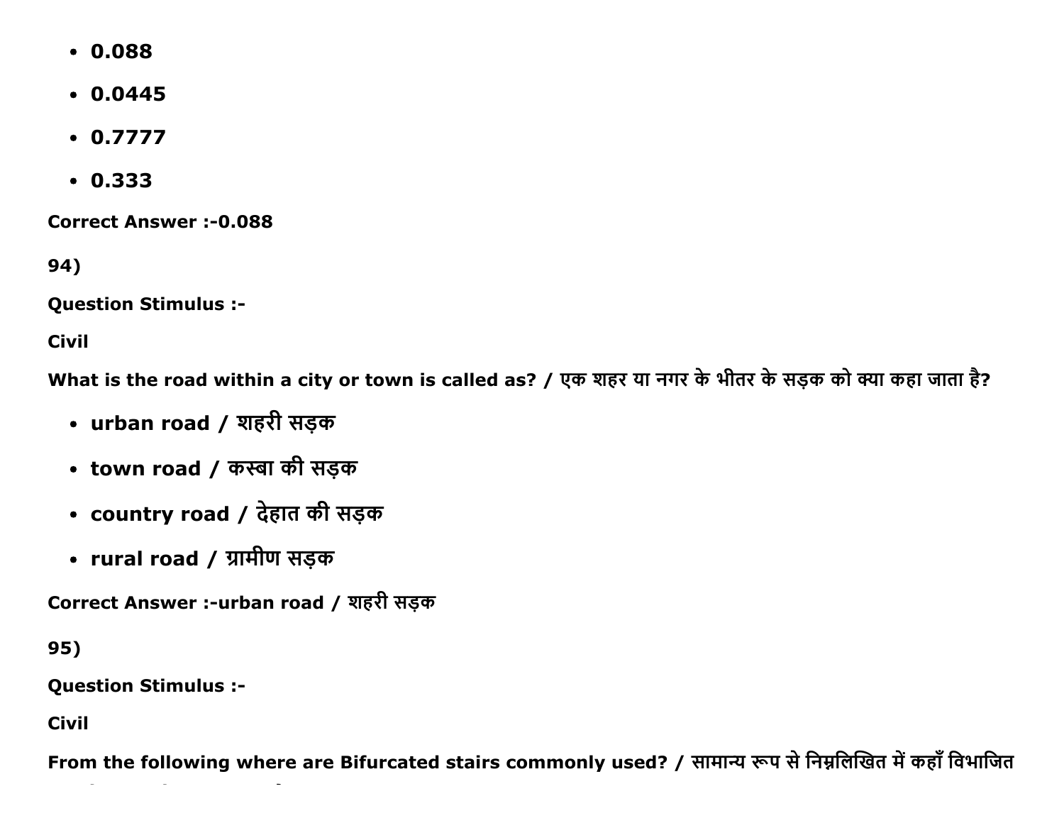- **0.088**
- **0.0445**
- **0.7777**
- **0.333**

**Correct Answer :-0.088**

**94)**

**Question Stimulus :-**

**Civil**

**What is the road within a city or town is called as? / एक शहर या नगर के भीतर के सड़क को क्या कहा जाता है?**

- **urban road / शहरी सड़क**
- **town road / कस्बा की सड़क**
- **country road / देहात की सड़क**
- **rural road / ग्रामीण सड़क**

**Correct Answer :-urban road / शहरी सड़क**

**95)**

**Question Stimulus :-**

**Civil**

**From the following where are Bifurcated stairs commonly used? / सामान्य रूप से निम्नलिखित में कहाँ विभाजित**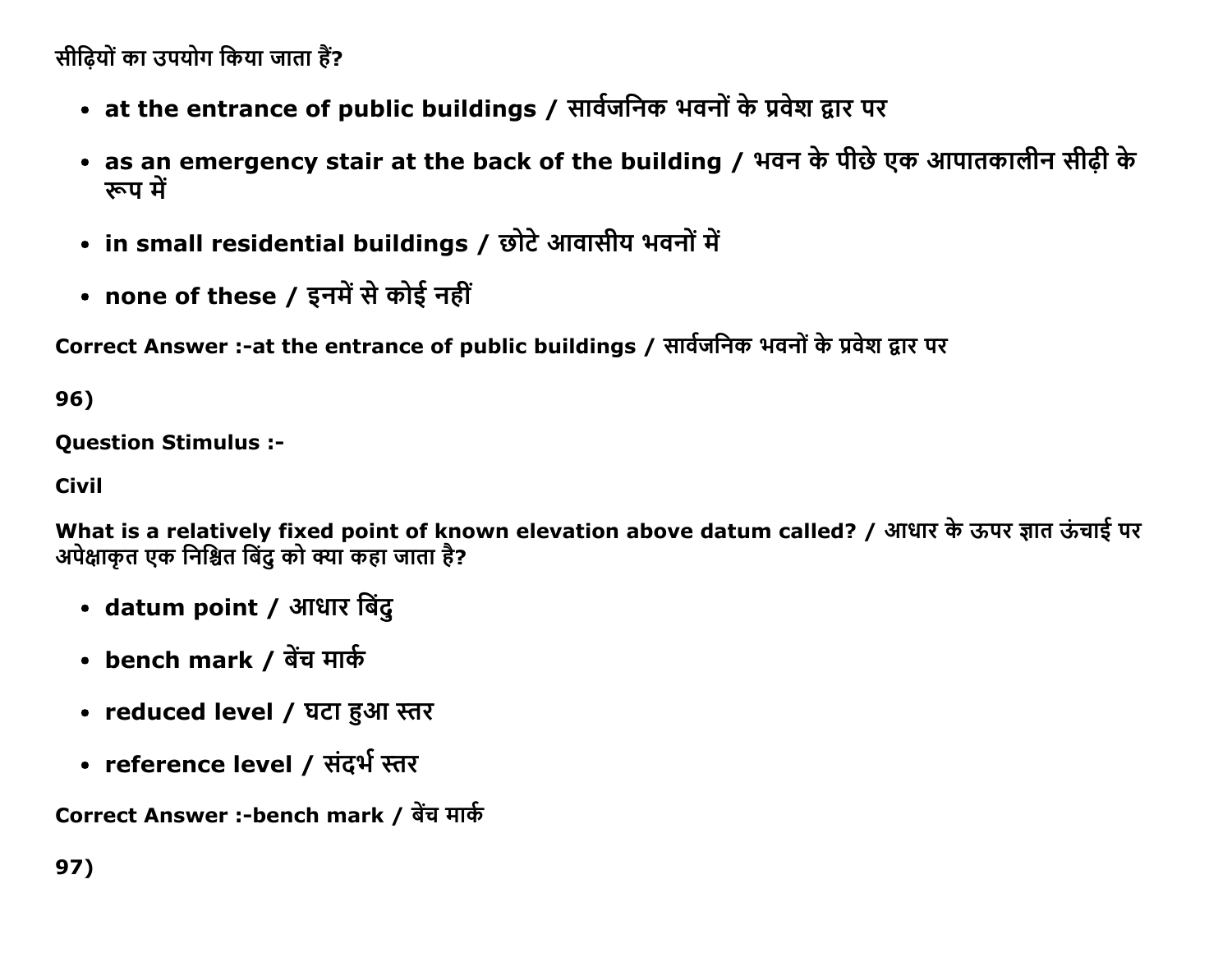सीढ़ियों का उपयोग किया जाता हैं?

- **at the entrance of public buildings / सार्वजनिक भवनों के प्रवेश द्वार पर**
- **as an emergency stair at the back of the building / भवन के पीछे एक आपातकालीन सीढ़ी के रूप में**
- **in small residential buildings / छोटे आवासीय भवनों में**
- **none of these / इनमें से कोई नहीं**

**Correct Answer :-at the entrance of public buildings / सार्वजनिक भवनों के प्रवेश द्वार पर**

**96)**

**Question Stimulus :-**

**Civil**

**What is a relatively fixed point of known elevation above datum called? / आधार के ऊपर ज्ञात ऊंचाई पर अपेक्षाकृत एक निश्चित बिंदु को क्या कहा जाता है?**

- **datum point / आधार बिंदु**
- **bench mark / बेंच मार्क**
- **reduced level / घटा हुआ स्तर**
- **reference level / संदर्भ स्तर**

**Correct Answer :-bench mark / बेंच मार्क**

**97)**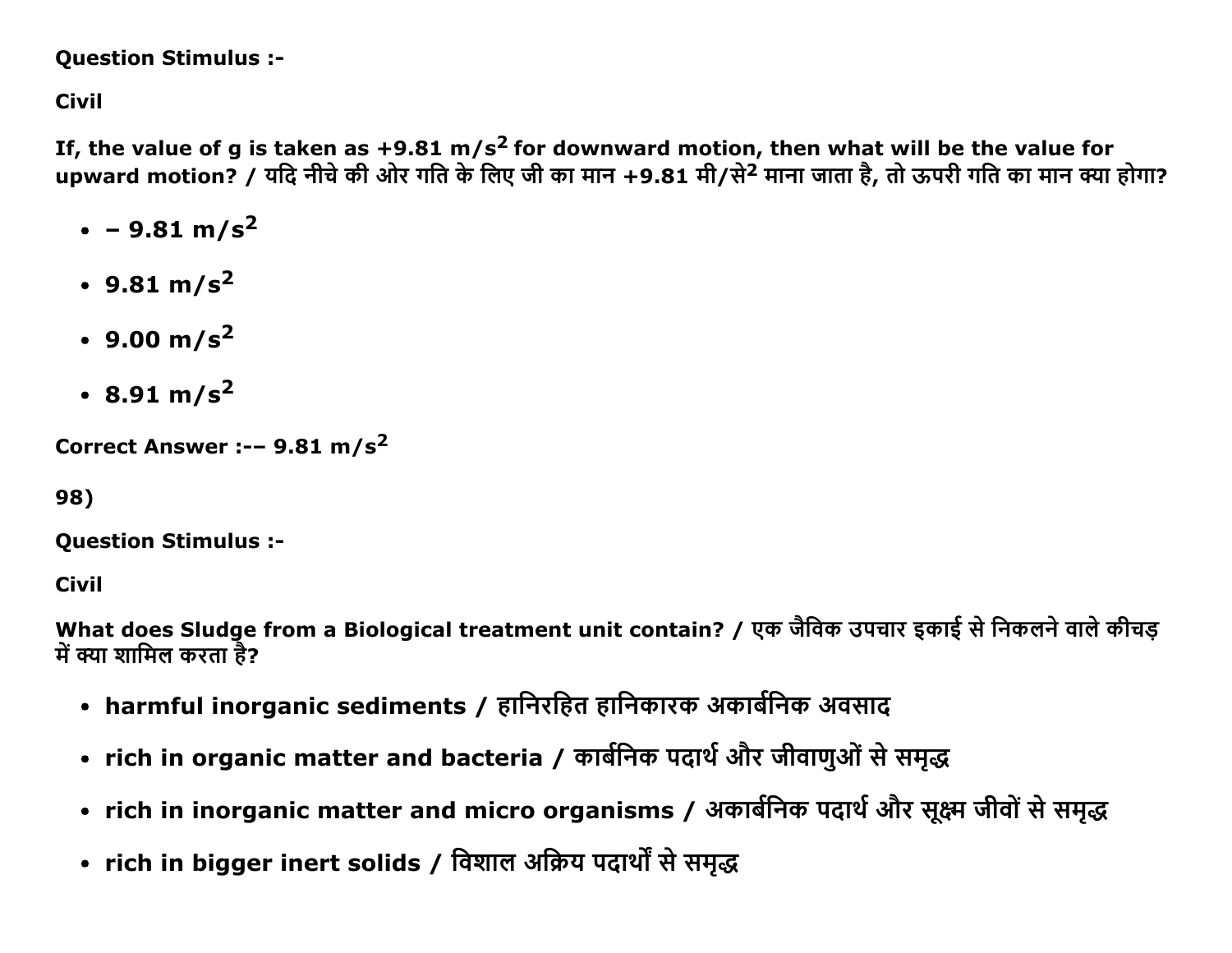**Question Stimulus :-**

**Civil**

**If, the value of g is taken as +9.81 $m/s^2$ for downward motion, then what will be the value for upward motion? / यदि नीचे की ओर गति के लिए जी का मान +9.81 मी/से$^2$ माना जाता है, तो ऊपरी गति का मान क्या होगा?**

- **– 9.81 $m/s^2$**
- **9.81 $m/s^2$**
- **9.00 $m/s^2$**
- **8.91 $m/s^2$**

**Correct Answer :-– 9.81 $m/s^2$**

**98)**

**Question Stimulus :-**

**Civil**

**What does Sludge from a Biological treatment unit contain? / एक जैविक उपचार इकाई से निकलने वाले कीचड़ में क्या शामिल करता है?**

- **harmful inorganic sediments / हानिरहित हानिकारक अकार्बनिक अवसाद**
- **rich in organic matter and bacteria / कार्बनिक पदार्थ और जीवाणुओं से समृद्ध**
- **rich in inorganic matter and micro organisms / अकार्बनिक पदार्थ और सूक्ष्म जीवों से समृद्ध**
- **rich in bigger inert solids / विशाल अक्रिय पदार्थों से समृद्ध**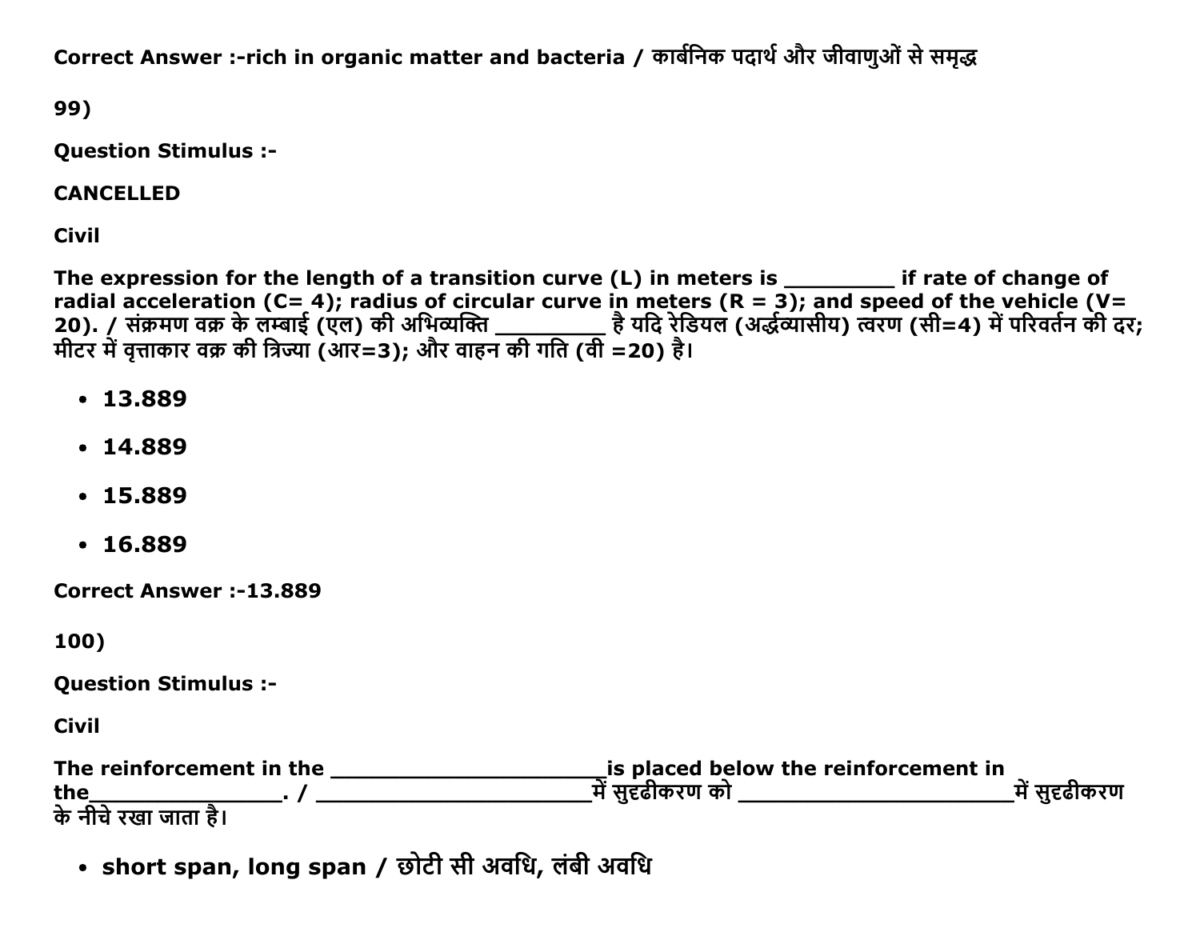**Correct Answer :-rich in organic matter and bacteria / कार्बनिक पदार्थ और जीवाणुओं से समृद्ध**

**99)**

**Question Stimulus :-**

**CANCELLED**

**Civil**

**The expression for the length of a transition curve (L) in meters is _________ if rate of change of radial acceleration (C= 4); radius of circular curve in meters (R = 3); and speed of the vehicle (V= 20). / संक्रमण वक्र के लम्बाई (एल) की अभिव्यक्ति _________ है यदि रेडियल (अर्द्धव्यासीय) त्वरण (सी=4) में परिवर्तन की दर; मीटर में वृत्ताकार वक्र की त्रिज्या (आर=3); और वाहन की गति (वी =20) है।**

- **13.889**
- **14.889**
- **15.889**
- **16.889**

**Correct Answer :-13.889**

**100)**

**Question Stimulus :-**

**Civil**

**The reinforcement in the ______________________is placed below the reinforcement in the________________. / ______________________में सुदृढीकरण को ______________________में सुदृढीकरण के नीचे रखा जाता है।**

- **short span, long span / छोटी सी अवधि, लंबी अवधि**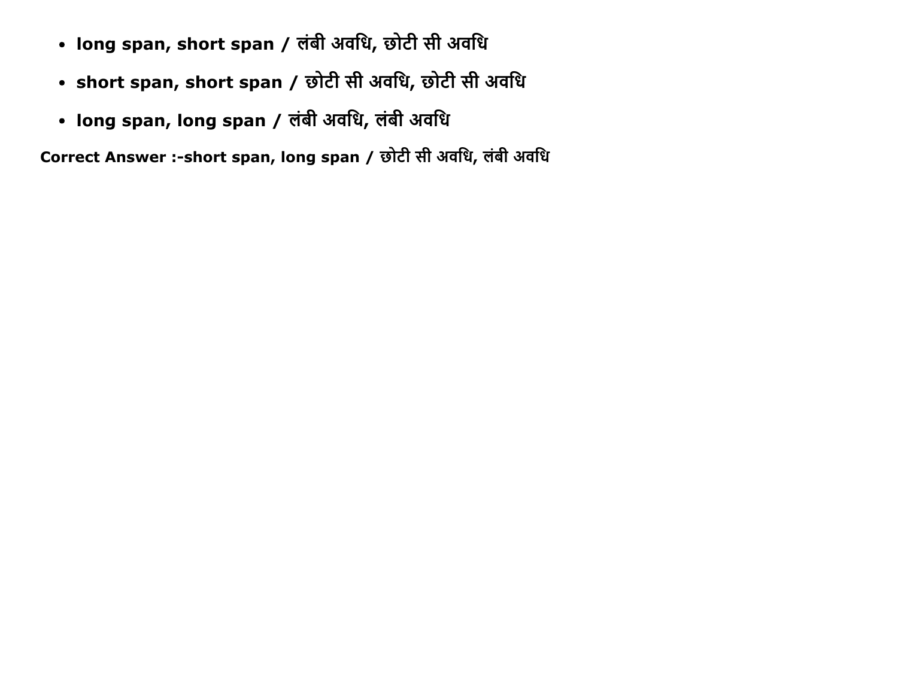- **long span, short span / लंबी अवधि, छोटी सी अवधि**
- **short span, short span / छोटी सी अवधि, छोटी सी अवधि**
- **long span, long span / लंबी अवधि, लंबी अवधि**

**Correct Answer :-short span, long span / छोटी सी अवधि, लंबी अवधि**